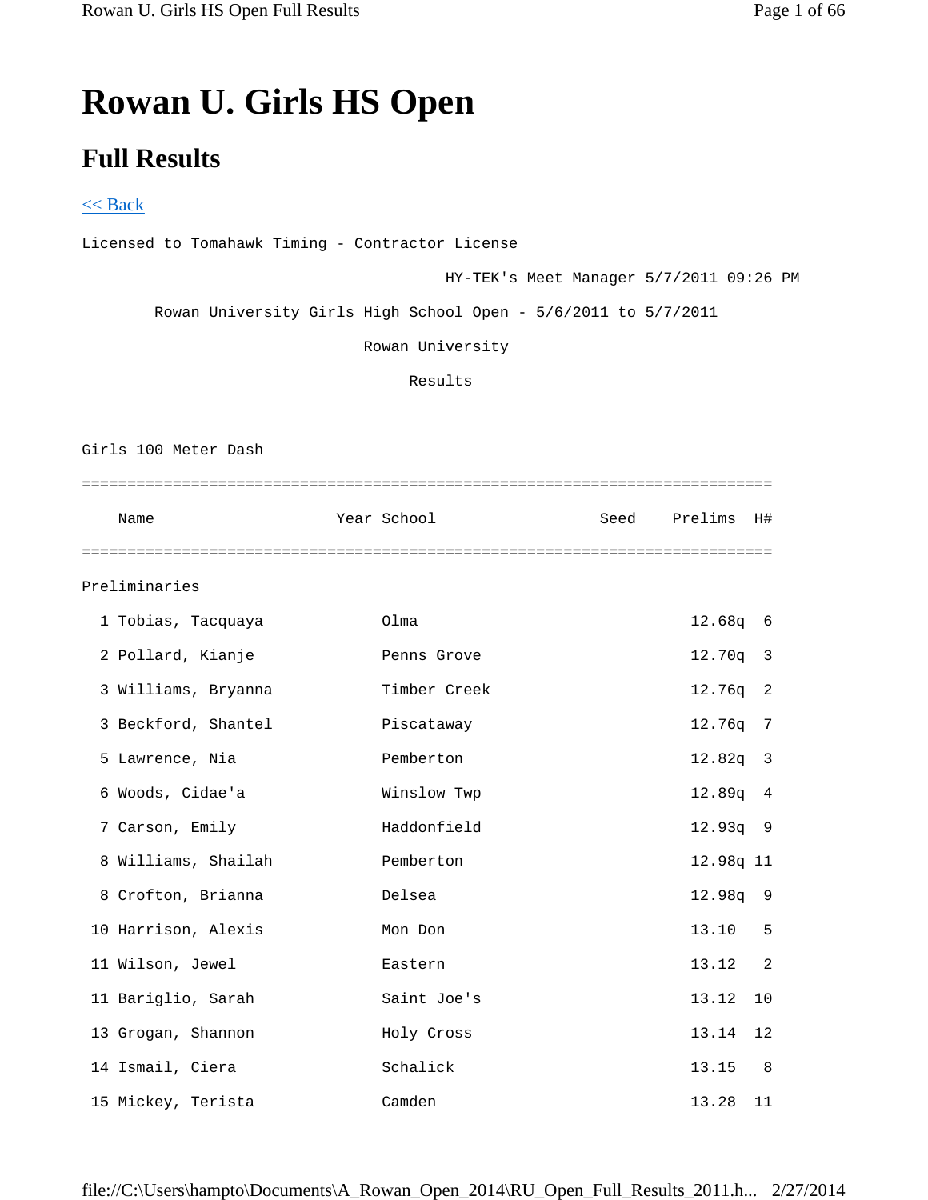# Rowan U. Girls HS Open

## Full Results

<< Back

Licensed to Tomahawk Timing - Contractor License

HY-TEK's Meet Manager 5/7/2011 09:26 PM

Rowan University Girls High School Open - 5/6/2011 to 5/7/2011

Rowan University

Results

Girls 100 Meter Dash

| | Name | Year | School | Seed | Prelims | H# |
|---|---|---|---|---|---|---|
| **Preliminaries** | | | | | | |
| 1 | Tobias, Tacquaya | | Olma | | 12.68q | 6 |
| 2 | Pollard, Kianje | | Penns Grove | | 12.70q | 3 |
| 3 | Williams, Bryanna | | Timber Creek | | 12.76q | 2 |
| 3 | Beckford, Shantel | | Piscataway | | 12.76q | 7 |
| 5 | Lawrence, Nia | | Pemberton | | 12.82q | 3 |
| 6 | Woods, Cidae'a | | Winslow Twp | | 12.89q | 4 |
| 7 | Carson, Emily | | Haddonfield | | 12.93q | 9 |
| 8 | Williams, Shailah | | Pemberton | | 12.98q | 11 |
| 8 | Crofton, Brianna | | Delsea | | 12.98q | 9 |
| 10 | Harrison, Alexis | | Mon Don | | 13.10 | 5 |
| 11 | Wilson, Jewel | | Eastern | | 13.12 | 2 |
| 11 | Bariglio, Sarah | | Saint Joe's | | 13.12 | 10 |
| 13 | Grogan, Shannon | | Holy Cross | | 13.14 | 12 |
| 14 | Ismail, Ciera | | Schalick | | 13.15 | 8 |
| 15 | Mickey, Terista | | Camden | | 13.28 | 11 |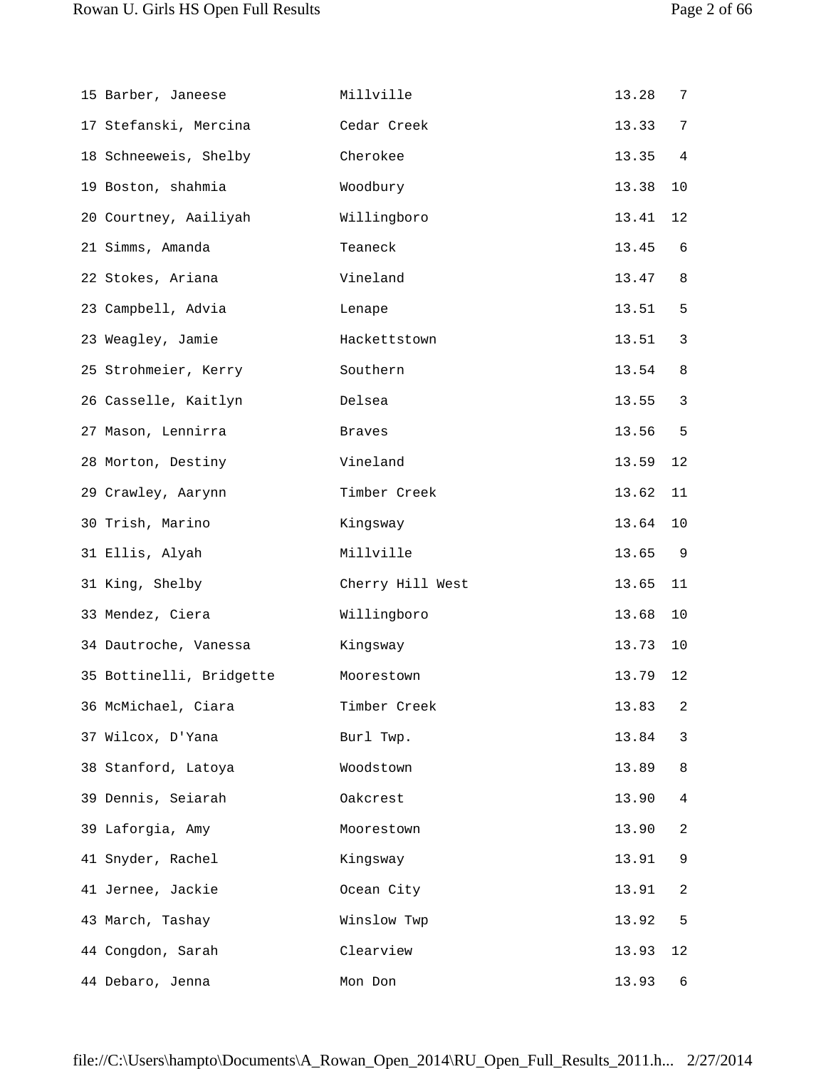| | | | | |
|---|---|---|---|---|
| 15 | Barber, Janeese | Millville | 13.28 | 7 |
| 17 | Stefanski, Mercina | Cedar Creek | 13.33 | 7 |
| 18 | Schneeweis, Shelby | Cherokee | 13.35 | 4 |
| 19 | Boston, shahmia | Woodbury | 13.38 | 10 |
| 20 | Courtney, Aailiyah | Willingboro | 13.41 | 12 |
| 21 | Simms, Amanda | Teaneck | 13.45 | 6 |
| 22 | Stokes, Ariana | Vineland | 13.47 | 8 |
| 23 | Campbell, Advia | Lenape | 13.51 | 5 |
| 23 | Weagley, Jamie | Hackettstown | 13.51 | 3 |
| 25 | Strohmeier, Kerry | Southern | 13.54 | 8 |
| 26 | Casselle, Kaitlyn | Delsea | 13.55 | 3 |
| 27 | Mason, Lennirra | Braves | 13.56 | 5 |
| 28 | Morton, Destiny | Vineland | 13.59 | 12 |
| 29 | Crawley, Aarynn | Timber Creek | 13.62 | 11 |
| 30 | Trish, Marino | Kingsway | 13.64 | 10 |
| 31 | Ellis, Alyah | Millville | 13.65 | 9 |
| 31 | King, Shelby | Cherry Hill West | 13.65 | 11 |
| 33 | Mendez, Ciera | Willingboro | 13.68 | 10 |
| 34 | Dautroche, Vanessa | Kingsway | 13.73 | 10 |
| 35 | Bottinelli, Bridgette | Moorestown | 13.79 | 12 |
| 36 | McMichael, Ciara | Timber Creek | 13.83 | 2 |
| 37 | Wilcox, D'Yana | Burl Twp. | 13.84 | 3 |
| 38 | Stanford, Latoya | Woodstown | 13.89 | 8 |
| 39 | Dennis, Seiarah | Oakcrest | 13.90 | 4 |
| 39 | Laforgia, Amy | Moorestown | 13.90 | 2 |
| 41 | Snyder, Rachel | Kingsway | 13.91 | 9 |
| 41 | Jernee, Jackie | Ocean City | 13.91 | 2 |
| 43 | March, Tashay | Winslow Twp | 13.92 | 5 |
| 44 | Congdon, Sarah | Clearview | 13.93 | 12 |
| 44 | Debaro, Jenna | Mon Don | 13.93 | 6 |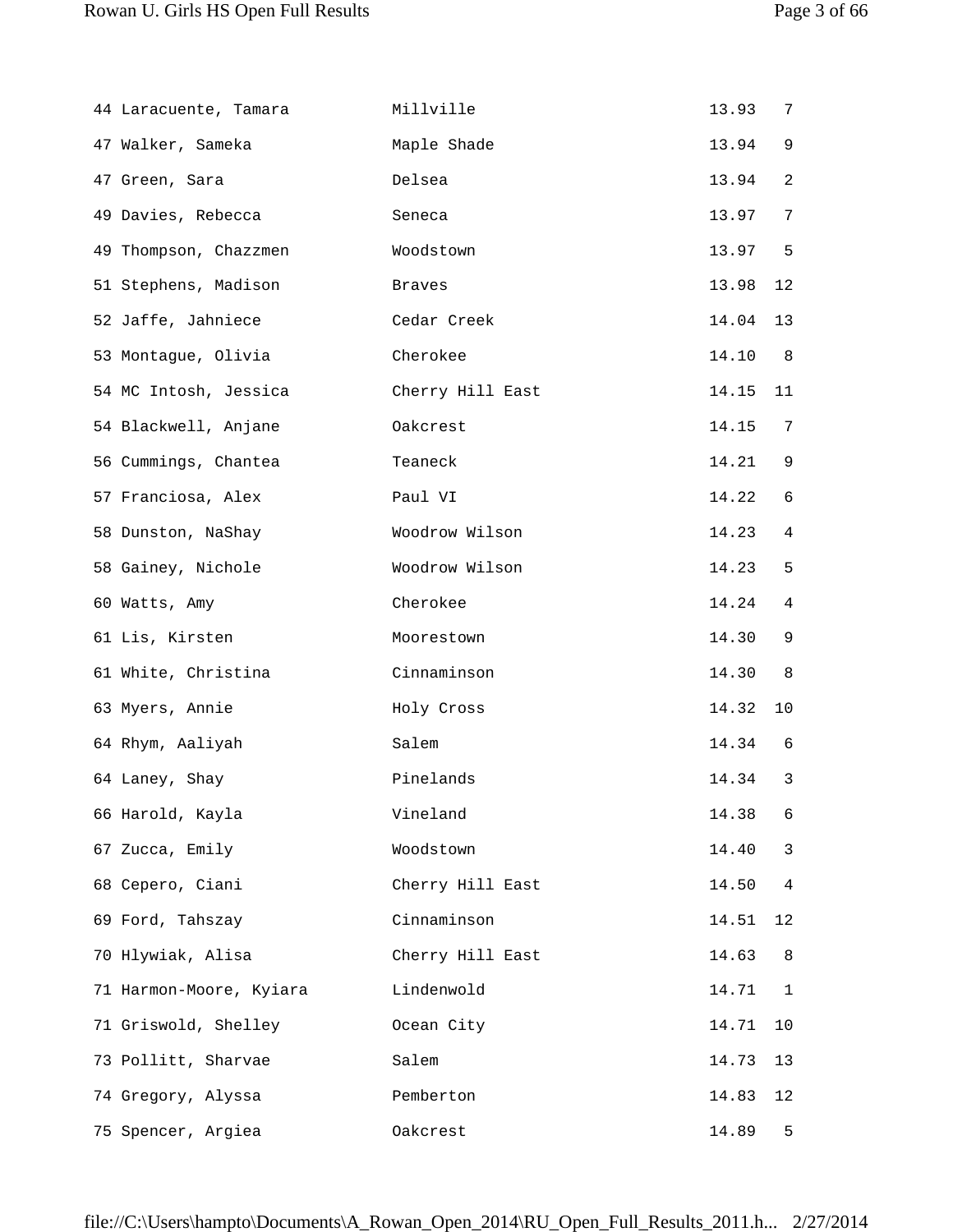| | | | | |
|---|---|---|---|---|
| 44 | Laracuente, Tamara | Millville | 13.93 | 7 |
| 47 | Walker, Sameka | Maple Shade | 13.94 | 9 |
| 47 | Green, Sara | Delsea | 13.94 | 2 |
| 49 | Davies, Rebecca | Seneca | 13.97 | 7 |
| 49 | Thompson, Chazzmen | Woodstown | 13.97 | 5 |
| 51 | Stephens, Madison | Braves | 13.98 | 12 |
| 52 | Jaffe, Jahniece | Cedar Creek | 14.04 | 13 |
| 53 | Montague, Olivia | Cherokee | 14.10 | 8 |
| 54 | MC Intosh, Jessica | Cherry Hill East | 14.15 | 11 |
| 54 | Blackwell, Anjane | Oakcrest | 14.15 | 7 |
| 56 | Cummings, Chantea | Teaneck | 14.21 | 9 |
| 57 | Franciosa, Alex | Paul VI | 14.22 | 6 |
| 58 | Dunston, NaShay | Woodrow Wilson | 14.23 | 4 |
| 58 | Gainey, Nichole | Woodrow Wilson | 14.23 | 5 |
| 60 | Watts, Amy | Cherokee | 14.24 | 4 |
| 61 | Lis, Kirsten | Moorestown | 14.30 | 9 |
| 61 | White, Christina | Cinnaminson | 14.30 | 8 |
| 63 | Myers, Annie | Holy Cross | 14.32 | 10 |
| 64 | Rhym, Aaliyah | Salem | 14.34 | 6 |
| 64 | Laney, Shay | Pinelands | 14.34 | 3 |
| 66 | Harold, Kayla | Vineland | 14.38 | 6 |
| 67 | Zucca, Emily | Woodstown | 14.40 | 3 |
| 68 | Cepero, Ciani | Cherry Hill East | 14.50 | 4 |
| 69 | Ford, Tahszay | Cinnaminson | 14.51 | 12 |
| 70 | Hlywiak, Alisa | Cherry Hill East | 14.63 | 8 |
| 71 | Harmon-Moore, Kyiara | Lindenwold | 14.71 | 1 |
| 71 | Griswold, Shelley | Ocean City | 14.71 | 10 |
| 73 | Pollitt, Sharvae | Salem | 14.73 | 13 |
| 74 | Gregory, Alyssa | Pemberton | 14.83 | 12 |
| 75 | Spencer, Argiea | Oakcrest | 14.89 | 5 |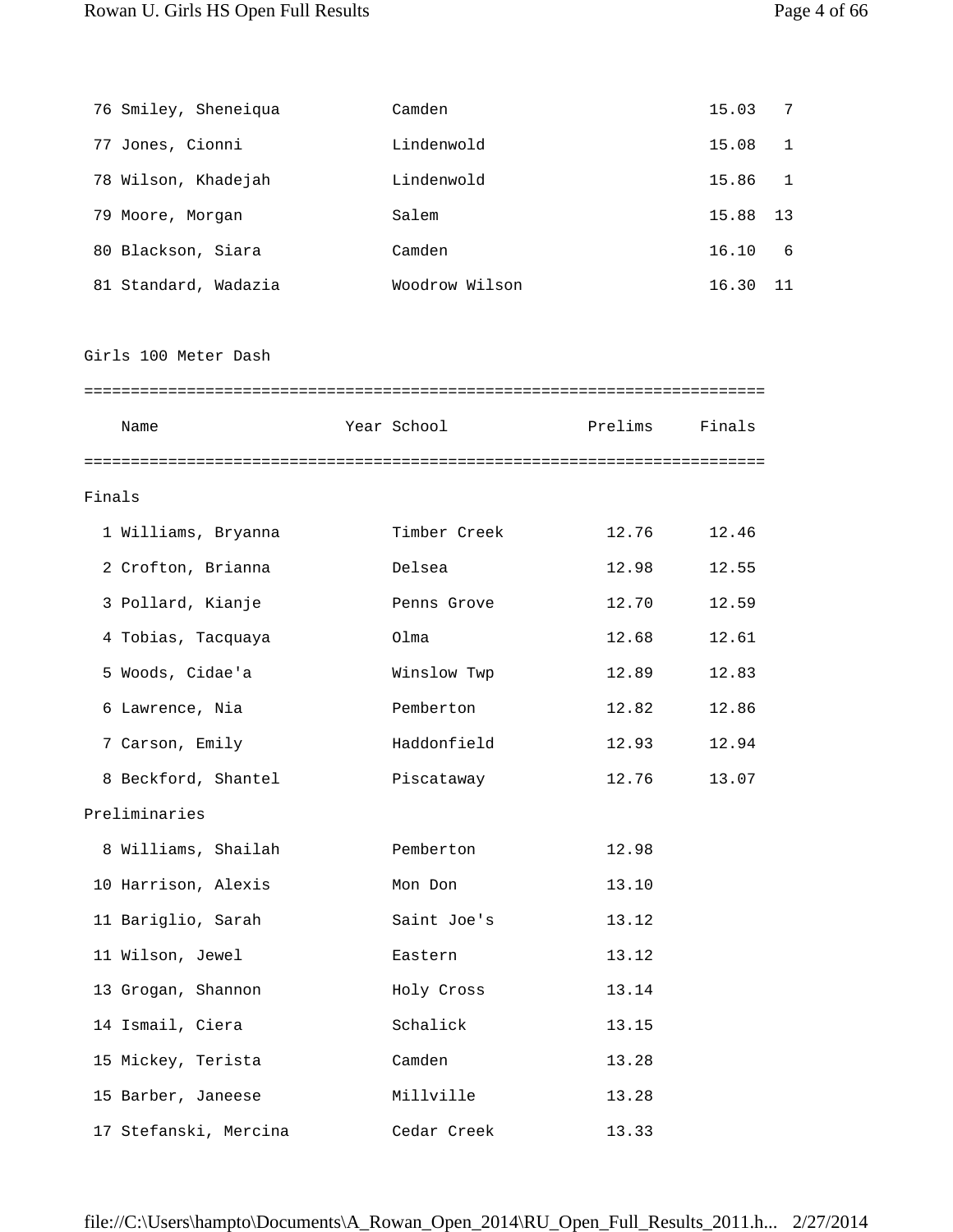| | | | | |
|---|---|---|---|---|
| 76 | Smiley, Sheneiqua | Camden | 15.03 | 7 |
| 77 | Jones, Cionni | Lindenwold | 15.08 | 1 |
| 78 | Wilson, Khadejah | Lindenwold | 15.86 | 1 |
| 79 | Moore, Morgan | Salem | 15.88 | 13 |
| 80 | Blackson, Siara | Camden | 16.10 | 6 |
| 81 | Standard, Wadazia | Woodrow Wilson | 16.30 | 11 |

## Girls 100 Meter Dash

| | Name | Year | School | Prelims | Finals |
|---|---|---|---|---|---|
| **Finals** | | | | | |
| 1 | Williams, Bryanna | | Timber Creek | 12.76 | 12.46 |
| 2 | Crofton, Brianna | | Delsea | 12.98 | 12.55 |
| 3 | Pollard, Kianje | | Penns Grove | 12.70 | 12.59 |
| 4 | Tobias, Tacquaya | | Olma | 12.68 | 12.61 |
| 5 | Woods, Cidae'a | | Winslow Twp | 12.89 | 12.83 |
| 6 | Lawrence, Nia | | Pemberton | 12.82 | 12.86 |
| 7 | Carson, Emily | | Haddonfield | 12.93 | 12.94 |
| 8 | Beckford, Shantel | | Piscataway | 12.76 | 13.07 |
| **Preliminaries** | | | | | |
| 8 | Williams, Shailah | | Pemberton | 12.98 | |
| 10 | Harrison, Alexis | | Mon Don | 13.10 | |
| 11 | Bariglio, Sarah | | Saint Joe's | 13.12 | |
| 11 | Wilson, Jewel | | Eastern | 13.12 | |
| 13 | Grogan, Shannon | | Holy Cross | 13.14 | |
| 14 | Ismail, Ciera | | Schalick | 13.15 | |
| 15 | Mickey, Terista | | Camden | 13.28 | |
| 15 | Barber, Janeese | | Millville | 13.28 | |
| 17 | Stefanski, Mercina | | Cedar Creek | 13.33 | |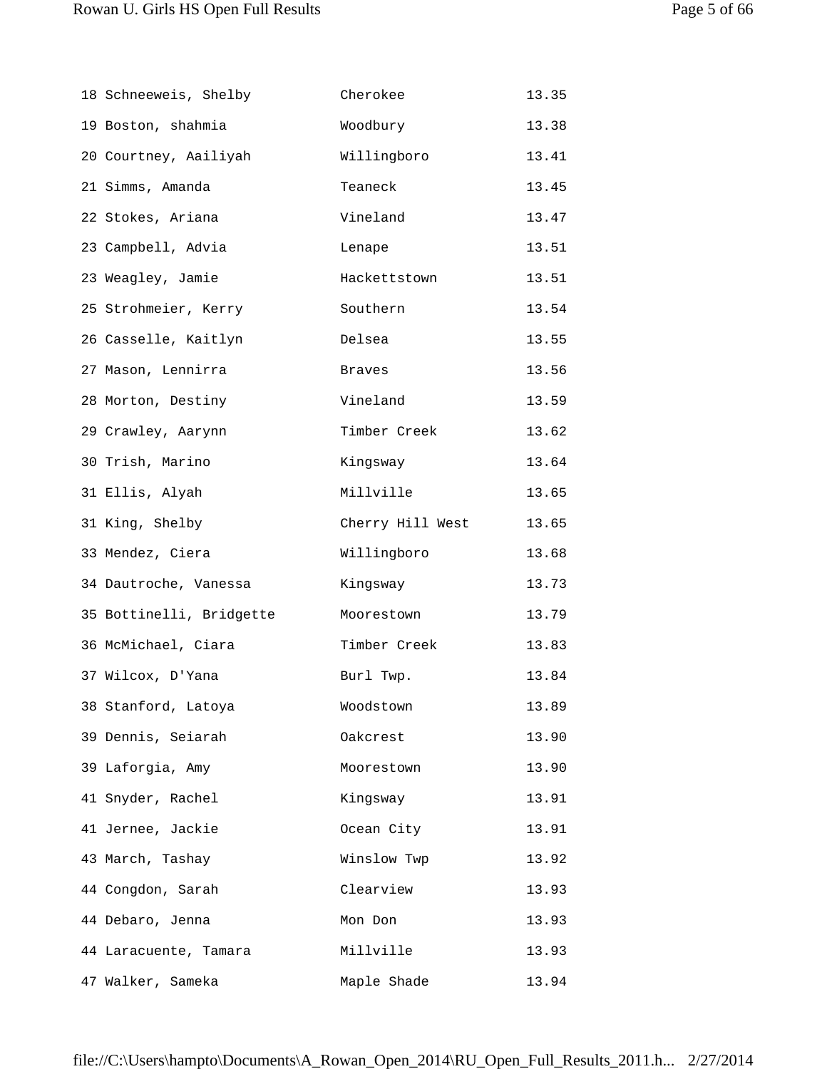| | | | |
|---|---|---|---|
| 18 | Schneeweis, Shelby | Cherokee | 13.35 |
| 19 | Boston, shahmia | Woodbury | 13.38 |
| 20 | Courtney, Aailiyah | Willingboro | 13.41 |
| 21 | Simms, Amanda | Teaneck | 13.45 |
| 22 | Stokes, Ariana | Vineland | 13.47 |
| 23 | Campbell, Advia | Lenape | 13.51 |
| 23 | Weagley, Jamie | Hackettstown | 13.51 |
| 25 | Strohmeier, Kerry | Southern | 13.54 |
| 26 | Casselle, Kaitlyn | Delsea | 13.55 |
| 27 | Mason, Lennirra | Braves | 13.56 |
| 28 | Morton, Destiny | Vineland | 13.59 |
| 29 | Crawley, Aarynn | Timber Creek | 13.62 |
| 30 | Trish, Marino | Kingsway | 13.64 |
| 31 | Ellis, Alyah | Millville | 13.65 |
| 31 | King, Shelby | Cherry Hill West | 13.65 |
| 33 | Mendez, Ciera | Willingboro | 13.68 |
| 34 | Dautroche, Vanessa | Kingsway | 13.73 |
| 35 | Bottinelli, Bridgette | Moorestown | 13.79 |
| 36 | McMichael, Ciara | Timber Creek | 13.83 |
| 37 | Wilcox, D'Yana | Burl Twp. | 13.84 |
| 38 | Stanford, Latoya | Woodstown | 13.89 |
| 39 | Dennis, Seiarah | Oakcrest | 13.90 |
| 39 | Laforgia, Amy | Moorestown | 13.90 |
| 41 | Snyder, Rachel | Kingsway | 13.91 |
| 41 | Jernee, Jackie | Ocean City | 13.91 |
| 43 | March, Tashay | Winslow Twp | 13.92 |
| 44 | Congdon, Sarah | Clearview | 13.93 |
| 44 | Debaro, Jenna | Mon Don | 13.93 |
| 44 | Laracuente, Tamara | Millville | 13.93 |
| 47 | Walker, Sameka | Maple Shade | 13.94 |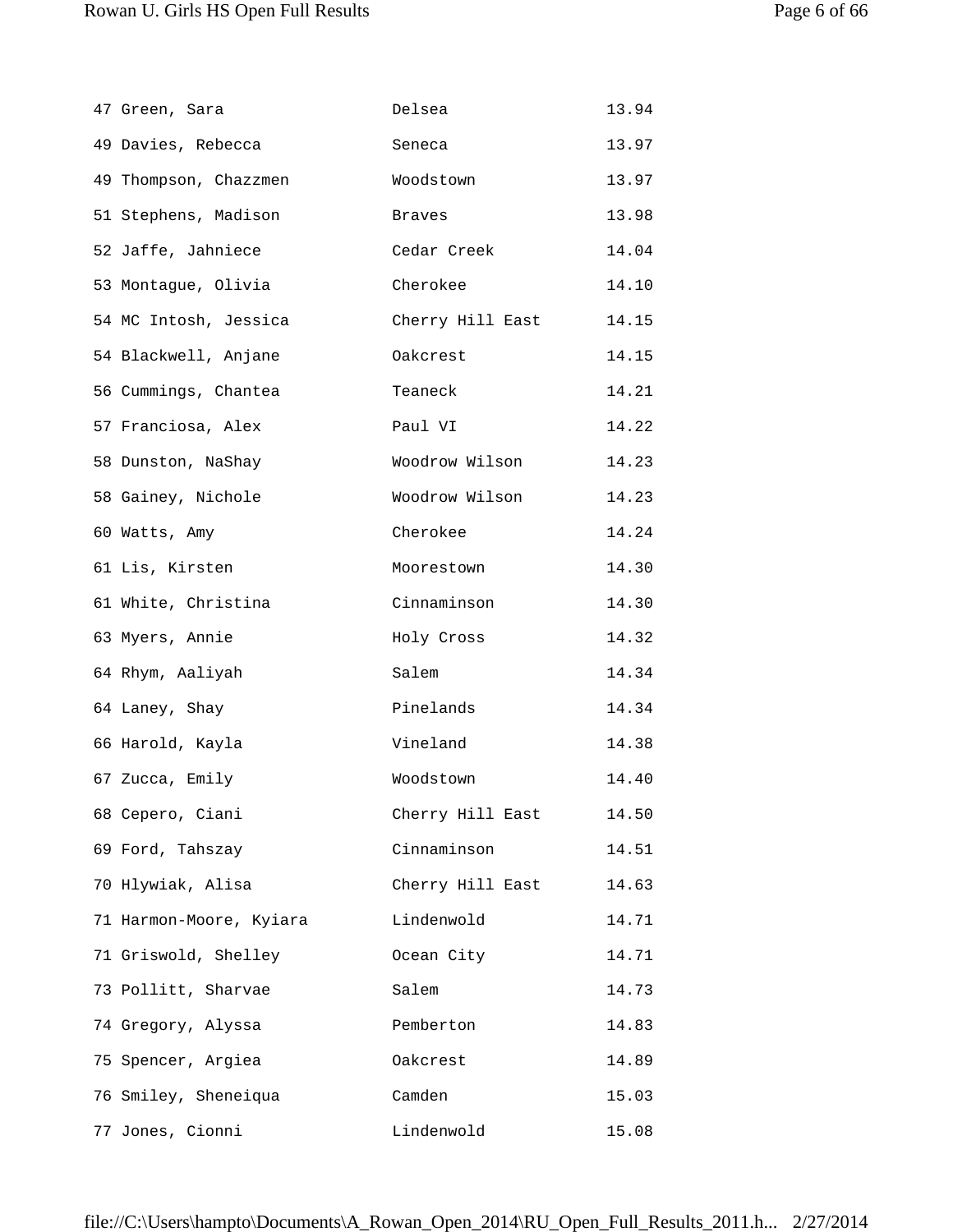| | | | |
|---|---|---|---|
| 47 | Green, Sara | Delsea | 13.94 |
| 49 | Davies, Rebecca | Seneca | 13.97 |
| 49 | Thompson, Chazzmen | Woodstown | 13.97 |
| 51 | Stephens, Madison | Braves | 13.98 |
| 52 | Jaffe, Jahniece | Cedar Creek | 14.04 |
| 53 | Montague, Olivia | Cherokee | 14.10 |
| 54 | MC Intosh, Jessica | Cherry Hill East | 14.15 |
| 54 | Blackwell, Anjane | Oakcrest | 14.15 |
| 56 | Cummings, Chantea | Teaneck | 14.21 |
| 57 | Franciosa, Alex | Paul VI | 14.22 |
| 58 | Dunston, NaShay | Woodrow Wilson | 14.23 |
| 58 | Gainey, Nichole | Woodrow Wilson | 14.23 |
| 60 | Watts, Amy | Cherokee | 14.24 |
| 61 | Lis, Kirsten | Moorestown | 14.30 |
| 61 | White, Christina | Cinnaminson | 14.30 |
| 63 | Myers, Annie | Holy Cross | 14.32 |
| 64 | Rhym, Aaliyah | Salem | 14.34 |
| 64 | Laney, Shay | Pinelands | 14.34 |
| 66 | Harold, Kayla | Vineland | 14.38 |
| 67 | Zucca, Emily | Woodstown | 14.40 |
| 68 | Cepero, Ciani | Cherry Hill East | 14.50 |
| 69 | Ford, Tahszay | Cinnaminson | 14.51 |
| 70 | Hlywiak, Alisa | Cherry Hill East | 14.63 |
| 71 | Harmon-Moore, Kyiara | Lindenwold | 14.71 |
| 71 | Griswold, Shelley | Ocean City | 14.71 |
| 73 | Pollitt, Sharvae | Salem | 14.73 |
| 74 | Gregory, Alyssa | Pemberton | 14.83 |
| 75 | Spencer, Argiea | Oakcrest | 14.89 |
| 76 | Smiley, Sheneiqua | Camden | 15.03 |
| 77 | Jones, Cionni | Lindenwold | 15.08 |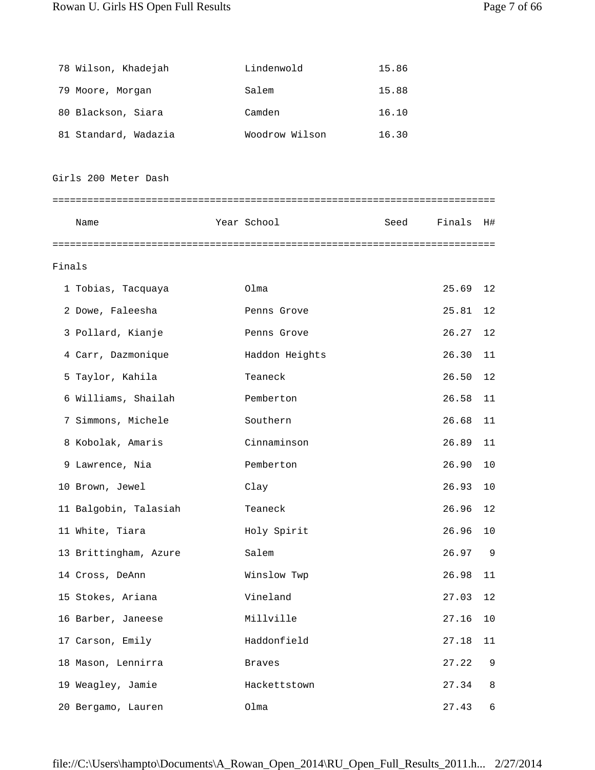| | | | |
|---|---|---|---|
| 78 | Wilson, Khadejah | Lindenwold | 15.86 |
| 79 | Moore, Morgan | Salem | 15.88 |
| 80 | Blackson, Siara | Camden | 16.10 |
| 81 | Standard, Wadazia | Woodrow Wilson | 16.30 |

## Girls 200 Meter Dash

Finals

| | Name | Year | School | Seed | Finals | H# |
|---|---|---|---|---|---|---|
| 1 | Tobias, Tacquaya | | Olma | | 25.69 | 12 |
| 2 | Dowe, Faleesha | | Penns Grove | | 25.81 | 12 |
| 3 | Pollard, Kianje | | Penns Grove | | 26.27 | 12 |
| 4 | Carr, Dazmonique | | Haddon Heights | | 26.30 | 11 |
| 5 | Taylor, Kahila | | Teaneck | | 26.50 | 12 |
| 6 | Williams, Shailah | | Pemberton | | 26.58 | 11 |
| 7 | Simmons, Michele | | Southern | | 26.68 | 11 |
| 8 | Kobolak, Amaris | | Cinnaminson | | 26.89 | 11 |
| 9 | Lawrence, Nia | | Pemberton | | 26.90 | 10 |
| 10 | Brown, Jewel | | Clay | | 26.93 | 10 |
| 11 | Balgobin, Talasiah | | Teaneck | | 26.96 | 12 |
| 11 | White, Tiara | | Holy Spirit | | 26.96 | 10 |
| 13 | Brittingham, Azure | | Salem | | 26.97 | 9 |
| 14 | Cross, DeAnn | | Winslow Twp | | 26.98 | 11 |
| 15 | Stokes, Ariana | | Vineland | | 27.03 | 12 |
| 16 | Barber, Janeese | | Millville | | 27.16 | 10 |
| 17 | Carson, Emily | | Haddonfield | | 27.18 | 11 |
| 18 | Mason, Lennirra | | Braves | | 27.22 | 9 |
| 19 | Weagley, Jamie | | Hackettstown | | 27.34 | 8 |
| 20 | Bergamo, Lauren | | Olma | | 27.43 | 6 |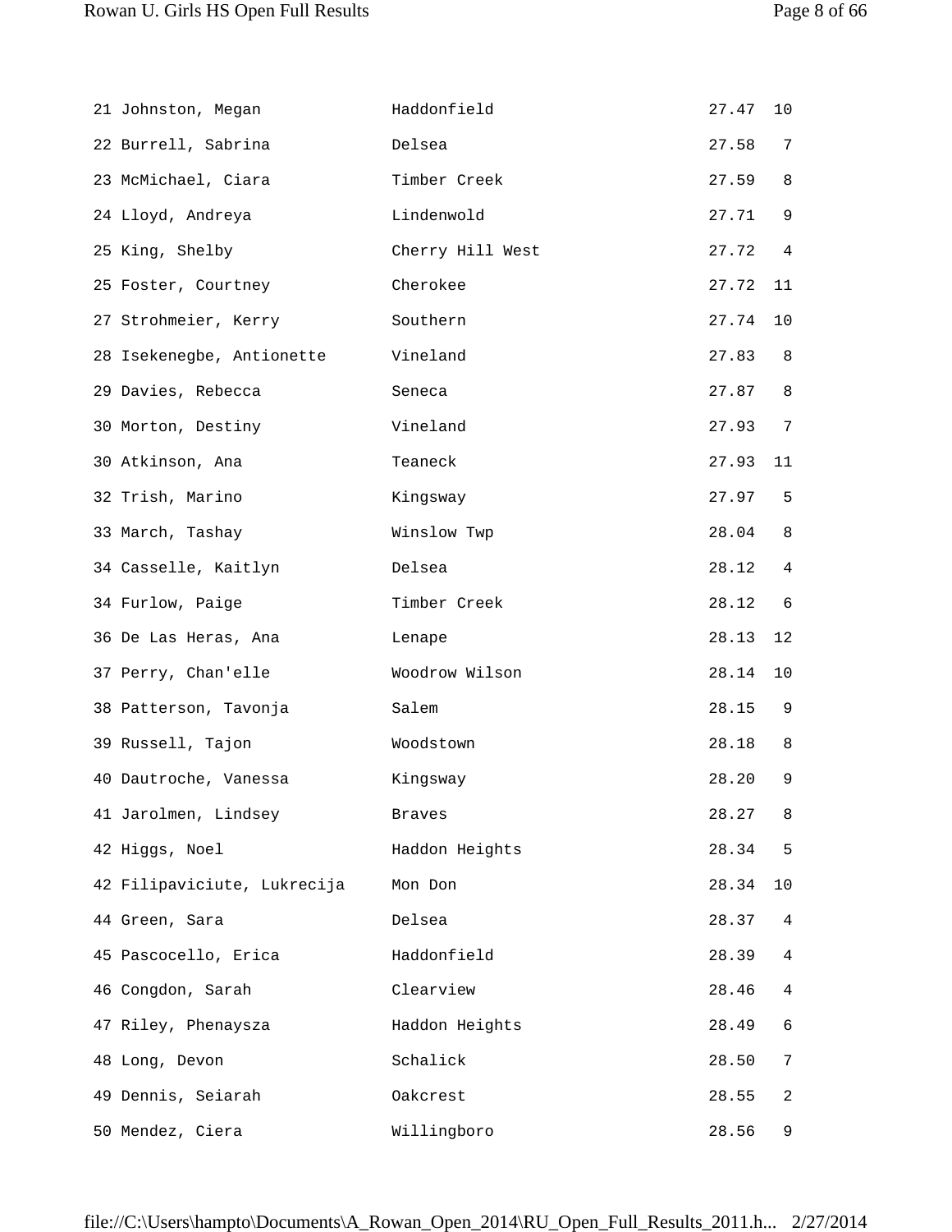| | | | | |
|---|---|---|---|---|
| 21 | Johnston, Megan | Haddonfield | 27.47 | 10 |
| 22 | Burrell, Sabrina | Delsea | 27.58 | 7 |
| 23 | McMichael, Ciara | Timber Creek | 27.59 | 8 |
| 24 | Lloyd, Andreya | Lindenwold | 27.71 | 9 |
| 25 | King, Shelby | Cherry Hill West | 27.72 | 4 |
| 25 | Foster, Courtney | Cherokee | 27.72 | 11 |
| 27 | Strohmeier, Kerry | Southern | 27.74 | 10 |
| 28 | Isekenegbe, Antionette | Vineland | 27.83 | 8 |
| 29 | Davies, Rebecca | Seneca | 27.87 | 8 |
| 30 | Morton, Destiny | Vineland | 27.93 | 7 |
| 30 | Atkinson, Ana | Teaneck | 27.93 | 11 |
| 32 | Trish, Marino | Kingsway | 27.97 | 5 |
| 33 | March, Tashay | Winslow Twp | 28.04 | 8 |
| 34 | Casselle, Kaitlyn | Delsea | 28.12 | 4 |
| 34 | Furlow, Paige | Timber Creek | 28.12 | 6 |
| 36 | De Las Heras, Ana | Lenape | 28.13 | 12 |
| 37 | Perry, Chan'elle | Woodrow Wilson | 28.14 | 10 |
| 38 | Patterson, Tavonja | Salem | 28.15 | 9 |
| 39 | Russell, Tajon | Woodstown | 28.18 | 8 |
| 40 | Dautroche, Vanessa | Kingsway | 28.20 | 9 |
| 41 | Jarolmen, Lindsey | Braves | 28.27 | 8 |
| 42 | Higgs, Noel | Haddon Heights | 28.34 | 5 |
| 42 | Filipaviciute, Lukrecija | Mon Don | 28.34 | 10 |
| 44 | Green, Sara | Delsea | 28.37 | 4 |
| 45 | Pascocello, Erica | Haddonfield | 28.39 | 4 |
| 46 | Congdon, Sarah | Clearview | 28.46 | 4 |
| 47 | Riley, Phenaysza | Haddon Heights | 28.49 | 6 |
| 48 | Long, Devon | Schalick | 28.50 | 7 |
| 49 | Dennis, Seiarah | Oakcrest | 28.55 | 2 |
| 50 | Mendez, Ciera | Willingboro | 28.56 | 9 |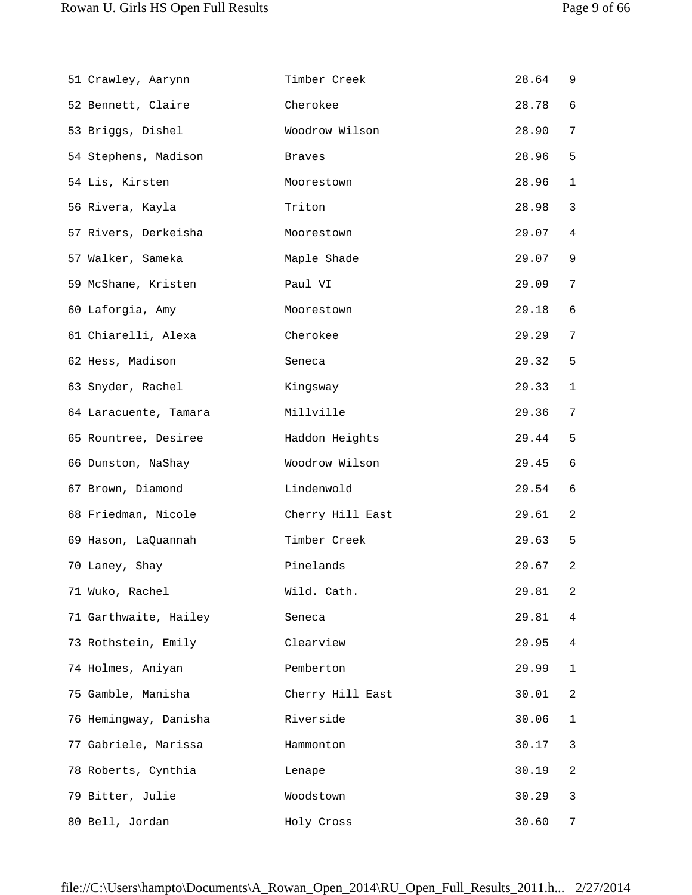| | | | | |
|---|---|---|---|---|
| 51 | Crawley, Aarynn | Timber Creek | 28.64 | 9 |
| 52 | Bennett, Claire | Cherokee | 28.78 | 6 |
| 53 | Briggs, Dishel | Woodrow Wilson | 28.90 | 7 |
| 54 | Stephens, Madison | Braves | 28.96 | 5 |
| 54 | Lis, Kirsten | Moorestown | 28.96 | 1 |
| 56 | Rivera, Kayla | Triton | 28.98 | 3 |
| 57 | Rivers, Derkeisha | Moorestown | 29.07 | 4 |
| 57 | Walker, Sameka | Maple Shade | 29.07 | 9 |
| 59 | McShane, Kristen | Paul VI | 29.09 | 7 |
| 60 | Laforgia, Amy | Moorestown | 29.18 | 6 |
| 61 | Chiarelli, Alexa | Cherokee | 29.29 | 7 |
| 62 | Hess, Madison | Seneca | 29.32 | 5 |
| 63 | Snyder, Rachel | Kingsway | 29.33 | 1 |
| 64 | Laracuente, Tamara | Millville | 29.36 | 7 |
| 65 | Rountree, Desiree | Haddon Heights | 29.44 | 5 |
| 66 | Dunston, NaShay | Woodrow Wilson | 29.45 | 6 |
| 67 | Brown, Diamond | Lindenwold | 29.54 | 6 |
| 68 | Friedman, Nicole | Cherry Hill East | 29.61 | 2 |
| 69 | Hason, LaQuannah | Timber Creek | 29.63 | 5 |
| 70 | Laney, Shay | Pinelands | 29.67 | 2 |
| 71 | Wuko, Rachel | Wild. Cath. | 29.81 | 2 |
| 71 | Garthwaite, Hailey | Seneca | 29.81 | 4 |
| 73 | Rothstein, Emily | Clearview | 29.95 | 4 |
| 74 | Holmes, Aniyan | Pemberton | 29.99 | 1 |
| 75 | Gamble, Manisha | Cherry Hill East | 30.01 | 2 |
| 76 | Hemingway, Danisha | Riverside | 30.06 | 1 |
| 77 | Gabriele, Marissa | Hammonton | 30.17 | 3 |
| 78 | Roberts, Cynthia | Lenape | 30.19 | 2 |
| 79 | Bitter, Julie | Woodstown | 30.29 | 3 |
| 80 | Bell, Jordan | Holy Cross | 30.60 | 7 |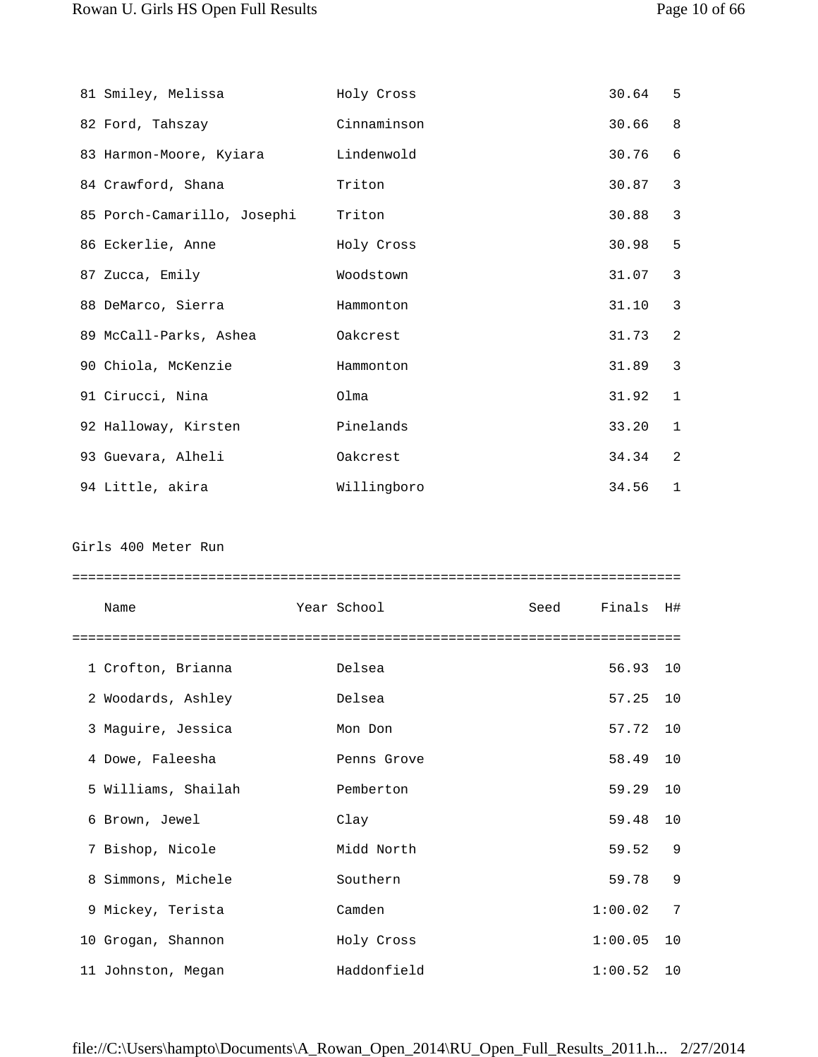| | | | | |
|---|---|---|---|---|
| 81 | Smiley, Melissa | Holy Cross | 30.64 | 5 |
| 82 | Ford, Tahszay | Cinnaminson | 30.66 | 8 |
| 83 | Harmon-Moore, Kyiara | Lindenwold | 30.76 | 6 |
| 84 | Crawford, Shana | Triton | 30.87 | 3 |
| 85 | Porch-Camarillo, Josephi | Triton | 30.88 | 3 |
| 86 | Eckerlie, Anne | Holy Cross | 30.98 | 5 |
| 87 | Zucca, Emily | Woodstown | 31.07 | 3 |
| 88 | DeMarco, Sierra | Hammonton | 31.10 | 3 |
| 89 | McCall-Parks, Ashea | Oakcrest | 31.73 | 2 |
| 90 | Chiola, McKenzie | Hammonton | 31.89 | 3 |
| 91 | Cirucci, Nina | Olma | 31.92 | 1 |
| 92 | Halloway, Kirsten | Pinelands | 33.20 | 1 |
| 93 | Guevara, Alheli | Oakcrest | 34.34 | 2 |
| 94 | Little, akira | Willingboro | 34.56 | 1 |

## Girls 400 Meter Run

| | Name | Year | School | Seed | Finals | H# |
|---|---|---|---|---|---|---|
| 1 | Crofton, Brianna | | Delsea | | 56.93 | 10 |
| 2 | Woodards, Ashley | | Delsea | | 57.25 | 10 |
| 3 | Maguire, Jessica | | Mon Don | | 57.72 | 10 |
| 4 | Dowe, Faleesha | | Penns Grove | | 58.49 | 10 |
| 5 | Williams, Shailah | | Pemberton | | 59.29 | 10 |
| 6 | Brown, Jewel | | Clay | | 59.48 | 10 |
| 7 | Bishop, Nicole | | Midd North | | 59.52 | 9 |
| 8 | Simmons, Michele | | Southern | | 59.78 | 9 |
| 9 | Mickey, Terista | | Camden | | 1:00.02 | 7 |
| 10 | Grogan, Shannon | | Holy Cross | | 1:00.05 | 10 |
| 11 | Johnston, Megan | | Haddonfield | | 1:00.52 | 10 |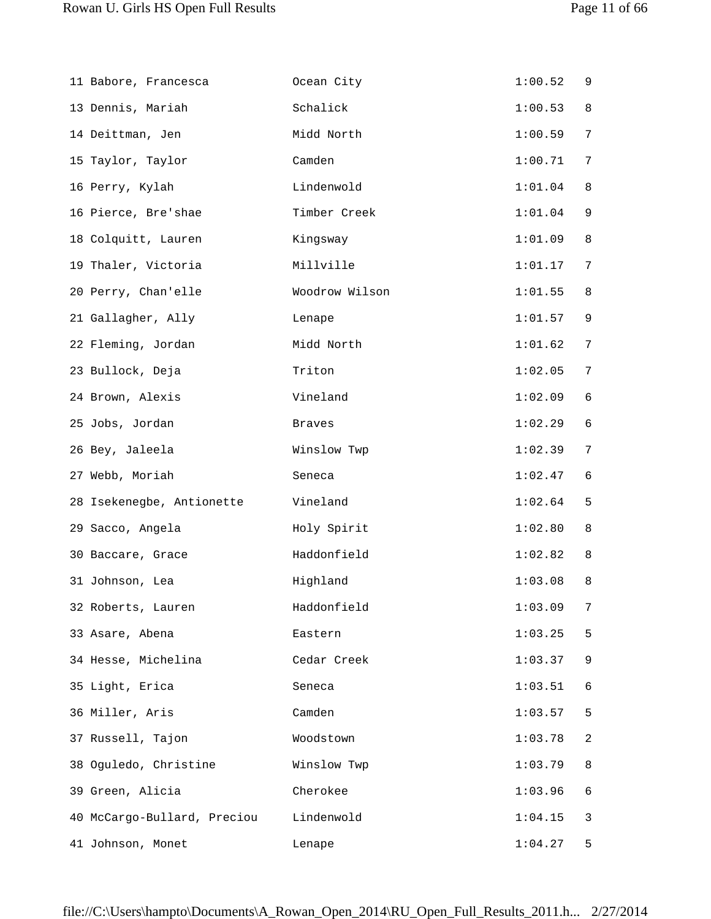| | | | | |
|---|---|---|---|---|
| 11 | Babore, Francesca | Ocean City | 1:00.52 | 9 |
| 13 | Dennis, Mariah | Schalick | 1:00.53 | 8 |
| 14 | Deittman, Jen | Midd North | 1:00.59 | 7 |
| 15 | Taylor, Taylor | Camden | 1:00.71 | 7 |
| 16 | Perry, Kylah | Lindenwold | 1:01.04 | 8 |
| 16 | Pierce, Bre'shae | Timber Creek | 1:01.04 | 9 |
| 18 | Colquitt, Lauren | Kingsway | 1:01.09 | 8 |
| 19 | Thaler, Victoria | Millville | 1:01.17 | 7 |
| 20 | Perry, Chan'elle | Woodrow Wilson | 1:01.55 | 8 |
| 21 | Gallagher, Ally | Lenape | 1:01.57 | 9 |
| 22 | Fleming, Jordan | Midd North | 1:01.62 | 7 |
| 23 | Bullock, Deja | Triton | 1:02.05 | 7 |
| 24 | Brown, Alexis | Vineland | 1:02.09 | 6 |
| 25 | Jobs, Jordan | Braves | 1:02.29 | 6 |
| 26 | Bey, Jaleela | Winslow Twp | 1:02.39 | 7 |
| 27 | Webb, Moriah | Seneca | 1:02.47 | 6 |
| 28 | Isekenegbe, Antionette | Vineland | 1:02.64 | 5 |
| 29 | Sacco, Angela | Holy Spirit | 1:02.80 | 8 |
| 30 | Baccare, Grace | Haddonfield | 1:02.82 | 8 |
| 31 | Johnson, Lea | Highland | 1:03.08 | 8 |
| 32 | Roberts, Lauren | Haddonfield | 1:03.09 | 7 |
| 33 | Asare, Abena | Eastern | 1:03.25 | 5 |
| 34 | Hesse, Michelina | Cedar Creek | 1:03.37 | 9 |
| 35 | Light, Erica | Seneca | 1:03.51 | 6 |
| 36 | Miller, Aris | Camden | 1:03.57 | 5 |
| 37 | Russell, Tajon | Woodstown | 1:03.78 | 2 |
| 38 | Oguledo, Christine | Winslow Twp | 1:03.79 | 8 |
| 39 | Green, Alicia | Cherokee | 1:03.96 | 6 |
| 40 | McCargo-Bullard, Preciou | Lindenwold | 1:04.15 | 3 |
| 41 | Johnson, Monet | Lenape | 1:04.27 | 5 |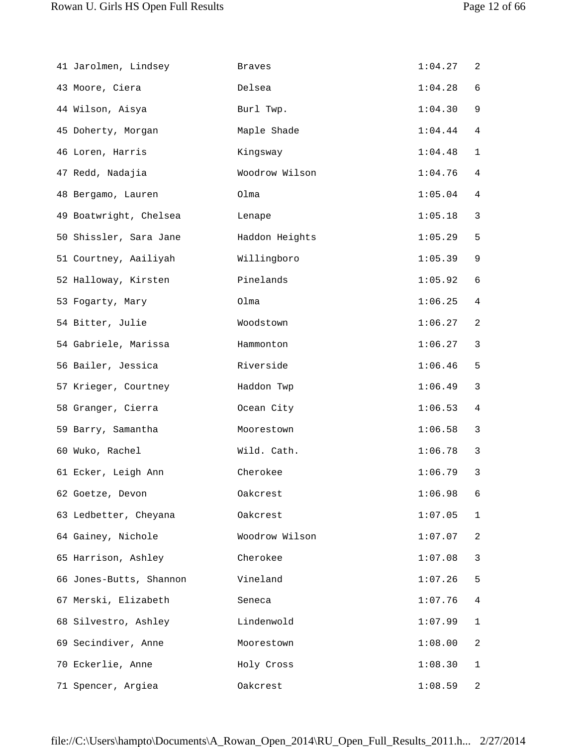| | | | | |
|---|---|---|---|---|
| 41 | Jarolmen, Lindsey | Braves | 1:04.27 | 2 |
| 43 | Moore, Ciera | Delsea | 1:04.28 | 6 |
| 44 | Wilson, Aisya | Burl Twp. | 1:04.30 | 9 |
| 45 | Doherty, Morgan | Maple Shade | 1:04.44 | 4 |
| 46 | Loren, Harris | Kingsway | 1:04.48 | 1 |
| 47 | Redd, Nadajia | Woodrow Wilson | 1:04.76 | 4 |
| 48 | Bergamo, Lauren | Olma | 1:05.04 | 4 |
| 49 | Boatwright, Chelsea | Lenape | 1:05.18 | 3 |
| 50 | Shissler, Sara Jane | Haddon Heights | 1:05.29 | 5 |
| 51 | Courtney, Aailiyah | Willingboro | 1:05.39 | 9 |
| 52 | Halloway, Kirsten | Pinelands | 1:05.92 | 6 |
| 53 | Fogarty, Mary | Olma | 1:06.25 | 4 |
| 54 | Bitter, Julie | Woodstown | 1:06.27 | 2 |
| 54 | Gabriele, Marissa | Hammonton | 1:06.27 | 3 |
| 56 | Bailer, Jessica | Riverside | 1:06.46 | 5 |
| 57 | Krieger, Courtney | Haddon Twp | 1:06.49 | 3 |
| 58 | Granger, Cierra | Ocean City | 1:06.53 | 4 |
| 59 | Barry, Samantha | Moorestown | 1:06.58 | 3 |
| 60 | Wuko, Rachel | Wild. Cath. | 1:06.78 | 3 |
| 61 | Ecker, Leigh Ann | Cherokee | 1:06.79 | 3 |
| 62 | Goetze, Devon | Oakcrest | 1:06.98 | 6 |
| 63 | Ledbetter, Cheyana | Oakcrest | 1:07.05 | 1 |
| 64 | Gainey, Nichole | Woodrow Wilson | 1:07.07 | 2 |
| 65 | Harrison, Ashley | Cherokee | 1:07.08 | 3 |
| 66 | Jones-Butts, Shannon | Vineland | 1:07.26 | 5 |
| 67 | Merski, Elizabeth | Seneca | 1:07.76 | 4 |
| 68 | Silvestro, Ashley | Lindenwold | 1:07.99 | 1 |
| 69 | Secindiver, Anne | Moorestown | 1:08.00 | 2 |
| 70 | Eckerlie, Anne | Holy Cross | 1:08.30 | 1 |
| 71 | Spencer, Argiea | Oakcrest | 1:08.59 | 2 |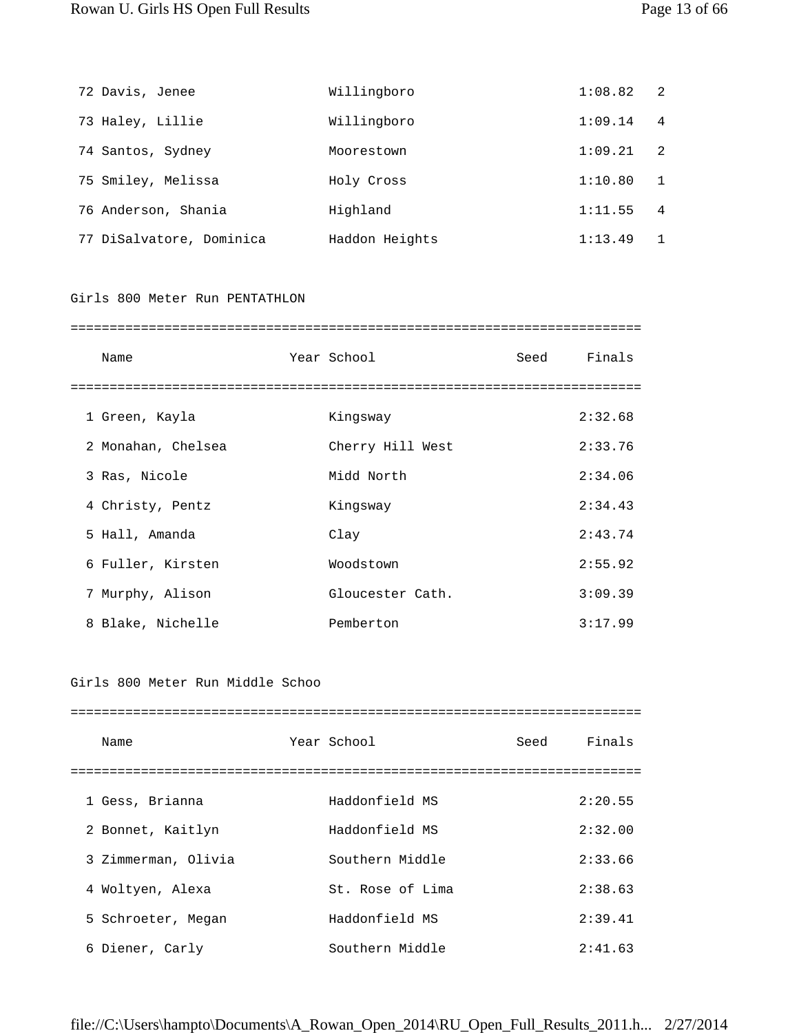| | | | | |
|---|---|---|---|---|
| 72 | Davis, Jenee | Willingboro | 1:08.82 | 2 |
| 73 | Haley, Lillie | Willingboro | 1:09.14 | 4 |
| 74 | Santos, Sydney | Moorestown | 1:09.21 | 2 |
| 75 | Smiley, Melissa | Holy Cross | 1:10.80 | 1 |
| 76 | Anderson, Shania | Highland | 1:11.55 | 4 |
| 77 | DiSalvatore, Dominica | Haddon Heights | 1:13.49 | 1 |

## Girls 800 Meter Run PENTATHLON

| | Name | Year | School | Seed | Finals |
|---|---|---|---|---|---|
| 1 | Green, Kayla | | Kingsway | | 2:32.68 |
| 2 | Monahan, Chelsea | | Cherry Hill West | | 2:33.76 |
| 3 | Ras, Nicole | | Midd North | | 2:34.06 |
| 4 | Christy, Pentz | | Kingsway | | 2:34.43 |
| 5 | Hall, Amanda | | Clay | | 2:43.74 |
| 6 | Fuller, Kirsten | | Woodstown | | 2:55.92 |
| 7 | Murphy, Alison | | Gloucester Cath. | | 3:09.39 |
| 8 | Blake, Nichelle | | Pemberton | | 3:17.99 |

## Girls 800 Meter Run Middle Schoo

| | Name | Year | School | Seed | Finals |
|---|---|---|---|---|---|
| 1 | Gess, Brianna | | Haddonfield MS | | 2:20.55 |
| 2 | Bonnet, Kaitlyn | | Haddonfield MS | | 2:32.00 |
| 3 | Zimmerman, Olivia | | Southern Middle | | 2:33.66 |
| 4 | Woltyen, Alexa | | St. Rose of Lima | | 2:38.63 |
| 5 | Schroeter, Megan | | Haddonfield MS | | 2:39.41 |
| 6 | Diener, Carly | | Southern Middle | | 2:41.63 |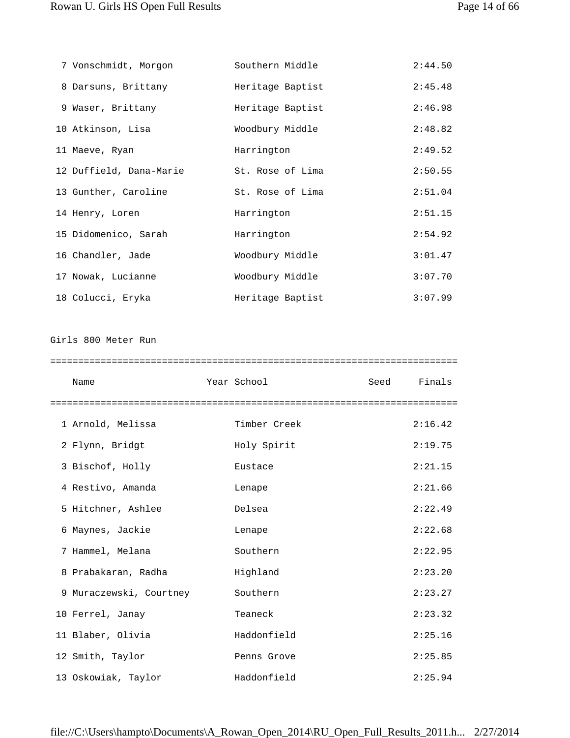| | | | |
|---|---|---|---|
| 7 | Vonschmidt, Morgon | Southern Middle | 2:44.50 |
| 8 | Darsuns, Brittany | Heritage Baptist | 2:45.48 |
| 9 | Waser, Brittany | Heritage Baptist | 2:46.98 |
| 10 | Atkinson, Lisa | Woodbury Middle | 2:48.82 |
| 11 | Maeve, Ryan | Harrington | 2:49.52 |
| 12 | Duffield, Dana-Marie | St. Rose of Lima | 2:50.55 |
| 13 | Gunther, Caroline | St. Rose of Lima | 2:51.04 |
| 14 | Henry, Loren | Harrington | 2:51.15 |
| 15 | Didomenico, Sarah | Harrington | 2:54.92 |
| 16 | Chandler, Jade | Woodbury Middle | 3:01.47 |
| 17 | Nowak, Lucianne | Woodbury Middle | 3:07.70 |
| 18 | Colucci, Eryka | Heritage Baptist | 3:07.99 |

Girls 800 Meter Run

| | Name | Year | School | Seed | Finals |
|---|---|---|---|---|---|
| 1 | Arnold, Melissa | | Timber Creek | | 2:16.42 |
| 2 | Flynn, Bridgt | | Holy Spirit | | 2:19.75 |
| 3 | Bischof, Holly | | Eustace | | 2:21.15 |
| 4 | Restivo, Amanda | | Lenape | | 2:21.66 |
| 5 | Hitchner, Ashlee | | Delsea | | 2:22.49 |
| 6 | Maynes, Jackie | | Lenape | | 2:22.68 |
| 7 | Hammel, Melana | | Southern | | 2:22.95 |
| 8 | Prabakaran, Radha | | Highland | | 2:23.20 |
| 9 | Muraczewski, Courtney | | Southern | | 2:23.27 |
| 10 | Ferrel, Janay | | Teaneck | | 2:23.32 |
| 11 | Blaber, Olivia | | Haddonfield | | 2:25.16 |
| 12 | Smith, Taylor | | Penns Grove | | 2:25.85 |
| 13 | Oskowiak, Taylor | | Haddonfield | | 2:25.94 |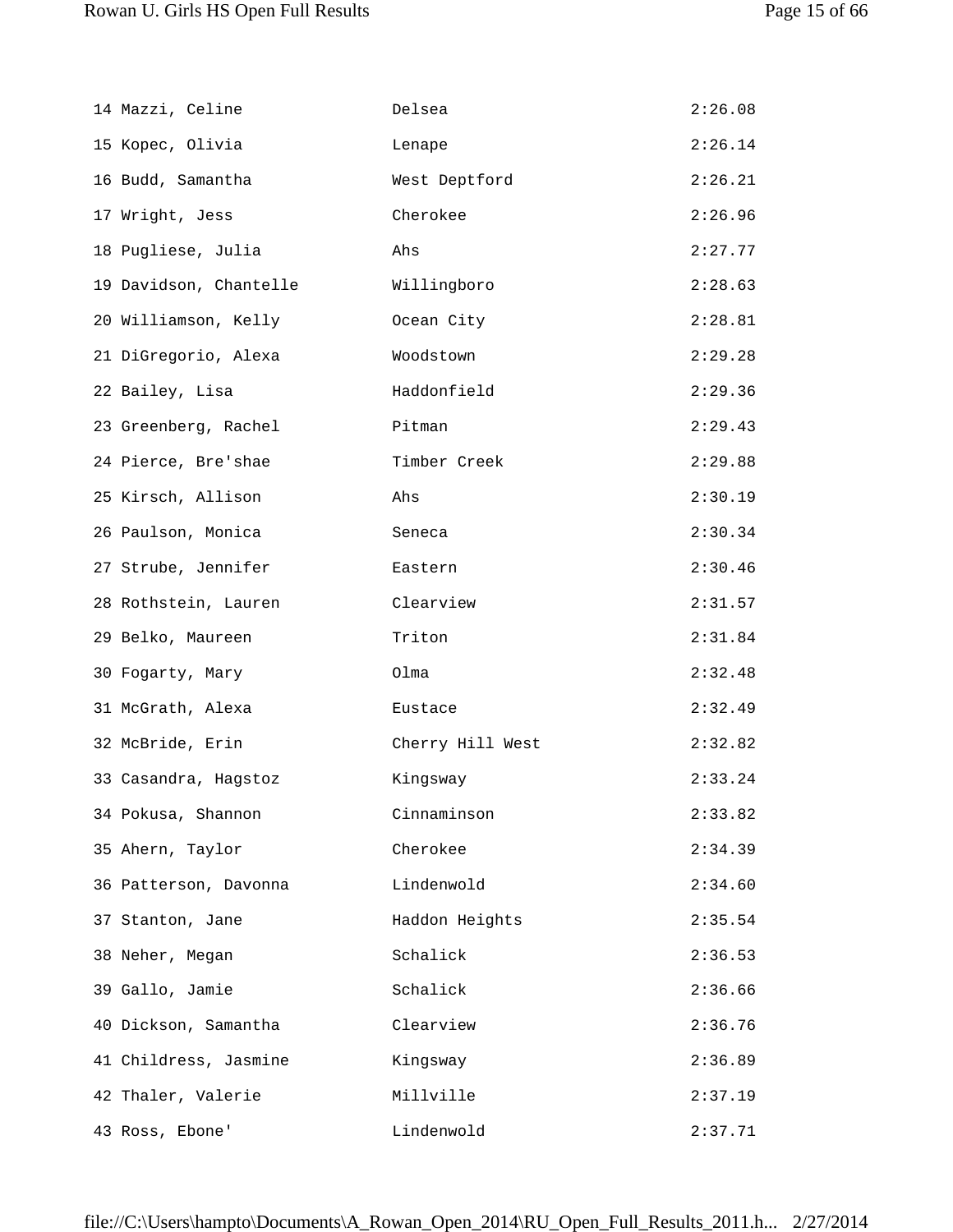| | | | |
|---|---|---|---|
| 14 | Mazzi, Celine | Delsea | 2:26.08 |
| 15 | Kopec, Olivia | Lenape | 2:26.14 |
| 16 | Budd, Samantha | West Deptford | 2:26.21 |
| 17 | Wright, Jess | Cherokee | 2:26.96 |
| 18 | Pugliese, Julia | Ahs | 2:27.77 |
| 19 | Davidson, Chantelle | Willingboro | 2:28.63 |
| 20 | Williamson, Kelly | Ocean City | 2:28.81 |
| 21 | DiGregorio, Alexa | Woodstown | 2:29.28 |
| 22 | Bailey, Lisa | Haddonfield | 2:29.36 |
| 23 | Greenberg, Rachel | Pitman | 2:29.43 |
| 24 | Pierce, Bre'shae | Timber Creek | 2:29.88 |
| 25 | Kirsch, Allison | Ahs | 2:30.19 |
| 26 | Paulson, Monica | Seneca | 2:30.34 |
| 27 | Strube, Jennifer | Eastern | 2:30.46 |
| 28 | Rothstein, Lauren | Clearview | 2:31.57 |
| 29 | Belko, Maureen | Triton | 2:31.84 |
| 30 | Fogarty, Mary | Olma | 2:32.48 |
| 31 | McGrath, Alexa | Eustace | 2:32.49 |
| 32 | McBride, Erin | Cherry Hill West | 2:32.82 |
| 33 | Casandra, Hagstoz | Kingsway | 2:33.24 |
| 34 | Pokusa, Shannon | Cinnaminson | 2:33.82 |
| 35 | Ahern, Taylor | Cherokee | 2:34.39 |
| 36 | Patterson, Davonna | Lindenwold | 2:34.60 |
| 37 | Stanton, Jane | Haddon Heights | 2:35.54 |
| 38 | Neher, Megan | Schalick | 2:36.53 |
| 39 | Gallo, Jamie | Schalick | 2:36.66 |
| 40 | Dickson, Samantha | Clearview | 2:36.76 |
| 41 | Childress, Jasmine | Kingsway | 2:36.89 |
| 42 | Thaler, Valerie | Millville | 2:37.19 |
| 43 | Ross, Ebone' | Lindenwold | 2:37.71 |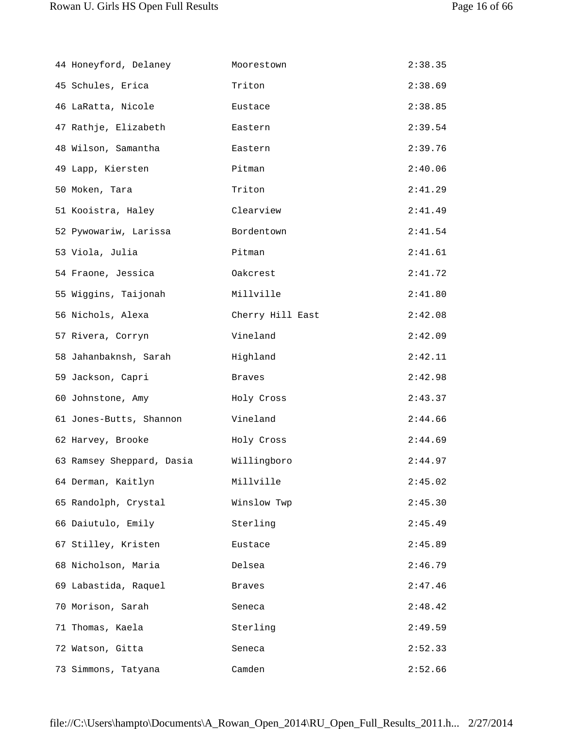| | | | |
|---|---|---|---|
| 44 | Honeyford, Delaney | Moorestown | 2:38.35 |
| 45 | Schules, Erica | Triton | 2:38.69 |
| 46 | LaRatta, Nicole | Eustace | 2:38.85 |
| 47 | Rathje, Elizabeth | Eastern | 2:39.54 |
| 48 | Wilson, Samantha | Eastern | 2:39.76 |
| 49 | Lapp, Kiersten | Pitman | 2:40.06 |
| 50 | Moken, Tara | Triton | 2:41.29 |
| 51 | Kooistra, Haley | Clearview | 2:41.49 |
| 52 | Pywowariw, Larissa | Bordentown | 2:41.54 |
| 53 | Viola, Julia | Pitman | 2:41.61 |
| 54 | Fraone, Jessica | Oakcrest | 2:41.72 |
| 55 | Wiggins, Taijonah | Millville | 2:41.80 |
| 56 | Nichols, Alexa | Cherry Hill East | 2:42.08 |
| 57 | Rivera, Corryn | Vineland | 2:42.09 |
| 58 | Jahanbaknsh, Sarah | Highland | 2:42.11 |
| 59 | Jackson, Capri | Braves | 2:42.98 |
| 60 | Johnstone, Amy | Holy Cross | 2:43.37 |
| 61 | Jones-Butts, Shannon | Vineland | 2:44.66 |
| 62 | Harvey, Brooke | Holy Cross | 2:44.69 |
| 63 | Ramsey Sheppard, Dasia | Willingboro | 2:44.97 |
| 64 | Derman, Kaitlyn | Millville | 2:45.02 |
| 65 | Randolph, Crystal | Winslow Twp | 2:45.30 |
| 66 | Daiutulo, Emily | Sterling | 2:45.49 |
| 67 | Stilley, Kristen | Eustace | 2:45.89 |
| 68 | Nicholson, Maria | Delsea | 2:46.79 |
| 69 | Labastida, Raquel | Braves | 2:47.46 |
| 70 | Morison, Sarah | Seneca | 2:48.42 |
| 71 | Thomas, Kaela | Sterling | 2:49.59 |
| 72 | Watson, Gitta | Seneca | 2:52.33 |
| 73 | Simmons, Tatyana | Camden | 2:52.66 |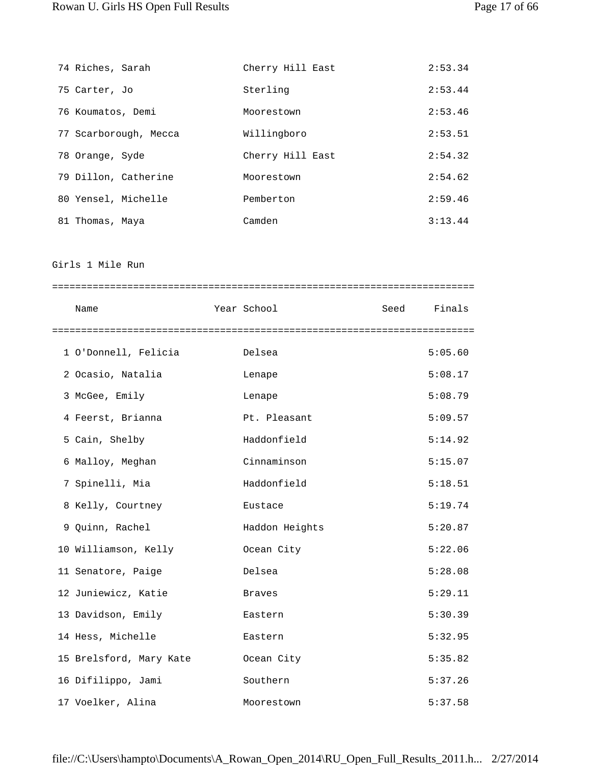| | | | |
|---|---|---|---|
| 74 | Riches, Sarah | Cherry Hill East | 2:53.34 |
| 75 | Carter, Jo | Sterling | 2:53.44 |
| 76 | Koumatos, Demi | Moorestown | 2:53.46 |
| 77 | Scarborough, Mecca | Willingboro | 2:53.51 |
| 78 | Orange, Syde | Cherry Hill East | 2:54.32 |
| 79 | Dillon, Catherine | Moorestown | 2:54.62 |
| 80 | Yensel, Michelle | Pemberton | 2:59.46 |
| 81 | Thomas, Maya | Camden | 3:13.44 |

Girls 1 Mile Run

| | Name | Year | School | Seed | Finals |
|---|---|---|---|---|---|
| 1 | O'Donnell, Felicia | | Delsea | | 5:05.60 |
| 2 | Ocasio, Natalia | | Lenape | | 5:08.17 |
| 3 | McGee, Emily | | Lenape | | 5:08.79 |
| 4 | Feerst, Brianna | | Pt. Pleasant | | 5:09.57 |
| 5 | Cain, Shelby | | Haddonfield | | 5:14.92 |
| 6 | Malloy, Meghan | | Cinnaminson | | 5:15.07 |
| 7 | Spinelli, Mia | | Haddonfield | | 5:18.51 |
| 8 | Kelly, Courtney | | Eustace | | 5:19.74 |
| 9 | Quinn, Rachel | | Haddon Heights | | 5:20.87 |
| 10 | Williamson, Kelly | | Ocean City | | 5:22.06 |
| 11 | Senatore, Paige | | Delsea | | 5:28.08 |
| 12 | Juniewicz, Katie | | Braves | | 5:29.11 |
| 13 | Davidson, Emily | | Eastern | | 5:30.39 |
| 14 | Hess, Michelle | | Eastern | | 5:32.95 |
| 15 | Brelsford, Mary Kate | | Ocean City | | 5:35.82 |
| 16 | Difilippo, Jami | | Southern | | 5:37.26 |
| 17 | Voelker, Alina | | Moorestown | | 5:37.58 |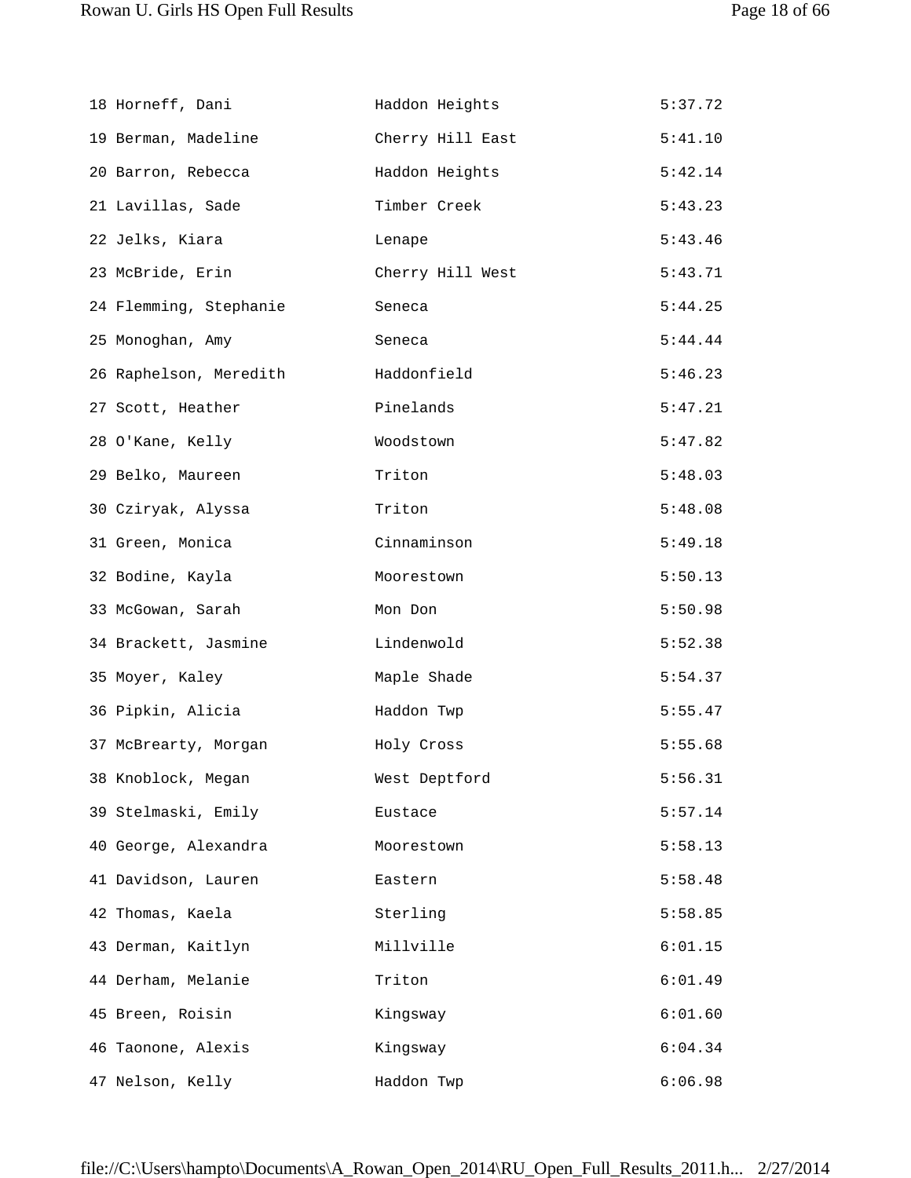| | | | |
|---|---|---|---|
| 18 | Horneff, Dani | Haddon Heights | 5:37.72 |
| 19 | Berman, Madeline | Cherry Hill East | 5:41.10 |
| 20 | Barron, Rebecca | Haddon Heights | 5:42.14 |
| 21 | Lavillas, Sade | Timber Creek | 5:43.23 |
| 22 | Jelks, Kiara | Lenape | 5:43.46 |
| 23 | McBride, Erin | Cherry Hill West | 5:43.71 |
| 24 | Flemming, Stephanie | Seneca | 5:44.25 |
| 25 | Monoghan, Amy | Seneca | 5:44.44 |
| 26 | Raphelson, Meredith | Haddonfield | 5:46.23 |
| 27 | Scott, Heather | Pinelands | 5:47.21 |
| 28 | O'Kane, Kelly | Woodstown | 5:47.82 |
| 29 | Belko, Maureen | Triton | 5:48.03 |
| 30 | Cziryak, Alyssa | Triton | 5:48.08 |
| 31 | Green, Monica | Cinnaminson | 5:49.18 |
| 32 | Bodine, Kayla | Moorestown | 5:50.13 |
| 33 | McGowan, Sarah | Mon Don | 5:50.98 |
| 34 | Brackett, Jasmine | Lindenwold | 5:52.38 |
| 35 | Moyer, Kaley | Maple Shade | 5:54.37 |
| 36 | Pipkin, Alicia | Haddon Twp | 5:55.47 |
| 37 | McBrearty, Morgan | Holy Cross | 5:55.68 |
| 38 | Knoblock, Megan | West Deptford | 5:56.31 |
| 39 | Stelmaski, Emily | Eustace | 5:57.14 |
| 40 | George, Alexandra | Moorestown | 5:58.13 |
| 41 | Davidson, Lauren | Eastern | 5:58.48 |
| 42 | Thomas, Kaela | Sterling | 5:58.85 |
| 43 | Derman, Kaitlyn | Millville | 6:01.15 |
| 44 | Derham, Melanie | Triton | 6:01.49 |
| 45 | Breen, Roisin | Kingsway | 6:01.60 |
| 46 | Taonone, Alexis | Kingsway | 6:04.34 |
| 47 | Nelson, Kelly | Haddon Twp | 6:06.98 |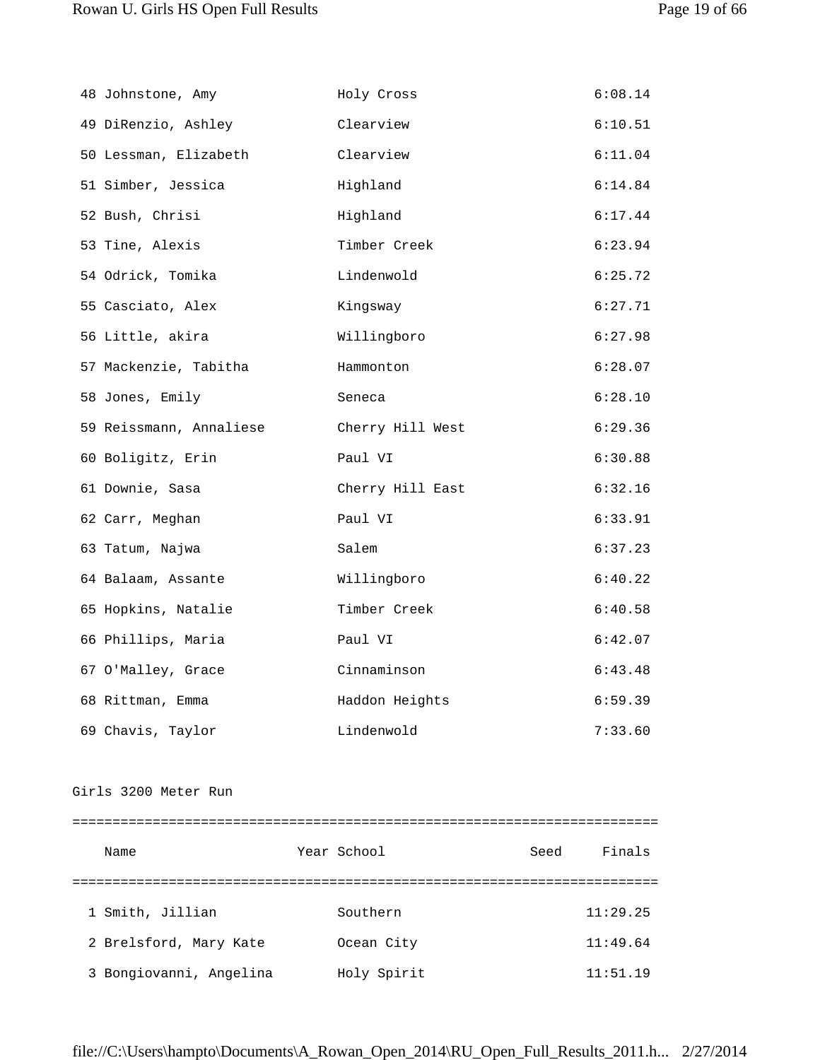| | | | |
|---|---|---|---|
| 48 | Johnstone, Amy | Holy Cross | 6:08.14 |
| 49 | DiRenzio, Ashley | Clearview | 6:10.51 |
| 50 | Lessman, Elizabeth | Clearview | 6:11.04 |
| 51 | Simber, Jessica | Highland | 6:14.84 |
| 52 | Bush, Chrisi | Highland | 6:17.44 |
| 53 | Tine, Alexis | Timber Creek | 6:23.94 |
| 54 | Odrick, Tomika | Lindenwold | 6:25.72 |
| 55 | Casciato, Alex | Kingsway | 6:27.71 |
| 56 | Little, akira | Willingboro | 6:27.98 |
| 57 | Mackenzie, Tabitha | Hammonton | 6:28.07 |
| 58 | Jones, Emily | Seneca | 6:28.10 |
| 59 | Reissmann, Annaliese | Cherry Hill West | 6:29.36 |
| 60 | Boligitz, Erin | Paul VI | 6:30.88 |
| 61 | Downie, Sasa | Cherry Hill East | 6:32.16 |
| 62 | Carr, Meghan | Paul VI | 6:33.91 |
| 63 | Tatum, Najwa | Salem | 6:37.23 |
| 64 | Balaam, Assante | Willingboro | 6:40.22 |
| 65 | Hopkins, Natalie | Timber Creek | 6:40.58 |
| 66 | Phillips, Maria | Paul VI | 6:42.07 |
| 67 | O'Malley, Grace | Cinnaminson | 6:43.48 |
| 68 | Rittman, Emma | Haddon Heights | 6:59.39 |
| 69 | Chavis, Taylor | Lindenwold | 7:33.60 |

Girls 3200 Meter Run

| | Name | Year | School | Seed | Finals |
|---|---|---|---|---|---|
| 1 | Smith, Jillian | | Southern | | 11:29.25 |
| 2 | Brelsford, Mary Kate | | Ocean City | | 11:49.64 |
| 3 | Bongiovanni, Angelina | | Holy Spirit | | 11:51.19 |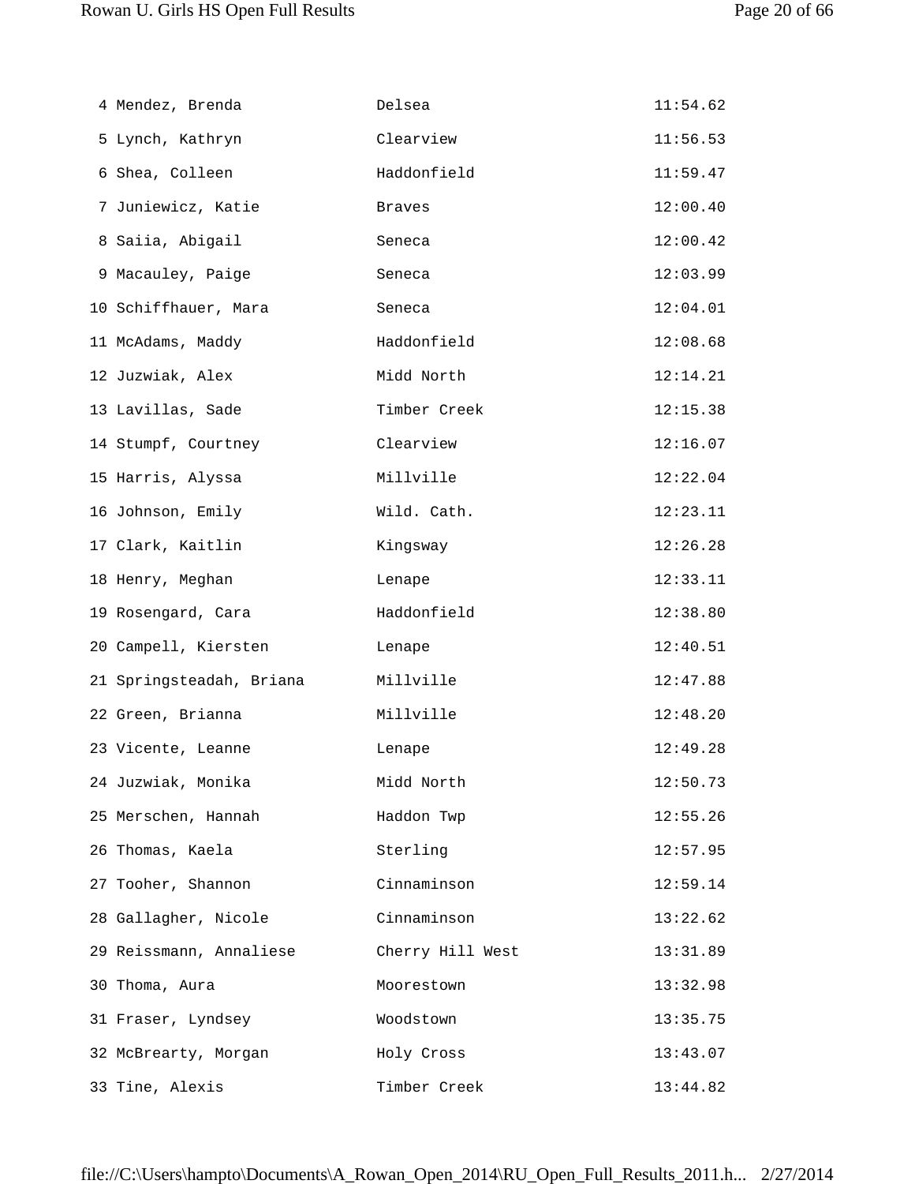| | | | |
|---|---|---|---|
| 4 | Mendez, Brenda | Delsea | 11:54.62 |
| 5 | Lynch, Kathryn | Clearview | 11:56.53 |
| 6 | Shea, Colleen | Haddonfield | 11:59.47 |
| 7 | Juniewicz, Katie | Braves | 12:00.40 |
| 8 | Saiia, Abigail | Seneca | 12:00.42 |
| 9 | Macauley, Paige | Seneca | 12:03.99 |
| 10 | Schiffhauer, Mara | Seneca | 12:04.01 |
| 11 | McAdams, Maddy | Haddonfield | 12:08.68 |
| 12 | Juzwiak, Alex | Midd North | 12:14.21 |
| 13 | Lavillas, Sade | Timber Creek | 12:15.38 |
| 14 | Stumpf, Courtney | Clearview | 12:16.07 |
| 15 | Harris, Alyssa | Millville | 12:22.04 |
| 16 | Johnson, Emily | Wild. Cath. | 12:23.11 |
| 17 | Clark, Kaitlin | Kingsway | 12:26.28 |
| 18 | Henry, Meghan | Lenape | 12:33.11 |
| 19 | Rosengard, Cara | Haddonfield | 12:38.80 |
| 20 | Campell, Kiersten | Lenape | 12:40.51 |
| 21 | Springsteadah, Briana | Millville | 12:47.88 |
| 22 | Green, Brianna | Millville | 12:48.20 |
| 23 | Vicente, Leanne | Lenape | 12:49.28 |
| 24 | Juzwiak, Monika | Midd North | 12:50.73 |
| 25 | Merschen, Hannah | Haddon Twp | 12:55.26 |
| 26 | Thomas, Kaela | Sterling | 12:57.95 |
| 27 | Tooher, Shannon | Cinnaminson | 12:59.14 |
| 28 | Gallagher, Nicole | Cinnaminson | 13:22.62 |
| 29 | Reissmann, Annaliese | Cherry Hill West | 13:31.89 |
| 30 | Thoma, Aura | Moorestown | 13:32.98 |
| 31 | Fraser, Lyndsey | Woodstown | 13:35.75 |
| 32 | McBrearty, Morgan | Holy Cross | 13:43.07 |
| 33 | Tine, Alexis | Timber Creek | 13:44.82 |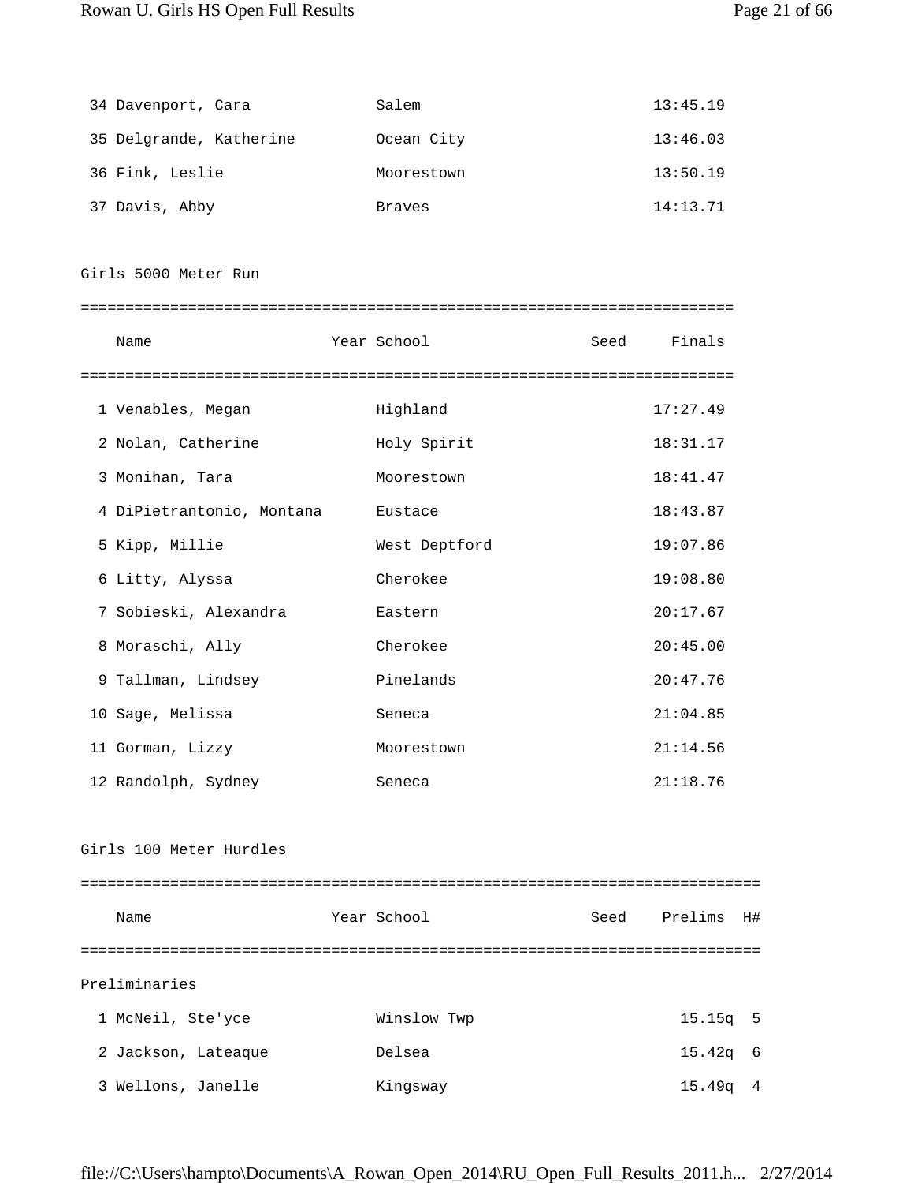| Place | Name | Year | School | Seed | Finals |
|---|---|---|---|---|---|
| 34 | Davenport, Cara | | Salem | | 13:45.19 |
| 35 | Delgrande, Katherine | | Ocean City | | 13:46.03 |
| 36 | Fink, Leslie | | Moorestown | | 13:50.19 |
| 37 | Davis, Abby | | Braves | | 14:13.71 |

## Girls 5000 Meter Run

| Place | Name | Year | School | Seed | Finals |
|---|---|---|---|---|---|
| 1 | Venables, Megan | | Highland | | 17:27.49 |
| 2 | Nolan, Catherine | | Holy Spirit | | 18:31.17 |
| 3 | Monihan, Tara | | Moorestown | | 18:41.47 |
| 4 | DiPietrantonio, Montana | | Eustace | | 18:43.87 |
| 5 | Kipp, Millie | | West Deptford | | 19:07.86 |
| 6 | Litty, Alyssa | | Cherokee | | 19:08.80 |
| 7 | Sobieski, Alexandra | | Eastern | | 20:17.67 |
| 8 | Moraschi, Ally | | Cherokee | | 20:45.00 |
| 9 | Tallman, Lindsey | | Pinelands | | 20:47.76 |
| 10 | Sage, Melissa | | Seneca | | 21:04.85 |
| 11 | Gorman, Lizzy | | Moorestown | | 21:14.56 |
| 12 | Randolph, Sydney | | Seneca | | 21:18.76 |

## Girls 100 Meter Hurdles

Preliminaries

| Place | Name | Year | School | Seed | Prelims | H# |
|---|---|---|---|---|---|---|
| 1 | McNeil, Ste'yce | | Winslow Twp | | 15.15q | 5 |
| 2 | Jackson, Lateaque | | Delsea | | 15.42q | 6 |
| 3 | Wellons, Janelle | | Kingsway | | 15.49q | 4 |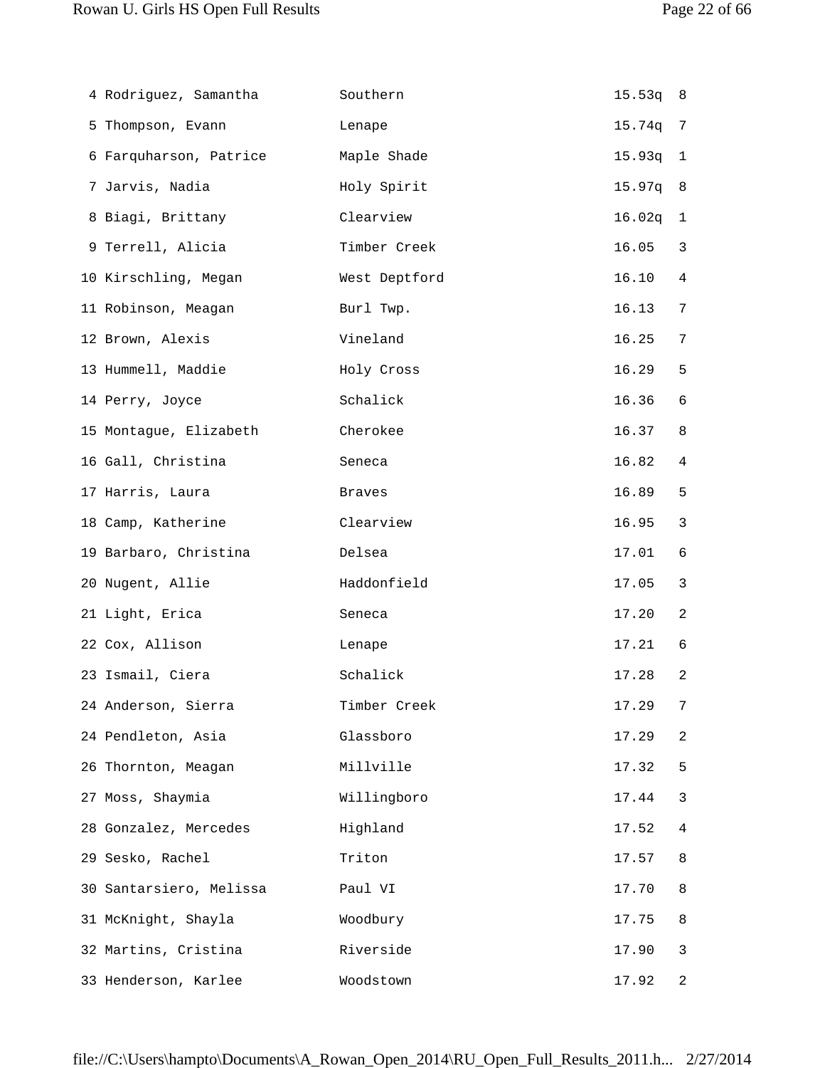| | | | | |
|---|---|---|---|---|
| 4 | Rodriguez, Samantha | Southern | 15.53q | 8 |
| 5 | Thompson, Evann | Lenape | 15.74q | 7 |
| 6 | Farquharson, Patrice | Maple Shade | 15.93q | 1 |
| 7 | Jarvis, Nadia | Holy Spirit | 15.97q | 8 |
| 8 | Biagi, Brittany | Clearview | 16.02q | 1 |
| 9 | Terrell, Alicia | Timber Creek | 16.05 | 3 |
| 10 | Kirschling, Megan | West Deptford | 16.10 | 4 |
| 11 | Robinson, Meagan | Burl Twp. | 16.13 | 7 |
| 12 | Brown, Alexis | Vineland | 16.25 | 7 |
| 13 | Hummell, Maddie | Holy Cross | 16.29 | 5 |
| 14 | Perry, Joyce | Schalick | 16.36 | 6 |
| 15 | Montague, Elizabeth | Cherokee | 16.37 | 8 |
| 16 | Gall, Christina | Seneca | 16.82 | 4 |
| 17 | Harris, Laura | Braves | 16.89 | 5 |
| 18 | Camp, Katherine | Clearview | 16.95 | 3 |
| 19 | Barbaro, Christina | Delsea | 17.01 | 6 |
| 20 | Nugent, Allie | Haddonfield | 17.05 | 3 |
| 21 | Light, Erica | Seneca | 17.20 | 2 |
| 22 | Cox, Allison | Lenape | 17.21 | 6 |
| 23 | Ismail, Ciera | Schalick | 17.28 | 2 |
| 24 | Anderson, Sierra | Timber Creek | 17.29 | 7 |
| 24 | Pendleton, Asia | Glassboro | 17.29 | 2 |
| 26 | Thornton, Meagan | Millville | 17.32 | 5 |
| 27 | Moss, Shaymia | Willingboro | 17.44 | 3 |
| 28 | Gonzalez, Mercedes | Highland | 17.52 | 4 |
| 29 | Sesko, Rachel | Triton | 17.57 | 8 |
| 30 | Santarsiero, Melissa | Paul VI | 17.70 | 8 |
| 31 | McKnight, Shayla | Woodbury | 17.75 | 8 |
| 32 | Martins, Cristina | Riverside | 17.90 | 3 |
| 33 | Henderson, Karlee | Woodstown | 17.92 | 2 |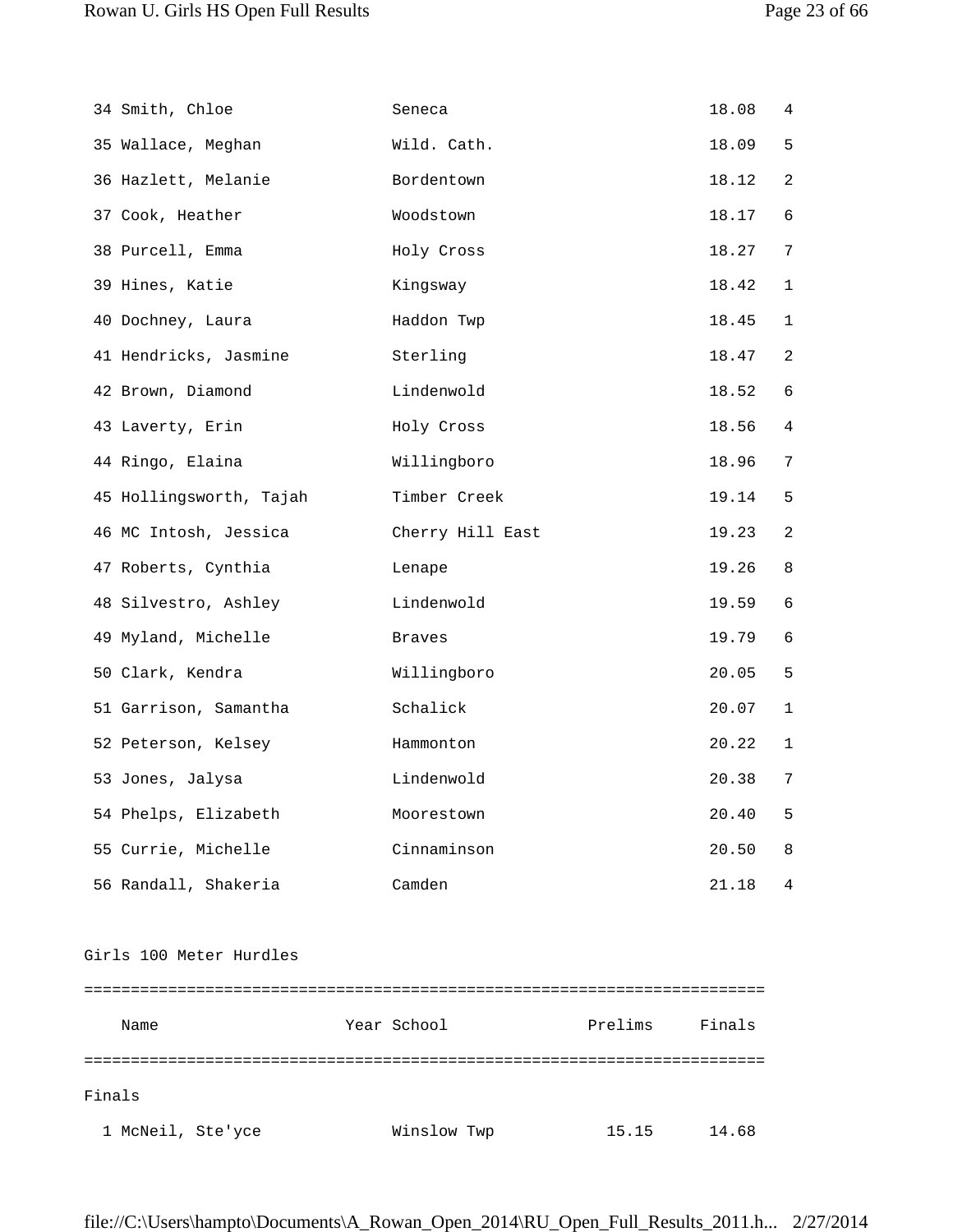| | | | | |
|---|---|---|---|---|
| 34 | Smith, Chloe | Seneca | 18.08 | 4 |
| 35 | Wallace, Meghan | Wild. Cath. | 18.09 | 5 |
| 36 | Hazlett, Melanie | Bordentown | 18.12 | 2 |
| 37 | Cook, Heather | Woodstown | 18.17 | 6 |
| 38 | Purcell, Emma | Holy Cross | 18.27 | 7 |
| 39 | Hines, Katie | Kingsway | 18.42 | 1 |
| 40 | Dochney, Laura | Haddon Twp | 18.45 | 1 |
| 41 | Hendricks, Jasmine | Sterling | 18.47 | 2 |
| 42 | Brown, Diamond | Lindenwold | 18.52 | 6 |
| 43 | Laverty, Erin | Holy Cross | 18.56 | 4 |
| 44 | Ringo, Elaina | Willingboro | 18.96 | 7 |
| 45 | Hollingsworth, Tajah | Timber Creek | 19.14 | 5 |
| 46 | MC Intosh, Jessica | Cherry Hill East | 19.23 | 2 |
| 47 | Roberts, Cynthia | Lenape | 19.26 | 8 |
| 48 | Silvestro, Ashley | Lindenwold | 19.59 | 6 |
| 49 | Myland, Michelle | Braves | 19.79 | 6 |
| 50 | Clark, Kendra | Willingboro | 20.05 | 5 |
| 51 | Garrison, Samantha | Schalick | 20.07 | 1 |
| 52 | Peterson, Kelsey | Hammonton | 20.22 | 1 |
| 53 | Jones, Jalysa | Lindenwold | 20.38 | 7 |
| 54 | Phelps, Elizabeth | Moorestown | 20.40 | 5 |
| 55 | Currie, Michelle | Cinnaminson | 20.50 | 8 |
| 56 | Randall, Shakeria | Camden | 21.18 | 4 |

## Girls 100 Meter Hurdles

| | Name | Year School | Prelims | Finals |
|---|---|---|---|---|
| **Finals** | | | | |
| 1 | McNeil, Ste'yce | Winslow Twp | 15.15 | 14.68 |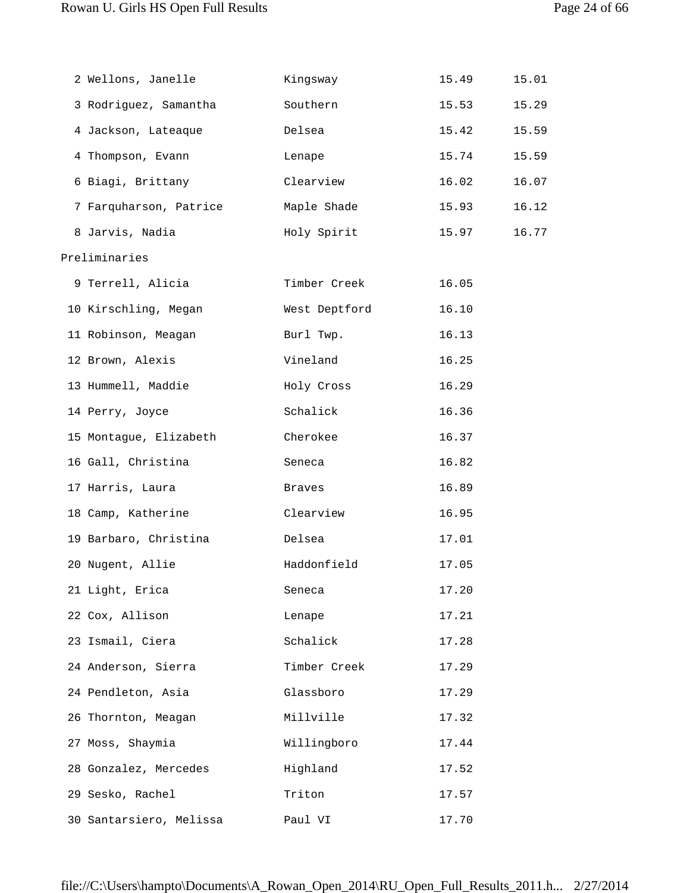| | | | | |
|---|---|---|---|---|
| 2 | Wellons, Janelle | Kingsway | 15.49 | 15.01 |
| 3 | Rodriguez, Samantha | Southern | 15.53 | 15.29 |
| 4 | Jackson, Lateaque | Delsea | 15.42 | 15.59 |
| 4 | Thompson, Evann | Lenape | 15.74 | 15.59 |
| 6 | Biagi, Brittany | Clearview | 16.02 | 16.07 |
| 7 | Farquharson, Patrice | Maple Shade | 15.93 | 16.12 |
| 8 | Jarvis, Nadia | Holy Spirit | 15.97 | 16.77 |

Preliminaries

| | | | |
|---|---|---|---|
| 9 | Terrell, Alicia | Timber Creek | 16.05 |
| 10 | Kirschling, Megan | West Deptford | 16.10 |
| 11 | Robinson, Meagan | Burl Twp. | 16.13 |
| 12 | Brown, Alexis | Vineland | 16.25 |
| 13 | Hummell, Maddie | Holy Cross | 16.29 |
| 14 | Perry, Joyce | Schalick | 16.36 |
| 15 | Montague, Elizabeth | Cherokee | 16.37 |
| 16 | Gall, Christina | Seneca | 16.82 |
| 17 | Harris, Laura | Braves | 16.89 |
| 18 | Camp, Katherine | Clearview | 16.95 |
| 19 | Barbaro, Christina | Delsea | 17.01 |
| 20 | Nugent, Allie | Haddonfield | 17.05 |
| 21 | Light, Erica | Seneca | 17.20 |
| 22 | Cox, Allison | Lenape | 17.21 |
| 23 | Ismail, Ciera | Schalick | 17.28 |
| 24 | Anderson, Sierra | Timber Creek | 17.29 |
| 24 | Pendleton, Asia | Glassboro | 17.29 |
| 26 | Thornton, Meagan | Millville | 17.32 |
| 27 | Moss, Shaymia | Willingboro | 17.44 |
| 28 | Gonzalez, Mercedes | Highland | 17.52 |
| 29 | Sesko, Rachel | Triton | 17.57 |
| 30 | Santarsiero, Melissa | Paul VI | 17.70 |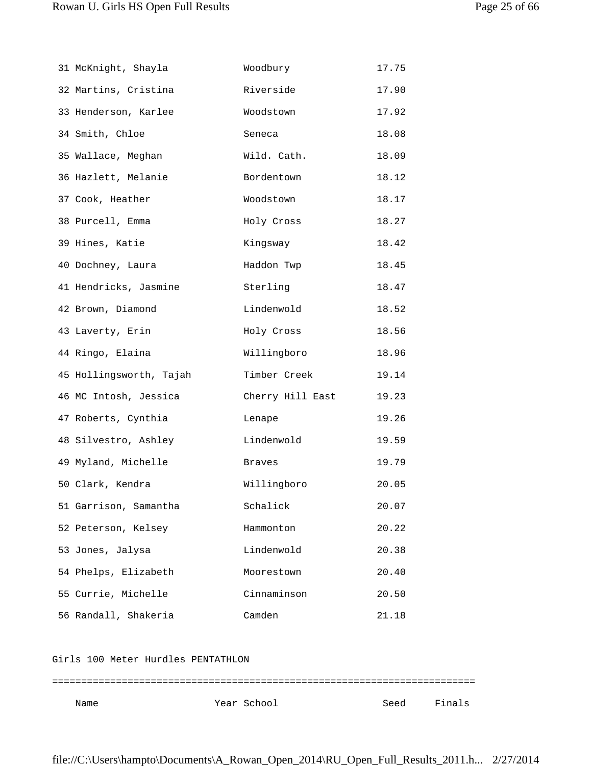| | | | |
|---|---|---|---|
| 31 | McKnight, Shayla | Woodbury | 17.75 |
| 32 | Martins, Cristina | Riverside | 17.90 |
| 33 | Henderson, Karlee | Woodstown | 17.92 |
| 34 | Smith, Chloe | Seneca | 18.08 |
| 35 | Wallace, Meghan | Wild. Cath. | 18.09 |
| 36 | Hazlett, Melanie | Bordentown | 18.12 |
| 37 | Cook, Heather | Woodstown | 18.17 |
| 38 | Purcell, Emma | Holy Cross | 18.27 |
| 39 | Hines, Katie | Kingsway | 18.42 |
| 40 | Dochney, Laura | Haddon Twp | 18.45 |
| 41 | Hendricks, Jasmine | Sterling | 18.47 |
| 42 | Brown, Diamond | Lindenwold | 18.52 |
| 43 | Laverty, Erin | Holy Cross | 18.56 |
| 44 | Ringo, Elaina | Willingboro | 18.96 |
| 45 | Hollingsworth, Tajah | Timber Creek | 19.14 |
| 46 | MC Intosh, Jessica | Cherry Hill East | 19.23 |
| 47 | Roberts, Cynthia | Lenape | 19.26 |
| 48 | Silvestro, Ashley | Lindenwold | 19.59 |
| 49 | Myland, Michelle | Braves | 19.79 |
| 50 | Clark, Kendra | Willingboro | 20.05 |
| 51 | Garrison, Samantha | Schalick | 20.07 |
| 52 | Peterson, Kelsey | Hammonton | 20.22 |
| 53 | Jones, Jalysa | Lindenwold | 20.38 |
| 54 | Phelps, Elizabeth | Moorestown | 20.40 |
| 55 | Currie, Michelle | Cinnaminson | 20.50 |
| 56 | Randall, Shakeria | Camden | 21.18 |

Girls 100 Meter Hurdles PENTATHLON

| Name | Year | School | Seed | Finals |
|---|---|---|---|---|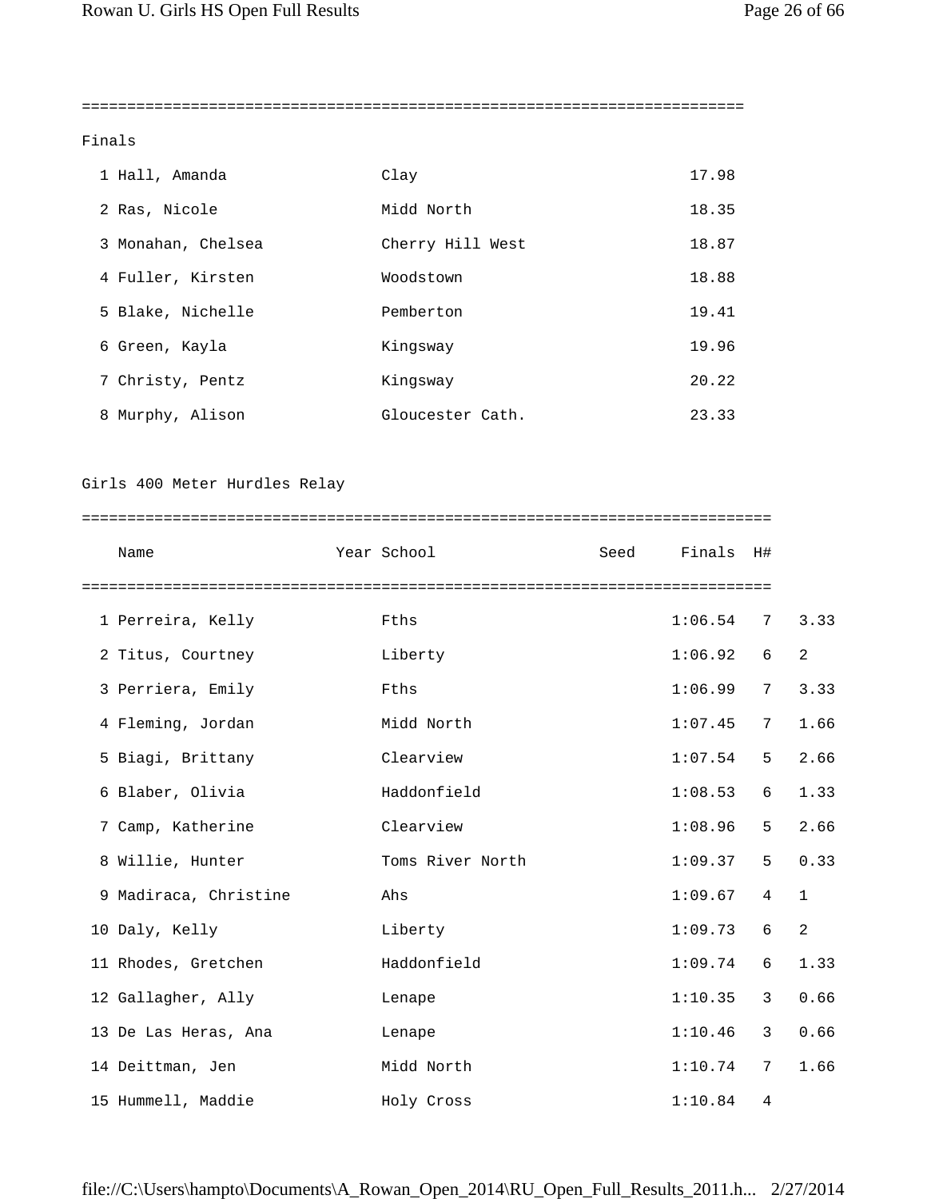Finals

| | | | |
|---|---|---|---|
| 1 | Hall, Amanda | Clay | 17.98 |
| 2 | Ras, Nicole | Midd North | 18.35 |
| 3 | Monahan, Chelsea | Cherry Hill West | 18.87 |
| 4 | Fuller, Kirsten | Woodstown | 18.88 |
| 5 | Blake, Nichelle | Pemberton | 19.41 |
| 6 | Green, Kayla | Kingsway | 19.96 |
| 7 | Christy, Pentz | Kingsway | 20.22 |
| 8 | Murphy, Alison | Gloucester Cath. | 23.33 |

Girls 400 Meter Hurdles Relay

| | Name | Year | School | Seed | Finals | H# | |
|---|---|---|---|---|---|---|---|
| 1 | Perreira, Kelly | | Fths | | 1:06.54 | 7 | 3.33 |
| 2 | Titus, Courtney | | Liberty | | 1:06.92 | 6 | 2 |
| 3 | Perriera, Emily | | Fths | | 1:06.99 | 7 | 3.33 |
| 4 | Fleming, Jordan | | Midd North | | 1:07.45 | 7 | 1.66 |
| 5 | Biagi, Brittany | | Clearview | | 1:07.54 | 5 | 2.66 |
| 6 | Blaber, Olivia | | Haddonfield | | 1:08.53 | 6 | 1.33 |
| 7 | Camp, Katherine | | Clearview | | 1:08.96 | 5 | 2.66 |
| 8 | Willie, Hunter | | Toms River North | | 1:09.37 | 5 | 0.33 |
| 9 | Madiraca, Christine | | Ahs | | 1:09.67 | 4 | 1 |
| 10 | Daly, Kelly | | Liberty | | 1:09.73 | 6 | 2 |
| 11 | Rhodes, Gretchen | | Haddonfield | | 1:09.74 | 6 | 1.33 |
| 12 | Gallagher, Ally | | Lenape | | 1:10.35 | 3 | 0.66 |
| 13 | De Las Heras, Ana | | Lenape | | 1:10.46 | 3 | 0.66 |
| 14 | Deittman, Jen | | Midd North | | 1:10.74 | 7 | 1.66 |
| 15 | Hummell, Maddie | | Holy Cross | | 1:10.84 | 4 | |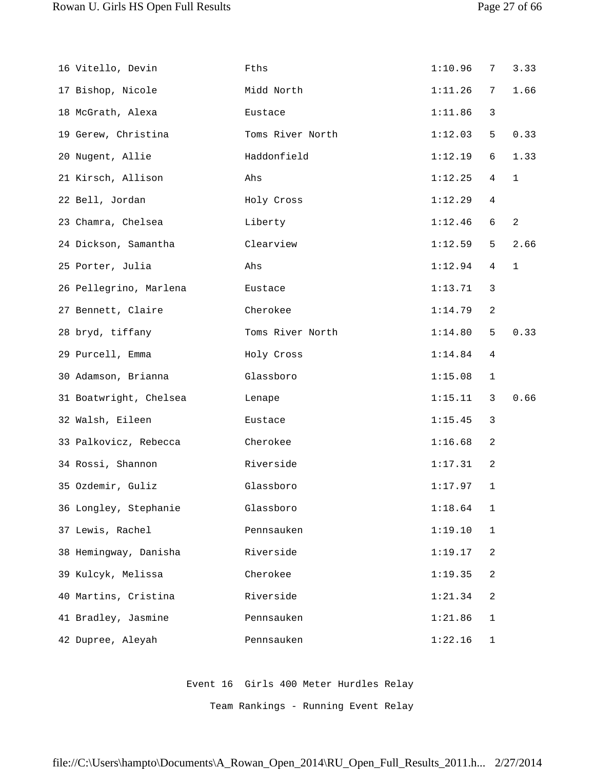| | | | | | |
|---|---|---|---|---|---|
| 16 | Vitello, Devin | Fths | 1:10.96 | 7 | 3.33 |
| 17 | Bishop, Nicole | Midd North | 1:11.26 | 7 | 1.66 |
| 18 | McGrath, Alexa | Eustace | 1:11.86 | 3 | |
| 19 | Gerew, Christina | Toms River North | 1:12.03 | 5 | 0.33 |
| 20 | Nugent, Allie | Haddonfield | 1:12.19 | 6 | 1.33 |
| 21 | Kirsch, Allison | Ahs | 1:12.25 | 4 | 1 |
| 22 | Bell, Jordan | Holy Cross | 1:12.29 | 4 | |
| 23 | Chamra, Chelsea | Liberty | 1:12.46 | 6 | 2 |
| 24 | Dickson, Samantha | Clearview | 1:12.59 | 5 | 2.66 |
| 25 | Porter, Julia | Ahs | 1:12.94 | 4 | 1 |
| 26 | Pellegrino, Marlena | Eustace | 1:13.71 | 3 | |
| 27 | Bennett, Claire | Cherokee | 1:14.79 | 2 | |
| 28 | bryd, tiffany | Toms River North | 1:14.80 | 5 | 0.33 |
| 29 | Purcell, Emma | Holy Cross | 1:14.84 | 4 | |
| 30 | Adamson, Brianna | Glassboro | 1:15.08 | 1 | |
| 31 | Boatwright, Chelsea | Lenape | 1:15.11 | 3 | 0.66 |
| 32 | Walsh, Eileen | Eustace | 1:15.45 | 3 | |
| 33 | Palkovicz, Rebecca | Cherokee | 1:16.68 | 2 | |
| 34 | Rossi, Shannon | Riverside | 1:17.31 | 2 | |
| 35 | Ozdemir, Guliz | Glassboro | 1:17.97 | 1 | |
| 36 | Longley, Stephanie | Glassboro | 1:18.64 | 1 | |
| 37 | Lewis, Rachel | Pennsauken | 1:19.10 | 1 | |
| 38 | Hemingway, Danisha | Riverside | 1:19.17 | 2 | |
| 39 | Kulcyk, Melissa | Cherokee | 1:19.35 | 2 | |
| 40 | Martins, Cristina | Riverside | 1:21.34 | 2 | |
| 41 | Bradley, Jasmine | Pennsauken | 1:21.86 | 1 | |
| 42 | Dupree, Aleyah | Pennsauken | 1:22.16 | 1 | |

Event 16 Girls 400 Meter Hurdles Relay

Team Rankings - Running Event Relay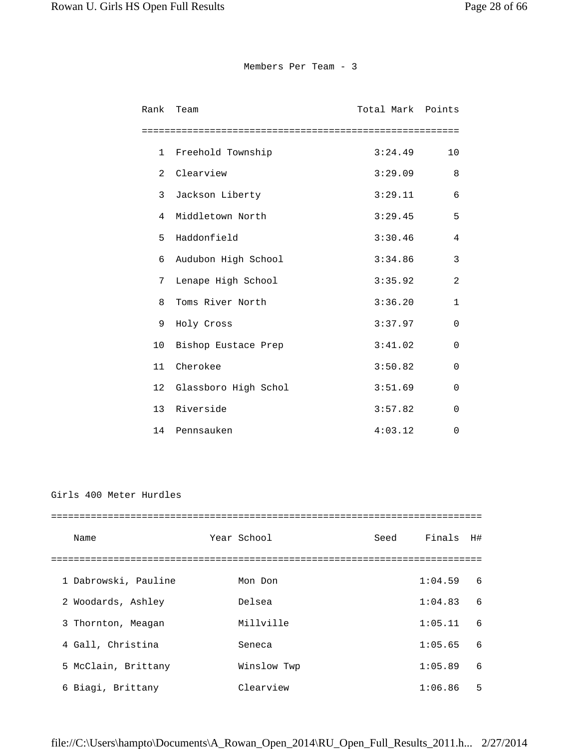Members Per Team - 3

| Rank | Team | Total Mark | Points |
|---|---|---|---|
| 1 | Freehold Township | 3:24.49 | 10 |
| 2 | Clearview | 3:29.09 | 8 |
| 3 | Jackson Liberty | 3:29.11 | 6 |
| 4 | Middletown North | 3:29.45 | 5 |
| 5 | Haddonfield | 3:30.46 | 4 |
| 6 | Audubon High School | 3:34.86 | 3 |
| 7 | Lenape High School | 3:35.92 | 2 |
| 8 | Toms River North | 3:36.20 | 1 |
| 9 | Holy Cross | 3:37.97 | 0 |
| 10 | Bishop Eustace Prep | 3:41.02 | 0 |
| 11 | Cherokee | 3:50.82 | 0 |
| 12 | Glassboro High Schol | 3:51.69 | 0 |
| 13 | Riverside | 3:57.82 | 0 |
| 14 | Pennsauken | 4:03.12 | 0 |

Girls 400 Meter Hurdles

| | Name | Year | School | Seed | Finals | H# |
|---|---|---|---|---|---|---|
| 1 | Dabrowski, Pauline | | Mon Don | | 1:04.59 | 6 |
| 2 | Woodards, Ashley | | Delsea | | 1:04.83 | 6 |
| 3 | Thornton, Meagan | | Millville | | 1:05.11 | 6 |
| 4 | Gall, Christina | | Seneca | | 1:05.65 | 6 |
| 5 | McClain, Brittany | | Winslow Twp | | 1:05.89 | 6 |
| 6 | Biagi, Brittany | | Clearview | | 1:06.86 | 5 |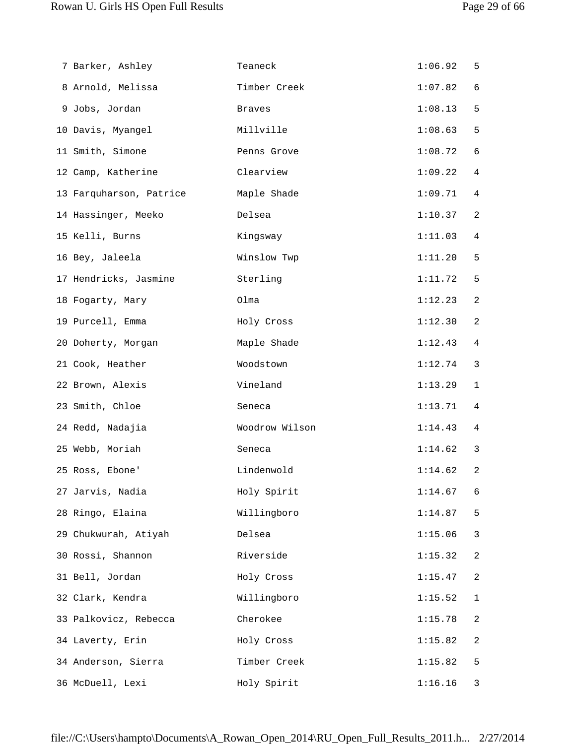| | | | | |
|---|---|---|---|---|
| 7 | Barker, Ashley | Teaneck | 1:06.92 | 5 |
| 8 | Arnold, Melissa | Timber Creek | 1:07.82 | 6 |
| 9 | Jobs, Jordan | Braves | 1:08.13 | 5 |
| 10 | Davis, Myangel | Millville | 1:08.63 | 5 |
| 11 | Smith, Simone | Penns Grove | 1:08.72 | 6 |
| 12 | Camp, Katherine | Clearview | 1:09.22 | 4 |
| 13 | Farquharson, Patrice | Maple Shade | 1:09.71 | 4 |
| 14 | Hassinger, Meeko | Delsea | 1:10.37 | 2 |
| 15 | Kelli, Burns | Kingsway | 1:11.03 | 4 |
| 16 | Bey, Jaleela | Winslow Twp | 1:11.20 | 5 |
| 17 | Hendricks, Jasmine | Sterling | 1:11.72 | 5 |
| 18 | Fogarty, Mary | Olma | 1:12.23 | 2 |
| 19 | Purcell, Emma | Holy Cross | 1:12.30 | 2 |
| 20 | Doherty, Morgan | Maple Shade | 1:12.43 | 4 |
| 21 | Cook, Heather | Woodstown | 1:12.74 | 3 |
| 22 | Brown, Alexis | Vineland | 1:13.29 | 1 |
| 23 | Smith, Chloe | Seneca | 1:13.71 | 4 |
| 24 | Redd, Nadajia | Woodrow Wilson | 1:14.43 | 4 |
| 25 | Webb, Moriah | Seneca | 1:14.62 | 3 |
| 25 | Ross, Ebone' | Lindenwold | 1:14.62 | 2 |
| 27 | Jarvis, Nadia | Holy Spirit | 1:14.67 | 6 |
| 28 | Ringo, Elaina | Willingboro | 1:14.87 | 5 |
| 29 | Chukwurah, Atiyah | Delsea | 1:15.06 | 3 |
| 30 | Rossi, Shannon | Riverside | 1:15.32 | 2 |
| 31 | Bell, Jordan | Holy Cross | 1:15.47 | 2 |
| 32 | Clark, Kendra | Willingboro | 1:15.52 | 1 |
| 33 | Palkovicz, Rebecca | Cherokee | 1:15.78 | 2 |
| 34 | Laverty, Erin | Holy Cross | 1:15.82 | 2 |
| 34 | Anderson, Sierra | Timber Creek | 1:15.82 | 5 |
| 36 | McDuell, Lexi | Holy Spirit | 1:16.16 | 3 |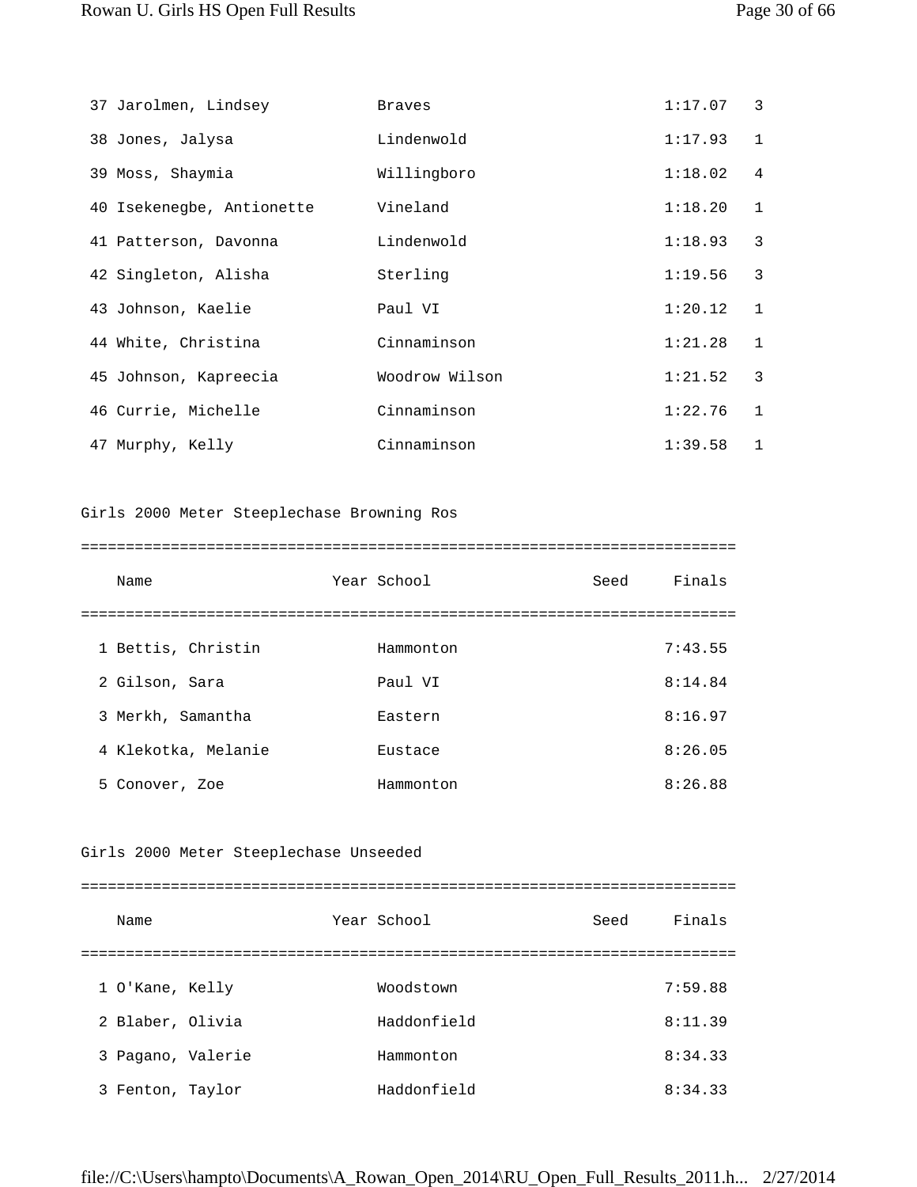| | | | | |
|---|---|---|---|---|
| 37 | Jarolmen, Lindsey | Braves | 1:17.07 | 3 |
| 38 | Jones, Jalysa | Lindenwold | 1:17.93 | 1 |
| 39 | Moss, Shaymia | Willingboro | 1:18.02 | 4 |
| 40 | Isekenegbe, Antionette | Vineland | 1:18.20 | 1 |
| 41 | Patterson, Davonna | Lindenwold | 1:18.93 | 3 |
| 42 | Singleton, Alisha | Sterling | 1:19.56 | 3 |
| 43 | Johnson, Kaelie | Paul VI | 1:20.12 | 1 |
| 44 | White, Christina | Cinnaminson | 1:21.28 | 1 |
| 45 | Johnson, Kapreecia | Woodrow Wilson | 1:21.52 | 3 |
| 46 | Currie, Michelle | Cinnaminson | 1:22.76 | 1 |
| 47 | Murphy, Kelly | Cinnaminson | 1:39.58 | 1 |

Girls 2000 Meter Steeplechase Browning Ros

| | Name | Year | School | Seed | Finals |
|---|---|---|---|---|---|
| 1 | Bettis, Christin | | Hammonton | | 7:43.55 |
| 2 | Gilson, Sara | | Paul VI | | 8:14.84 |
| 3 | Merkh, Samantha | | Eastern | | 8:16.97 |
| 4 | Klekotka, Melanie | | Eustace | | 8:26.05 |
| 5 | Conover, Zoe | | Hammonton | | 8:26.88 |

Girls 2000 Meter Steeplechase Unseeded

| | Name | Year | School | Seed | Finals |
|---|---|---|---|---|---|
| 1 | O'Kane, Kelly | | Woodstown | | 7:59.88 |
| 2 | Blaber, Olivia | | Haddonfield | | 8:11.39 |
| 3 | Pagano, Valerie | | Hammonton | | 8:34.33 |
| 3 | Fenton, Taylor | | Haddonfield | | 8:34.33 |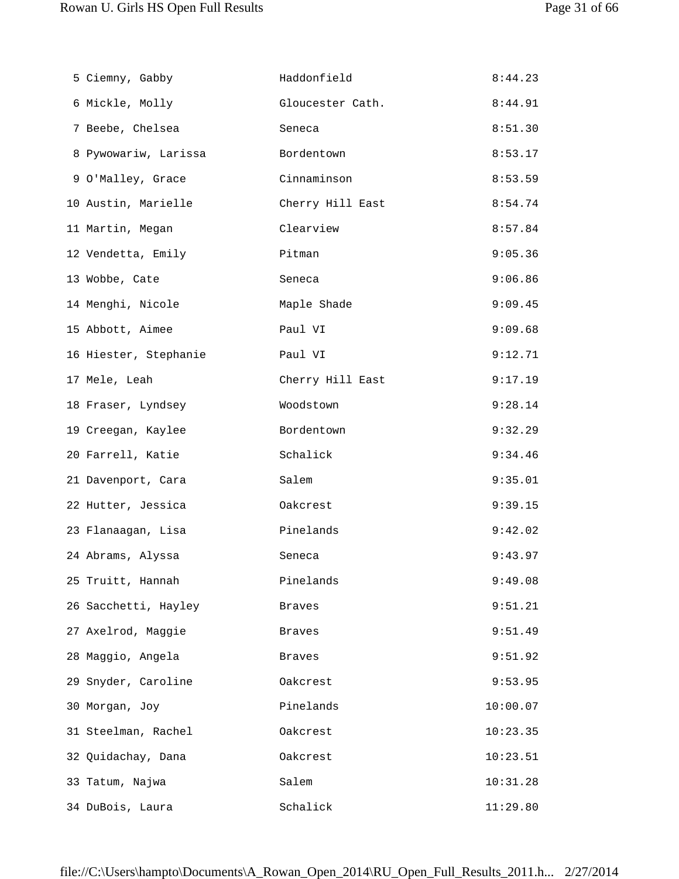| | | | |
|---|---|---|---|
| 5 | Ciemny, Gabby | Haddonfield | 8:44.23 |
| 6 | Mickle, Molly | Gloucester Cath. | 8:44.91 |
| 7 | Beebe, Chelsea | Seneca | 8:51.30 |
| 8 | Pywowariw, Larissa | Bordentown | 8:53.17 |
| 9 | O'Malley, Grace | Cinnaminson | 8:53.59 |
| 10 | Austin, Marielle | Cherry Hill East | 8:54.74 |
| 11 | Martin, Megan | Clearview | 8:57.84 |
| 12 | Vendetta, Emily | Pitman | 9:05.36 |
| 13 | Wobbe, Cate | Seneca | 9:06.86 |
| 14 | Menghi, Nicole | Maple Shade | 9:09.45 |
| 15 | Abbott, Aimee | Paul VI | 9:09.68 |
| 16 | Hiester, Stephanie | Paul VI | 9:12.71 |
| 17 | Mele, Leah | Cherry Hill East | 9:17.19 |
| 18 | Fraser, Lyndsey | Woodstown | 9:28.14 |
| 19 | Creegan, Kaylee | Bordentown | 9:32.29 |
| 20 | Farrell, Katie | Schalick | 9:34.46 |
| 21 | Davenport, Cara | Salem | 9:35.01 |
| 22 | Hutter, Jessica | Oakcrest | 9:39.15 |
| 23 | Flanaagan, Lisa | Pinelands | 9:42.02 |
| 24 | Abrams, Alyssa | Seneca | 9:43.97 |
| 25 | Truitt, Hannah | Pinelands | 9:49.08 |
| 26 | Sacchetti, Hayley | Braves | 9:51.21 |
| 27 | Axelrod, Maggie | Braves | 9:51.49 |
| 28 | Maggio, Angela | Braves | 9:51.92 |
| 29 | Snyder, Caroline | Oakcrest | 9:53.95 |
| 30 | Morgan, Joy | Pinelands | 10:00.07 |
| 31 | Steelman, Rachel | Oakcrest | 10:23.35 |
| 32 | Quidachay, Dana | Oakcrest | 10:23.51 |
| 33 | Tatum, Najwa | Salem | 10:31.28 |
| 34 | DuBois, Laura | Schalick | 11:29.80 |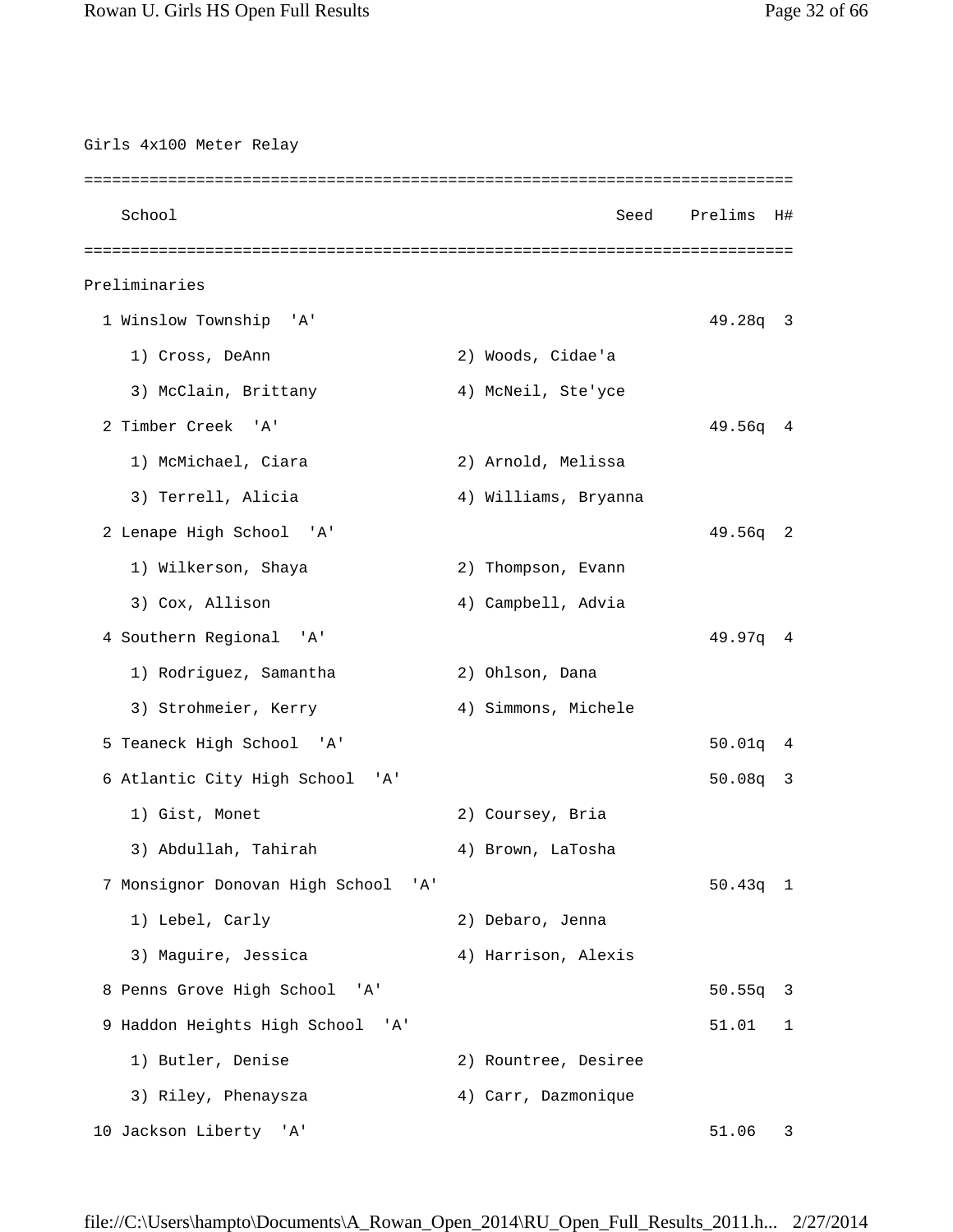Girls 4x100 Meter Relay

| School | Seed | Prelims | H# |
|---|---|---|---|
| **Preliminaries** | | | |
| 1 Winslow Township 'A' | | 49.28q | 3 |
| 1) Cross, DeAnn 2) Woods, Cidae'a | | | |
| 3) McClain, Brittany 4) McNeil, Ste'yce | | | |
| 2 Timber Creek 'A' | | 49.56q | 4 |
| 1) McMichael, Ciara 2) Arnold, Melissa | | | |
| 3) Terrell, Alicia 4) Williams, Bryanna | | | |
| 2 Lenape High School 'A' | | 49.56q | 2 |
| 1) Wilkerson, Shaya 2) Thompson, Evann | | | |
| 3) Cox, Allison 4) Campbell, Advia | | | |
| 4 Southern Regional 'A' | | 49.97q | 4 |
| 1) Rodriguez, Samantha 2) Ohlson, Dana | | | |
| 3) Strohmeier, Kerry 4) Simmons, Michele | | | |
| 5 Teaneck High School 'A' | | 50.01q | 4 |
| 6 Atlantic City High School 'A' | | 50.08q | 3 |
| 1) Gist, Monet 2) Coursey, Bria | | | |
| 3) Abdullah, Tahirah 4) Brown, LaTosha | | | |
| 7 Monsignor Donovan High School 'A' | | 50.43q | 1 |
| 1) Lebel, Carly 2) Debaro, Jenna | | | |
| 3) Maguire, Jessica 4) Harrison, Alexis | | | |
| 8 Penns Grove High School 'A' | | 50.55q | 3 |
| 9 Haddon Heights High School 'A' | | 51.01 | 1 |
| 1) Butler, Denise 2) Rountree, Desiree | | | |
| 3) Riley, Phenaysza 4) Carr, Dazmonique | | | |
| 10 Jackson Liberty 'A' | | 51.06 | 3 |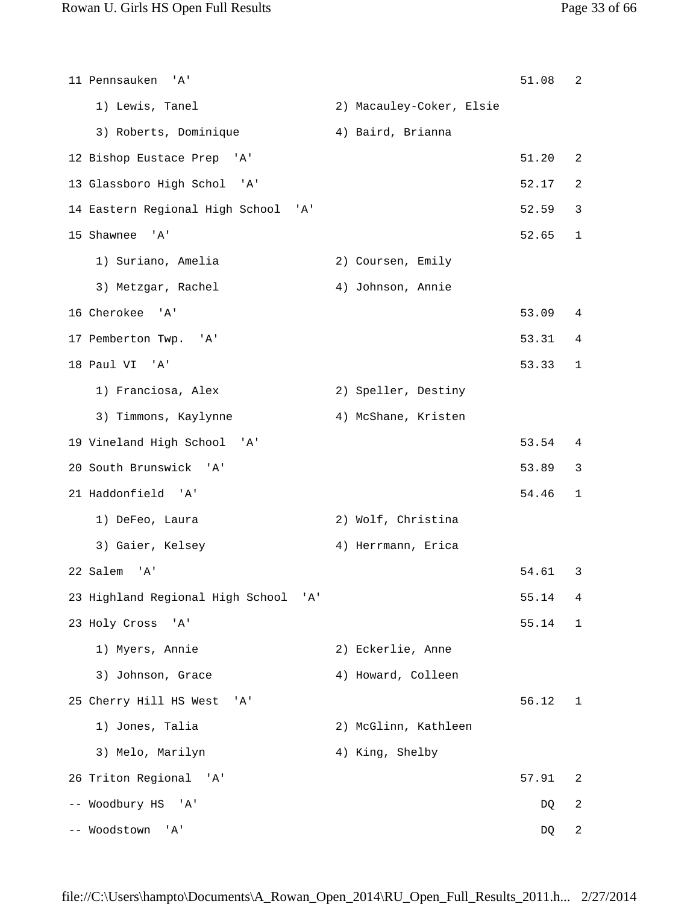```
 11 Pennsauken  'A'                                            51.08   2 
    1) Lewis, Tanel                2) Macauley-Coker, Elsie           
    3) Roberts, Dominique          4) Baird, Brianna                  
 12 Bishop Eustace Prep  'A'                                   51.20   2 
 13 Glassboro High Schol  'A'                                  52.17   2 
 14 Eastern Regional High School  'A'                          52.59   3 
 15 Shawnee  'A'                                               52.65   1 
    1) Suriano, Amelia             2) Coursen, Emily                  
    3) Metzgar, Rachel             4) Johnson, Annie                  
 16 Cherokee  'A'                                              53.09   4 
 17 Pemberton Twp.  'A'                                        53.31   4 
 18 Paul VI  'A'                                               53.33   1 
    1) Franciosa, Alex             2) Speller, Destiny                
    3) Timmons, Kaylynne           4) McShane, Kristen                
 19 Vineland High School  'A'                                  53.54   4 
 20 South Brunswick  'A'                                       53.89   3 
 21 Haddonfield  'A'                                           54.46   1 
    1) DeFeo, Laura                2) Wolf, Christina                 
    3) Gaier, Kelsey               4) Herrmann, Erica                 
 22 Salem  'A'                                                 54.61   3 
 23 Highland Regional High School  'A'                         55.14   4 
 23 Holy Cross  'A'                                            55.14   1 
    1) Myers, Annie                2) Eckerlie, Anne                  
    3) Johnson, Grace              4) Howard, Colleen                 
 25 Cherry Hill HS West  'A'                                   56.12   1 
    1) Jones, Talia                2) McGlinn, Kathleen               
    3) Melo, Marilyn               4) King, Shelby                    
 26 Triton Regional  'A'                                       57.91   2 
 -- Woodbury HS  'A'                                              DQ   2 
 -- Woodstown  'A'                                                DQ   2 
```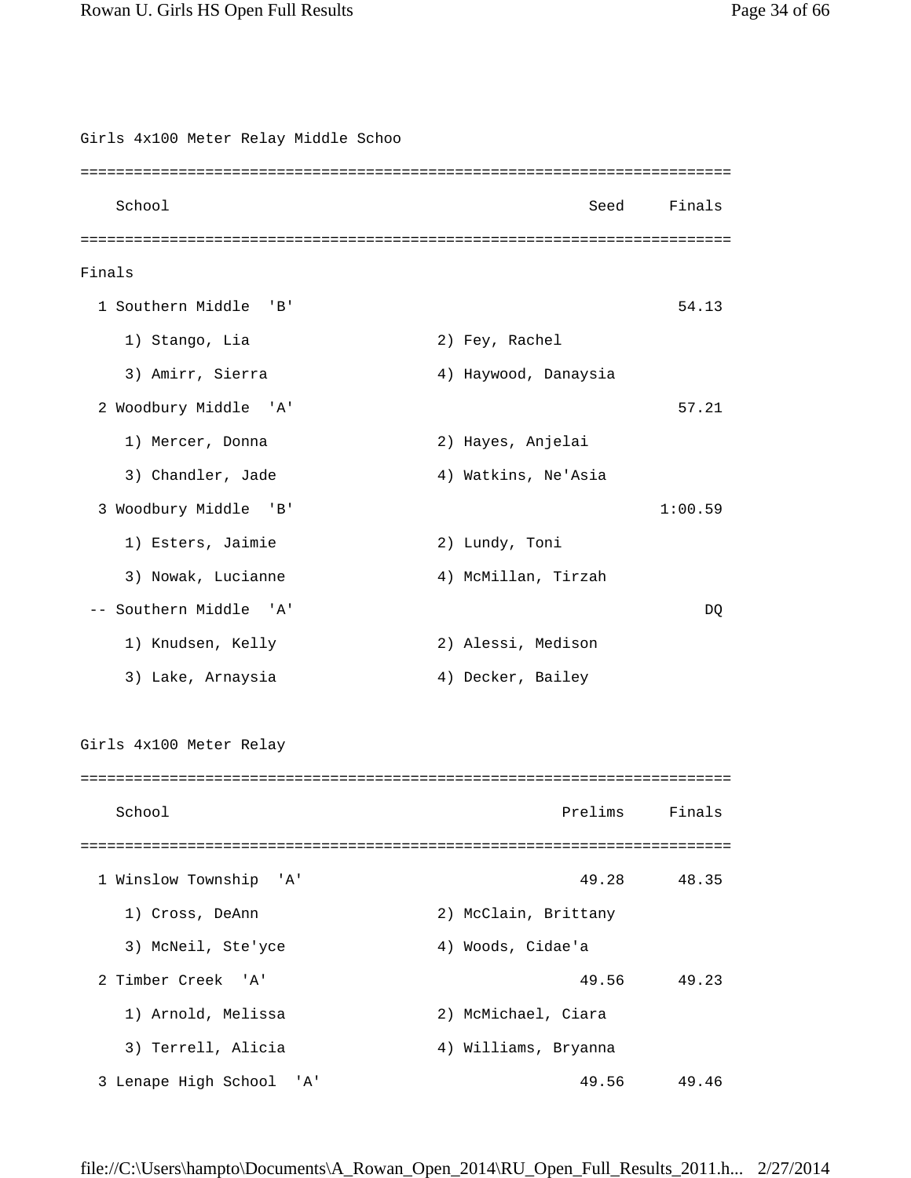## Girls 4x100 Meter Relay Middle Schoo

| | School | Seed | Finals |
|---|---|---|---|
| **Finals** | | | |
| 1 | Southern Middle 'B' | | 54.13 |
| | 1) Stango, Lia; 2) Fey, Rachel; 3) Amirr, Sierra; 4) Haywood, Danaysia | | |
| 2 | Woodbury Middle 'A' | | 57.21 |
| | 1) Mercer, Donna; 2) Hayes, Anjelai; 3) Chandler, Jade; 4) Watkins, Ne'Asia | | |
| 3 | Woodbury Middle 'B' | | 1:00.59 |
| | 1) Esters, Jaimie; 2) Lundy, Toni; 3) Nowak, Lucianne; 4) McMillan, Tirzah | | |
| -- | Southern Middle 'A' | | DQ |
| | 1) Knudsen, Kelly; 2) Alessi, Medison; 3) Lake, Arnaysia; 4) Decker, Bailey | | |

## Girls 4x100 Meter Relay

| | School | Prelims | Finals |
|---|---|---|---|
| 1 | Winslow Township 'A' | 49.28 | 48.35 |
| | 1) Cross, DeAnn; 2) McClain, Brittany; 3) McNeil, Ste'yce; 4) Woods, Cidae'a | | |
| 2 | Timber Creek 'A' | 49.56 | 49.23 |
| | 1) Arnold, Melissa; 2) McMichael, Ciara; 3) Terrell, Alicia; 4) Williams, Bryanna | | |
| 3 | Lenape High School 'A' | 49.56 | 49.46 |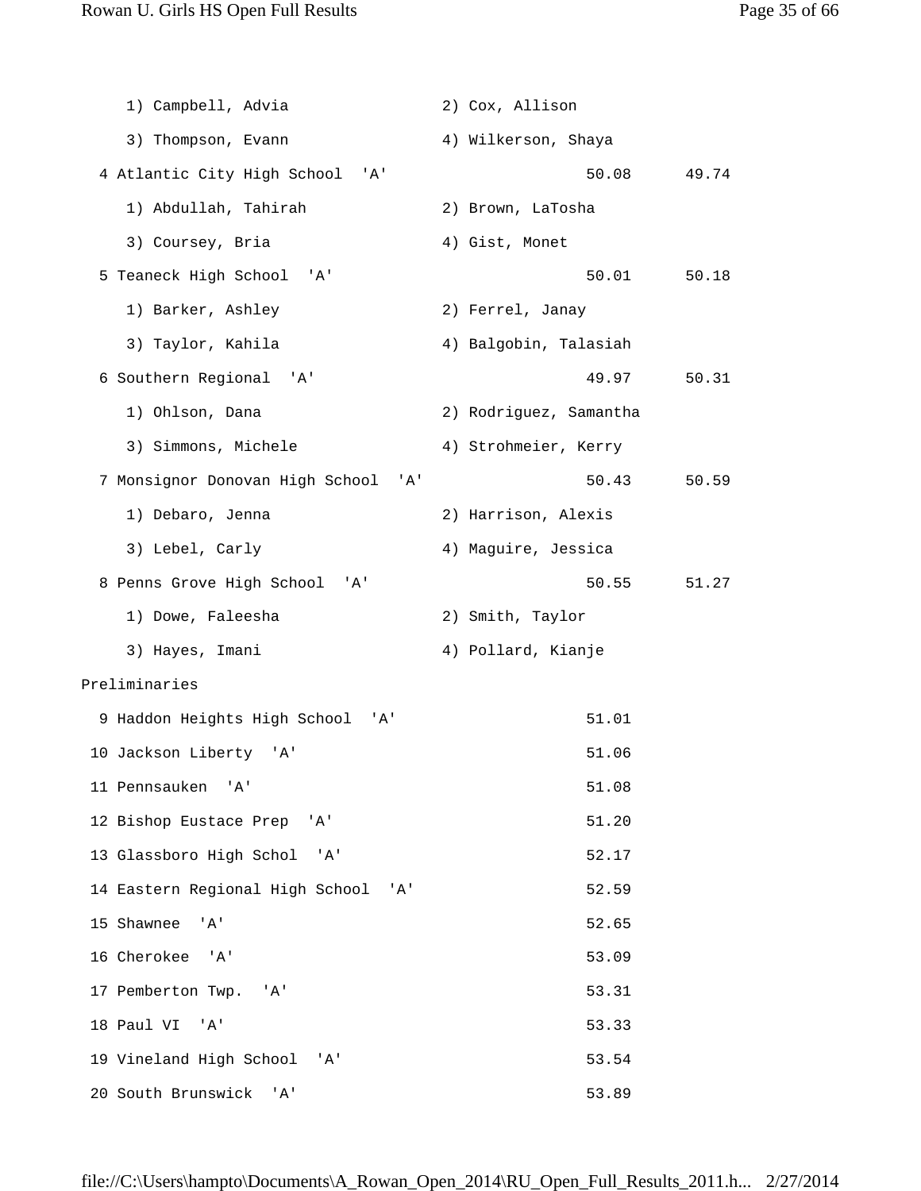```
    1) Campbell, Advia             2) Cox, Allison
    3) Thompson, Evann             4) Wilkerson, Shaya
  4 Atlantic City High School  'A'                 50.08      49.74
    1) Abdullah, Tahirah           2) Brown, LaTosha
    3) Coursey, Bria               4) Gist, Monet
  5 Teaneck High School  'A'                       50.01      50.18
    1) Barker, Ashley              2) Ferrel, Janay
    3) Taylor, Kahila              4) Balgobin, Talasiah
  6 Southern Regional  'A'                         49.97      50.31
    1) Ohlson, Dana                2) Rodriguez, Samantha
    3) Simmons, Michele            4) Strohmeier, Kerry
  7 Monsignor Donovan High School  'A'             50.43      50.59
    1) Debaro, Jenna               2) Harrison, Alexis
    3) Lebel, Carly                4) Maguire, Jessica
  8 Penns Grove High School  'A'                   50.55      51.27
    1) Dowe, Faleesha              2) Smith, Taylor
    3) Hayes, Imani                4) Pollard, Kianje
Preliminaries
  9 Haddon Heights High School  'A'                51.01
 10 Jackson Liberty  'A'                           51.06
 11 Pennsauken  'A'                                51.08
 12 Bishop Eustace Prep  'A'                       51.20
 13 Glassboro High Schol  'A'                      52.17
 14 Eastern Regional High School  'A'              52.59
 15 Shawnee  'A'                                   52.65
 16 Cherokee  'A'                                  53.09
 17 Pemberton Twp.  'A'                            53.31
 18 Paul VI  'A'                                   53.33
 19 Vineland High School  'A'                      53.54
 20 South Brunswick  'A'                           53.89
```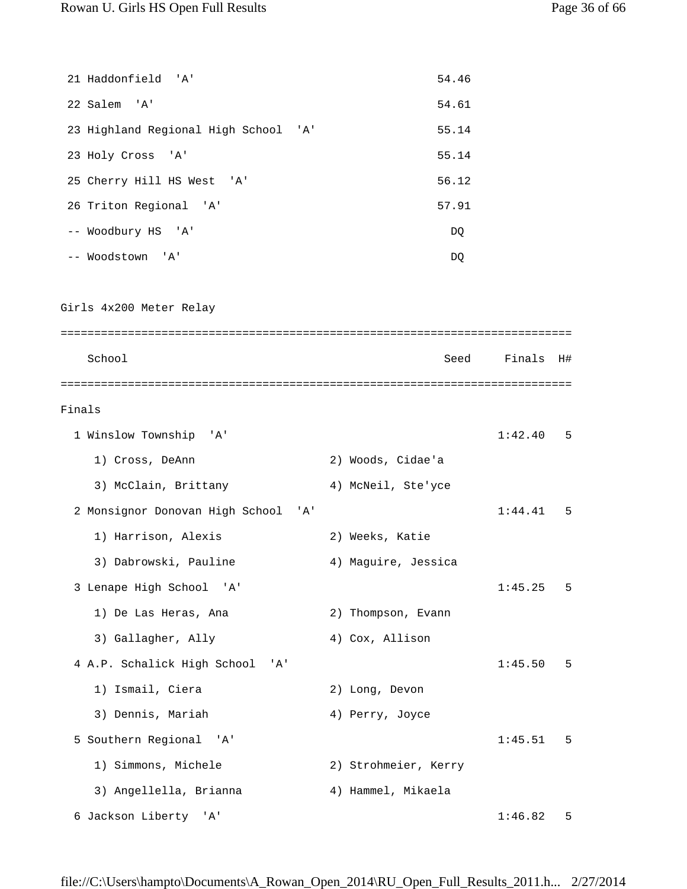| | | |
|---|---|---|
| 21 | Haddonfield 'A' | 54.46 |
| 22 | Salem 'A' | 54.61 |
| 23 | Highland Regional High School 'A' | 55.14 |
| 23 | Holy Cross 'A' | 55.14 |
| 25 | Cherry Hill HS West 'A' | 56.12 |
| 26 | Triton Regional 'A' | 57.91 |
| -- | Woodbury HS 'A' | DQ |
| -- | Woodstown 'A' | DQ |

## Girls 4x200 Meter Relay

| | School | Seed | Finals | H# |
|---|---|---|---|---|
| **Finals** | | | | |
| 1 | Winslow Township 'A' | | 1:42.40 | 5 |
| | 1) Cross, DeAnn; 2) Woods, Cidae'a; 3) McClain, Brittany; 4) McNeil, Ste'yce | | | |
| 2 | Monsignor Donovan High School 'A' | | 1:44.41 | 5 |
| | 1) Harrison, Alexis; 2) Weeks, Katie; 3) Dabrowski, Pauline; 4) Maguire, Jessica | | | |
| 3 | Lenape High School 'A' | | 1:45.25 | 5 |
| | 1) De Las Heras, Ana; 2) Thompson, Evann; 3) Gallagher, Ally; 4) Cox, Allison | | | |
| 4 | A.P. Schalick High School 'A' | | 1:45.50 | 5 |
| | 1) Ismail, Ciera; 2) Long, Devon; 3) Dennis, Mariah; 4) Perry, Joyce | | | |
| 5 | Southern Regional 'A' | | 1:45.51 | 5 |
| | 1) Simmons, Michele; 2) Strohmeier, Kerry; 3) Angellella, Brianna; 4) Hammel, Mikaela | | | |
| 6 | Jackson Liberty 'A' | | 1:46.82 | 5 |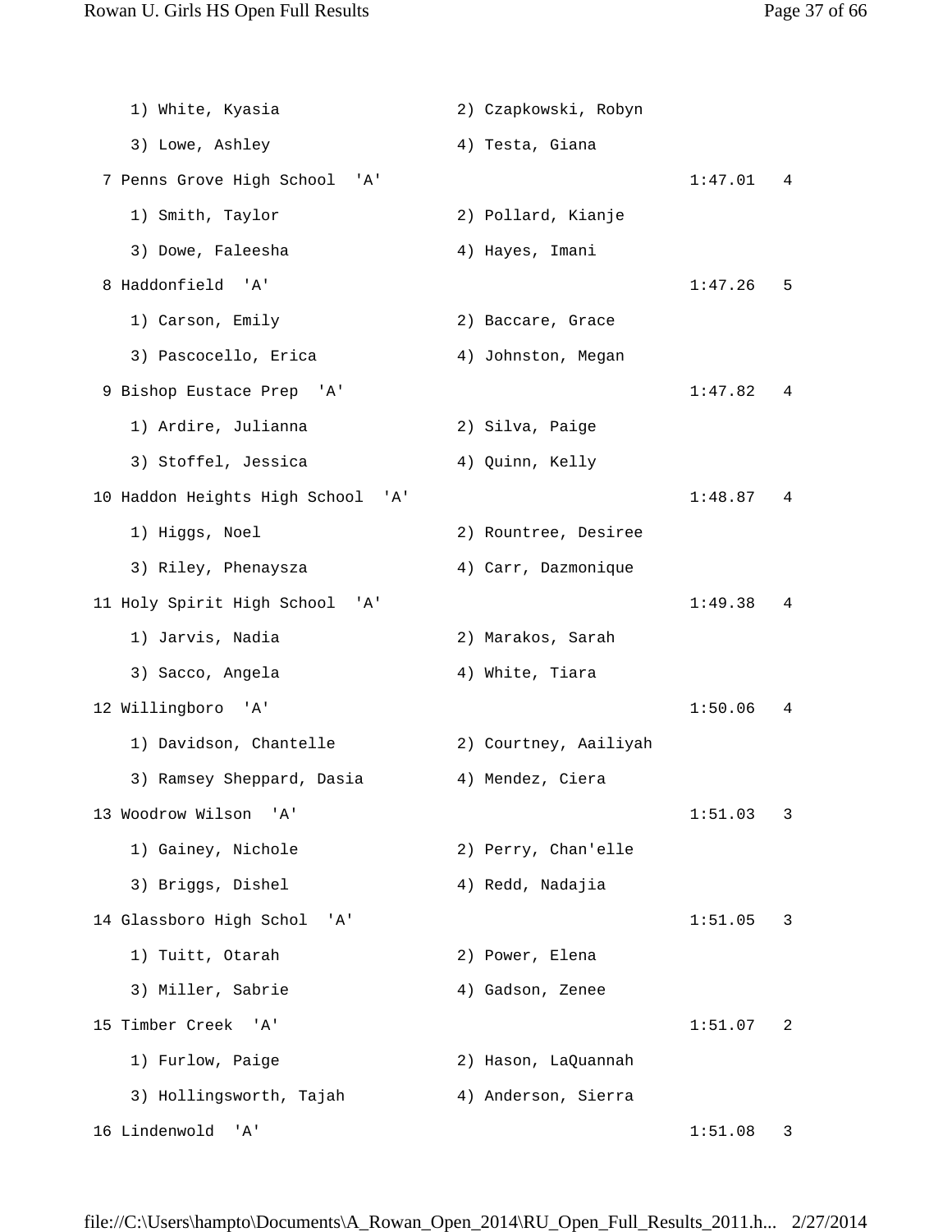```
    1) White, Kyasia              2) Czapkowski, Robyn
    3) Lowe, Ashley               4) Testa, Giana
  7 Penns Grove High School  'A'                               1:47.01   4
    1) Smith, Taylor              2) Pollard, Kianje
    3) Dowe, Faleesha             4) Hayes, Imani
  8 Haddonfield  'A'                                           1:47.26   5
    1) Carson, Emily              2) Baccare, Grace
    3) Pascocello, Erica          4) Johnston, Megan
  9 Bishop Eustace Prep  'A'                                   1:47.82   4
    1) Ardire, Julianna           2) Silva, Paige
    3) Stoffel, Jessica           4) Quinn, Kelly
 10 Haddon Heights High School  'A'                            1:48.87   4
    1) Higgs, Noel                2) Rountree, Desiree
    3) Riley, Phenaysza           4) Carr, Dazmonique
 11 Holy Spirit High School  'A'                               1:49.38   4
    1) Jarvis, Nadia              2) Marakos, Sarah
    3) Sacco, Angela              4) White, Tiara
 12 Willingboro  'A'                                           1:50.06   4
    1) Davidson, Chantelle        2) Courtney, Aailiyah
    3) Ramsey Sheppard, Dasia     4) Mendez, Ciera
 13 Woodrow Wilson  'A'                                        1:51.03   3
    1) Gainey, Nichole            2) Perry, Chan'elle
    3) Briggs, Dishel             4) Redd, Nadajia
 14 Glassboro High Schol  'A'                                  1:51.05   3
    1) Tuitt, Otarah              2) Power, Elena
    3) Miller, Sabrie             4) Gadson, Zenee
 15 Timber Creek  'A'                                          1:51.07   2
    1) Furlow, Paige              2) Hason, LaQuannah
    3) Hollingsworth, Tajah       4) Anderson, Sierra
 16 Lindenwold  'A'                                            1:51.08   3
```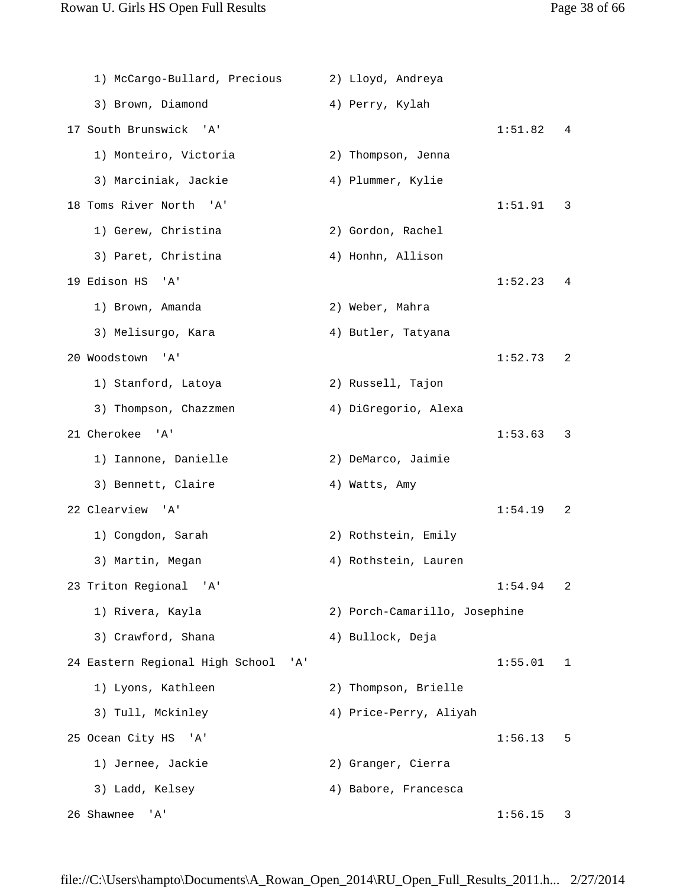```
    1) McCargo-Bullard, Precious       2) Lloyd, Andreya
    3) Brown, Diamond                  4) Perry, Kylah
 17 South Brunswick  'A'                                        1:51.82   4
    1) Monteiro, Victoria              2) Thompson, Jenna
    3) Marciniak, Jackie               4) Plummer, Kylie
 18 Toms River North  'A'                                       1:51.91   3
    1) Gerew, Christina                2) Gordon, Rachel
    3) Paret, Christina                4) Honhn, Allison
 19 Edison HS  'A'                                              1:52.23   4
    1) Brown, Amanda                   2) Weber, Mahra
    3) Melisurgo, Kara                 4) Butler, Tatyana
 20 Woodstown  'A'                                              1:52.73   2
    1) Stanford, Latoya                2) Russell, Tajon
    3) Thompson, Chazzmen              4) DiGregorio, Alexa
 21 Cherokee  'A'                                               1:53.63   3
    1) Iannone, Danielle               2) DeMarco, Jaimie
    3) Bennett, Claire                 4) Watts, Amy
 22 Clearview  'A'                                              1:54.19   2
    1) Congdon, Sarah                  2) Rothstein, Emily
    3) Martin, Megan                   4) Rothstein, Lauren
 23 Triton Regional  'A'                                        1:54.94   2
    1) Rivera, Kayla                   2) Porch-Camarillo, Josephine
    3) Crawford, Shana                 4) Bullock, Deja
 24 Eastern Regional High School  'A'                           1:55.01   1
    1) Lyons, Kathleen                 2) Thompson, Brielle
    3) Tull, Mckinley                  4) Price-Perry, Aliyah
 25 Ocean City HS  'A'                                          1:56.13   5
    1) Jernee, Jackie                  2) Granger, Cierra
    3) Ladd, Kelsey                    4) Babore, Francesca
 26 Shawnee  'A'                                                1:56.15   3
```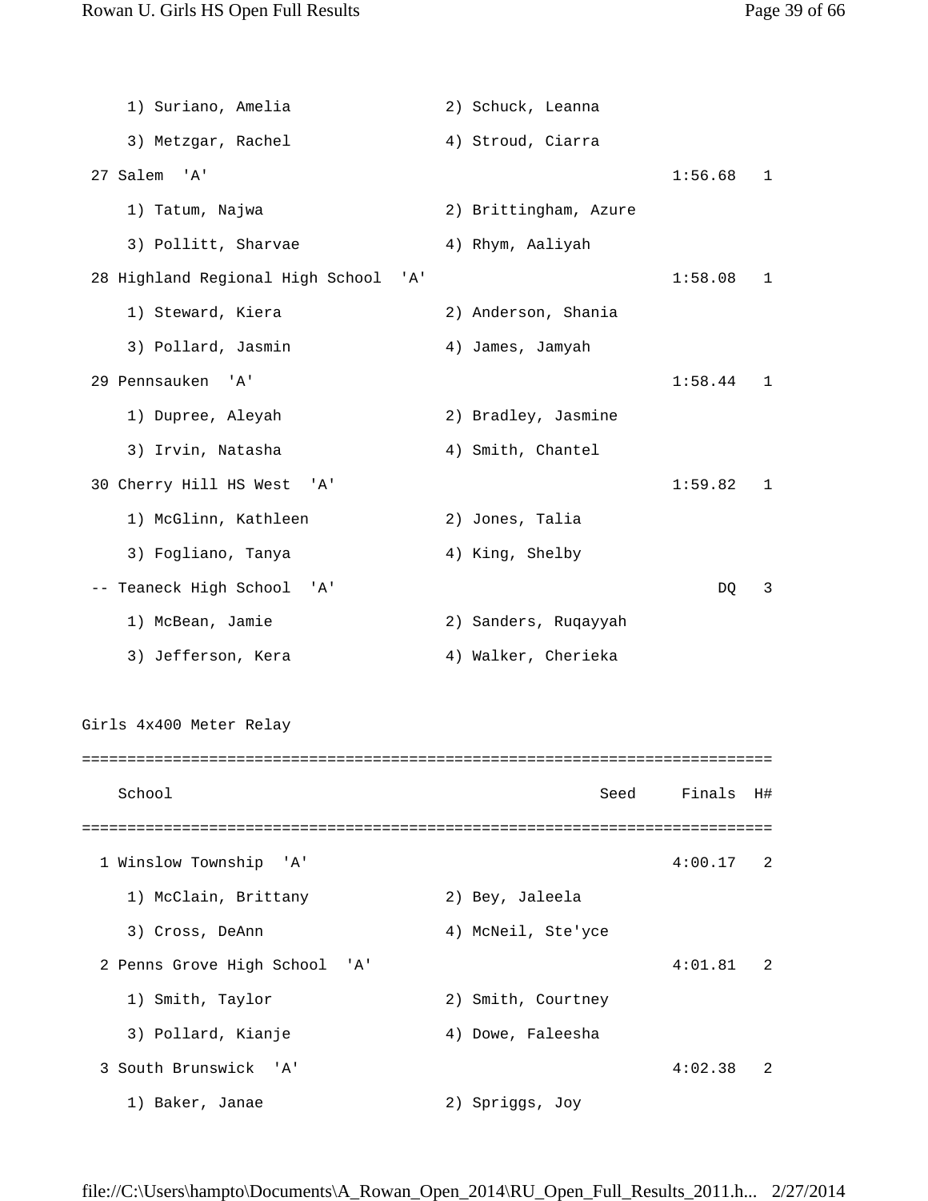1) Suriano, Amelia 2) Schuck, Leanna
3) Metzgar, Rachel 4) Stroud, Ciarra

| | | | | |
|---|---|---|---|---|
| 27 | Salem 'A' | | 1:56.68 | 1 |
| | 1) Tatum, Najwa | 2) Brittingham, Azure | | |
| | 3) Pollitt, Sharvae | 4) Rhym, Aaliyah | | |
| 28 | Highland Regional High School 'A' | | 1:58.08 | 1 |
| | 1) Steward, Kiera | 2) Anderson, Shania | | |
| | 3) Pollard, Jasmin | 4) James, Jamyah | | |
| 29 | Pennsauken 'A' | | 1:58.44 | 1 |
| | 1) Dupree, Aleyah | 2) Bradley, Jasmine | | |
| | 3) Irvin, Natasha | 4) Smith, Chantel | | |
| 30 | Cherry Hill HS West 'A' | | 1:59.82 | 1 |
| | 1) McGlinn, Kathleen | 2) Jones, Talia | | |
| | 3) Fogliano, Tanya | 4) King, Shelby | | |
| -- | Teaneck High School 'A' | | DQ | 3 |
| | 1) McBean, Jamie | 2) Sanders, Ruqayyah | | |
| | 3) Jefferson, Kera | 4) Walker, Cherieka | | |

Girls 4x400 Meter Relay

| | School | | Seed | Finals | H# |
|---|---|---|---|---|---|
| 1 | Winslow Township 'A' | | | 4:00.17 | 2 |
| | 1) McClain, Brittany | 2) Bey, Jaleela | | | |
| | 3) Cross, DeAnn | 4) McNeil, Ste'yce | | | |
| 2 | Penns Grove High School 'A' | | | 4:01.81 | 2 |
| | 1) Smith, Taylor | 2) Smith, Courtney | | | |
| | 3) Pollard, Kianje | 4) Dowe, Faleesha | | | |
| 3 | South Brunswick 'A' | | | 4:02.38 | 2 |
| | 1) Baker, Janae | 2) Spriggs, Joy | | | |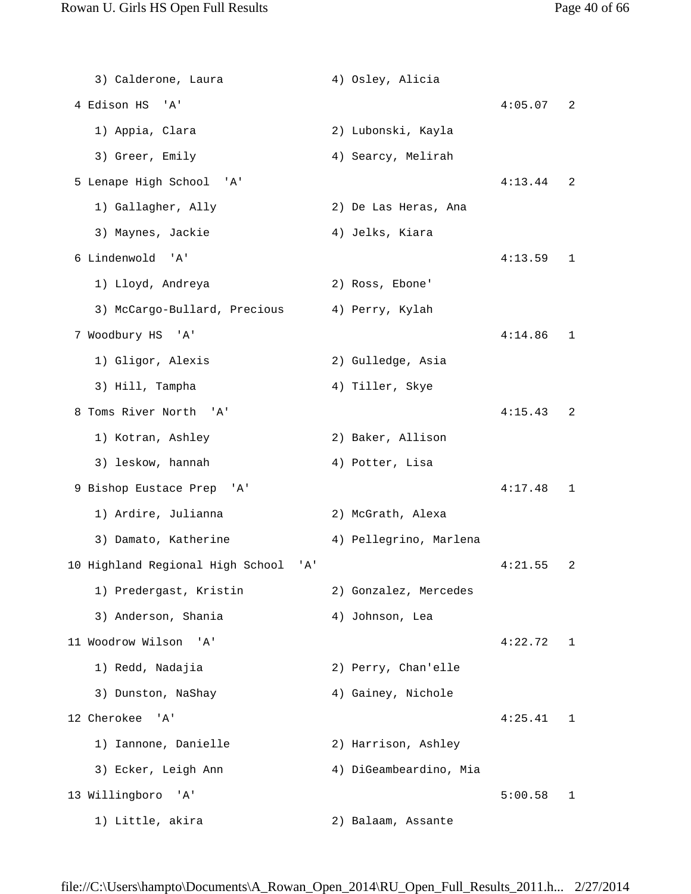```
   3) Calderone, Laura              4) Osley, Alicia
 4 Edison HS  'A'                                            4:05.07   2
   1) Appia, Clara                  2) Lubonski, Kayla
   3) Greer, Emily                  4) Searcy, Melirah
 5 Lenape High School  'A'                                   4:13.44   2
   1) Gallagher, Ally               2) De Las Heras, Ana
   3) Maynes, Jackie                4) Jelks, Kiara
 6 Lindenwold  'A'                                           4:13.59   1
   1) Lloyd, Andreya                2) Ross, Ebone'
   3) McCargo-Bullard, Precious     4) Perry, Kylah
 7 Woodbury HS  'A'                                          4:14.86   1
   1) Gligor, Alexis                2) Gulledge, Asia
   3) Hill, Tampha                  4) Tiller, Skye
 8 Toms River North  'A'                                     4:15.43   2
   1) Kotran, Ashley                2) Baker, Allison
   3) leskow, hannah                4) Potter, Lisa
 9 Bishop Eustace Prep  'A'                                  4:17.48   1
   1) Ardire, Julianna              2) McGrath, Alexa
   3) Damato, Katherine             4) Pellegrino, Marlena
10 Highland Regional High School  'A'                        4:21.55   2
   1) Predergast, Kristin           2) Gonzalez, Mercedes
   3) Anderson, Shania              4) Johnson, Lea
11 Woodrow Wilson  'A'                                       4:22.72   1
   1) Redd, Nadajia                 2) Perry, Chan'elle
   3) Dunston, NaShay               4) Gainey, Nichole
12 Cherokee  'A'                                             4:25.41   1
   1) Iannone, Danielle             2) Harrison, Ashley
   3) Ecker, Leigh Ann              4) DiGeambeardino, Mia
13 Willingboro  'A'                                          5:00.58   1
   1) Little, akira                 2) Balaam, Assante
```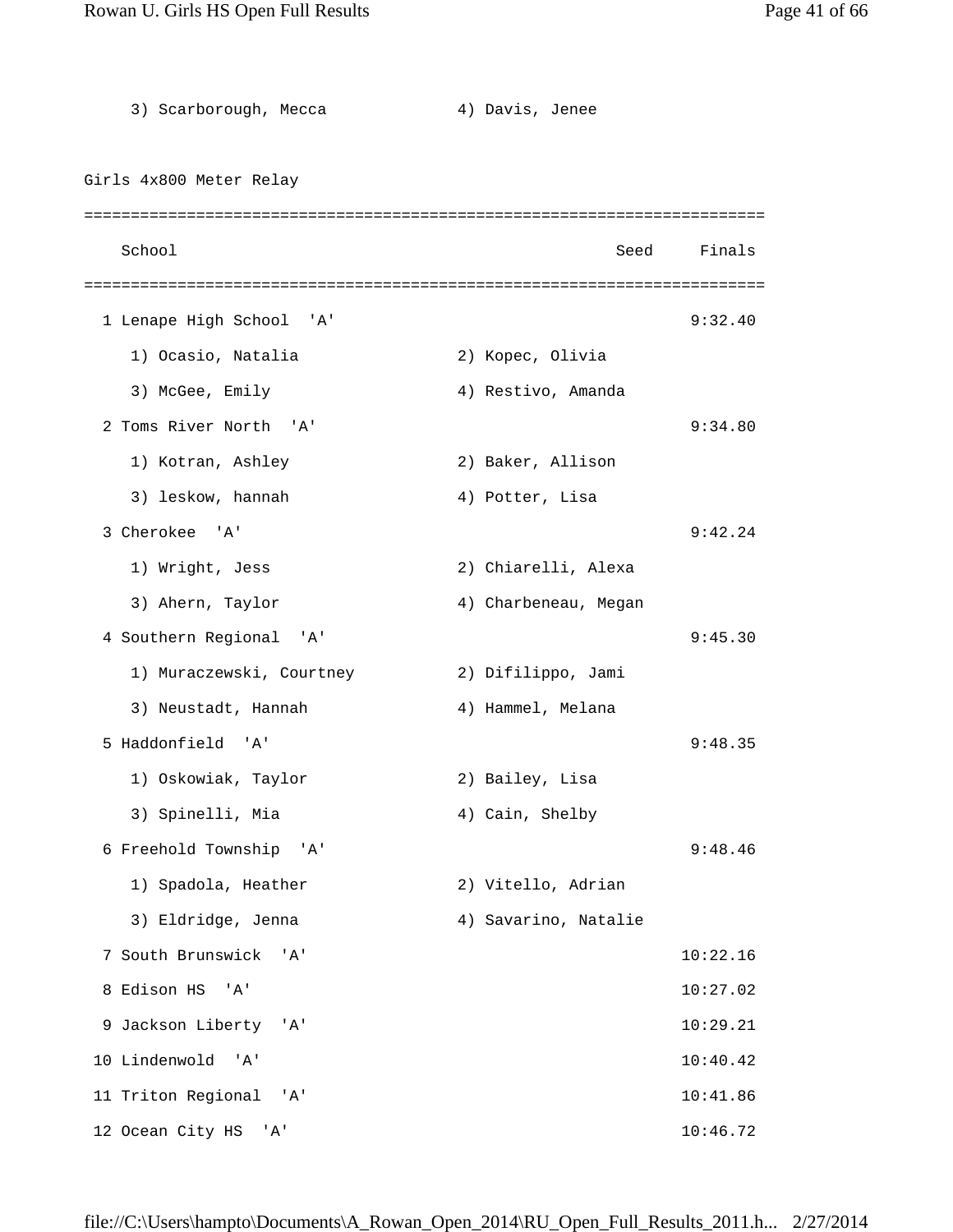3) Scarborough, Mecca    4) Davis, Jenee

## Girls 4x800 Meter Relay

| | School | Seed | Finals |
|---|---|---|---|
| 1 | Lenape High School 'A' | | 9:32.40 |
| | 1) Ocasio, Natalia  2) Kopec, Olivia  3) McGee, Emily  4) Restivo, Amanda | | |
| 2 | Toms River North 'A' | | 9:34.80 |
| | 1) Kotran, Ashley  2) Baker, Allison  3) leskow, hannah  4) Potter, Lisa | | |
| 3 | Cherokee 'A' | | 9:42.24 |
| | 1) Wright, Jess  2) Chiarelli, Alexa  3) Ahern, Taylor  4) Charbeneau, Megan | | |
| 4 | Southern Regional 'A' | | 9:45.30 |
| | 1) Muraczewski, Courtney  2) Difilippo, Jami  3) Neustadt, Hannah  4) Hammel, Melana | | |
| 5 | Haddonfield 'A' | | 9:48.35 |
| | 1) Oskowiak, Taylor  2) Bailey, Lisa  3) Spinelli, Mia  4) Cain, Shelby | | |
| 6 | Freehold Township 'A' | | 9:48.46 |
| | 1) Spadola, Heather  2) Vitello, Adrian  3) Eldridge, Jenna  4) Savarino, Natalie | | |
| 7 | South Brunswick 'A' | | 10:22.16 |
| 8 | Edison HS 'A' | | 10:27.02 |
| 9 | Jackson Liberty 'A' | | 10:29.21 |
| 10 | Lindenwold 'A' | | 10:40.42 |
| 11 | Triton Regional 'A' | | 10:41.86 |
| 12 | Ocean City HS 'A' | | 10:46.72 |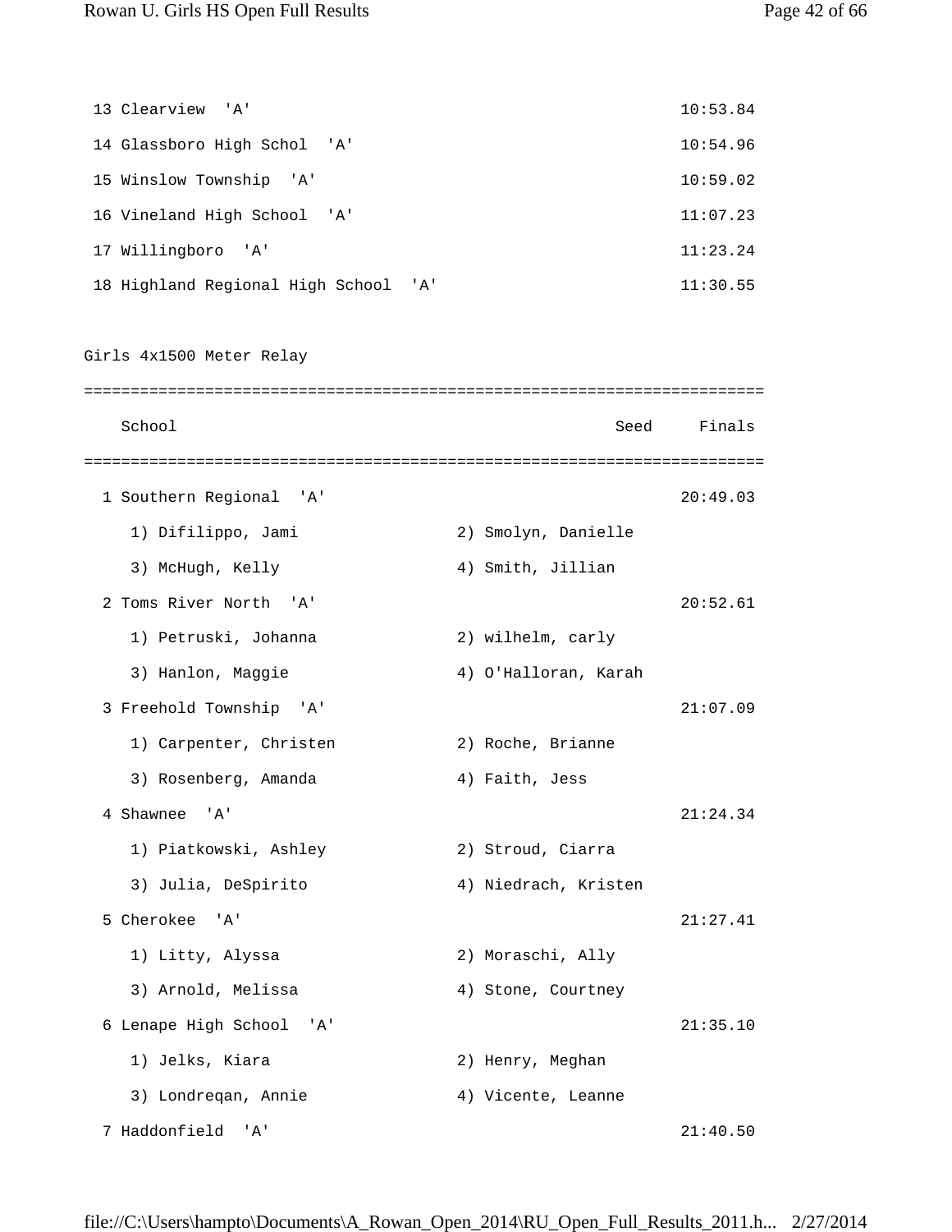| | | |
|---|---|---|
| 13 | Clearview 'A' | 10:53.84 |
| 14 | Glassboro High Schol 'A' | 10:54.96 |
| 15 | Winslow Township 'A' | 10:59.02 |
| 16 | Vineland High School 'A' | 11:07.23 |
| 17 | Willingboro 'A' | 11:23.24 |
| 18 | Highland Regional High School 'A' | 11:30.55 |

## Girls 4x1500 Meter Relay

| | School | Seed | Finals |
|---|---|---|---|
| 1 | Southern Regional 'A' | | 20:49.03 |
| | 1) Difilippo, Jami; 2) Smolyn, Danielle; 3) McHugh, Kelly; 4) Smith, Jillian | | |
| 2 | Toms River North 'A' | | 20:52.61 |
| | 1) Petruski, Johanna; 2) wilhelm, carly; 3) Hanlon, Maggie; 4) O'Halloran, Karah | | |
| 3 | Freehold Township 'A' | | 21:07.09 |
| | 1) Carpenter, Christen; 2) Roche, Brianne; 3) Rosenberg, Amanda; 4) Faith, Jess | | |
| 4 | Shawnee 'A' | | 21:24.34 |
| | 1) Piatkowski, Ashley; 2) Stroud, Ciarra; 3) Julia, DeSpirito; 4) Niedrach, Kristen | | |
| 5 | Cherokee 'A' | | 21:27.41 |
| | 1) Litty, Alyssa; 2) Moraschi, Ally; 3) Arnold, Melissa; 4) Stone, Courtney | | |
| 6 | Lenape High School 'A' | | 21:35.10 |
| | 1) Jelks, Kiara; 2) Henry, Meghan; 3) Londreqan, Annie; 4) Vicente, Leanne | | |
| 7 | Haddonfield 'A' | | 21:40.50 |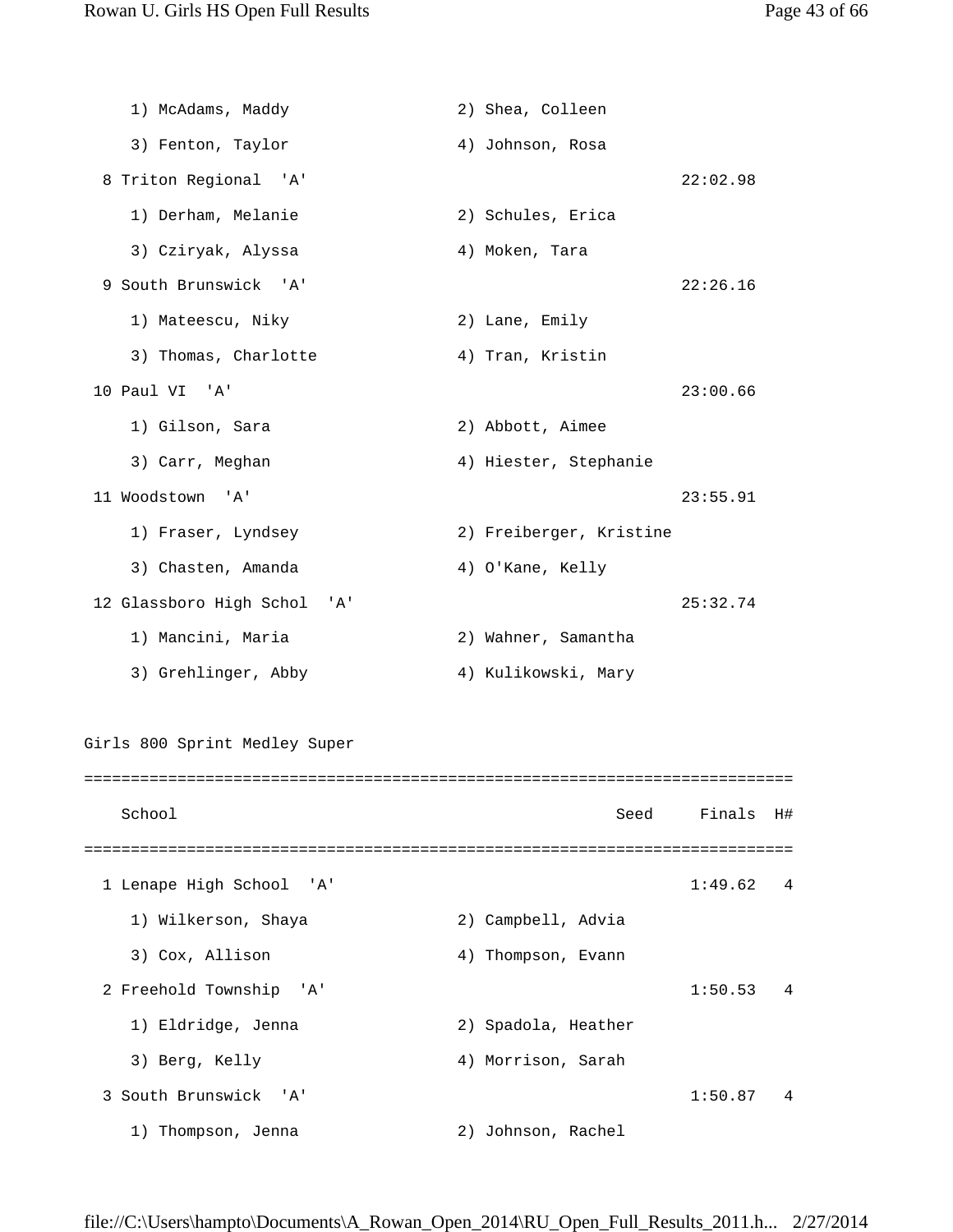1) McAdams, Maddy 2) Shea, Colleen
3) Fenton, Taylor 4) Johnson, Rosa

8 Triton Regional 'A' 22:02.98
1) Derham, Melanie 2) Schules, Erica
3) Cziryak, Alyssa 4) Moken, Tara

9 South Brunswick 'A' 22:26.16
1) Mateescu, Niky 2) Lane, Emily
3) Thomas, Charlotte 4) Tran, Kristin

10 Paul VI 'A' 23:00.66
1) Gilson, Sara 2) Abbott, Aimee
3) Carr, Meghan 4) Hiester, Stephanie

11 Woodstown 'A' 23:55.91
1) Fraser, Lyndsey 2) Freiberger, Kristine
3) Chasten, Amanda 4) O'Kane, Kelly

12 Glassboro High Schol 'A' 25:32.74
1) Mancini, Maria 2) Wahner, Samantha
3) Grehlinger, Abby 4) Kulikowski, Mary

## Girls 800 Sprint Medley Super

| | School | Seed | Finals | H# |
|---|---|---|---|---|
| 1 | Lenape High School 'A' | | 1:49.62 | 4 |
| | 1) Wilkerson, Shaya 2) Campbell, Advia 3) Cox, Allison 4) Thompson, Evann | | | |
| 2 | Freehold Township 'A' | | 1:50.53 | 4 |
| | 1) Eldridge, Jenna 2) Spadola, Heather 3) Berg, Kelly 4) Morrison, Sarah | | | |
| 3 | South Brunswick 'A' | | 1:50.87 | 4 |
| | 1) Thompson, Jenna 2) Johnson, Rachel | | | |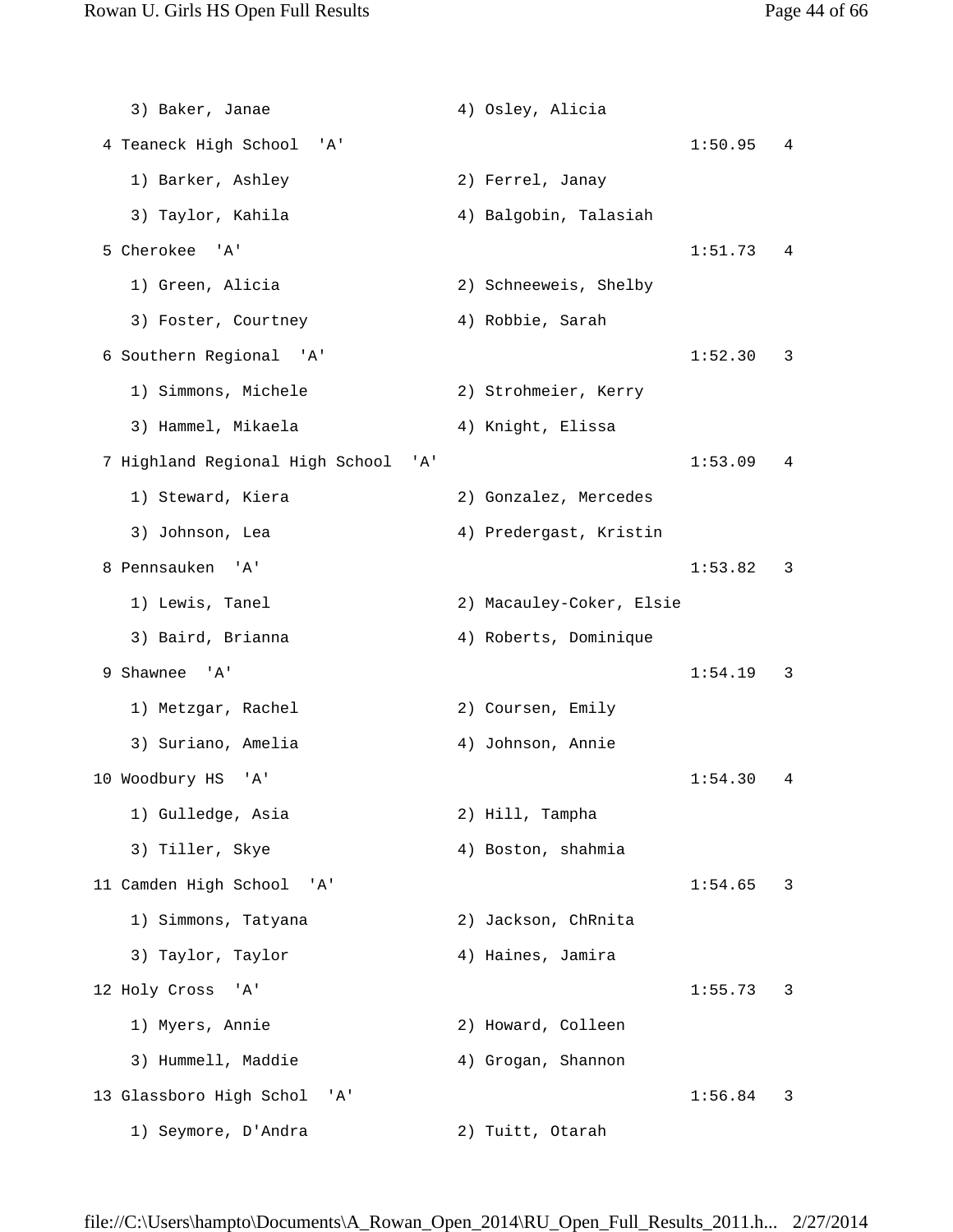```
   3) Baker, Janae                   4) Osley, Alicia
 4 Teaneck High School  'A'                                   1:50.95   4
   1) Barker, Ashley                 2) Ferrel, Janay
   3) Taylor, Kahila                 4) Balgobin, Talasiah
 5 Cherokee  'A'                                              1:51.73   4
   1) Green, Alicia                  2) Schneeweis, Shelby
   3) Foster, Courtney               4) Robbie, Sarah
 6 Southern Regional  'A'                                     1:52.30   3
   1) Simmons, Michele               2) Strohmeier, Kerry
   3) Hammel, Mikaela                4) Knight, Elissa
 7 Highland Regional High School  'A'                         1:53.09   4
   1) Steward, Kiera                 2) Gonzalez, Mercedes
   3) Johnson, Lea                   4) Predergast, Kristin
 8 Pennsauken  'A'                                            1:53.82   3
   1) Lewis, Tanel                   2) Macauley-Coker, Elsie
   3) Baird, Brianna                 4) Roberts, Dominique
 9 Shawnee  'A'                                               1:54.19   3
   1) Metzgar, Rachel                2) Coursen, Emily
   3) Suriano, Amelia                4) Johnson, Annie
10 Woodbury HS  'A'                                           1:54.30   4
   1) Gulledge, Asia                 2) Hill, Tampha
   3) Tiller, Skye                   4) Boston, shahmia
11 Camden High School  'A'                                    1:54.65   3
   1) Simmons, Tatyana               2) Jackson, ChRnita
   3) Taylor, Taylor                 4) Haines, Jamira
12 Holy Cross  'A'                                            1:55.73   3
   1) Myers, Annie                   2) Howard, Colleen
   3) Hummell, Maddie                4) Grogan, Shannon
13 Glassboro High Schol  'A'                                  1:56.84   3
   1) Seymore, D'Andra               2) Tuitt, Otarah
```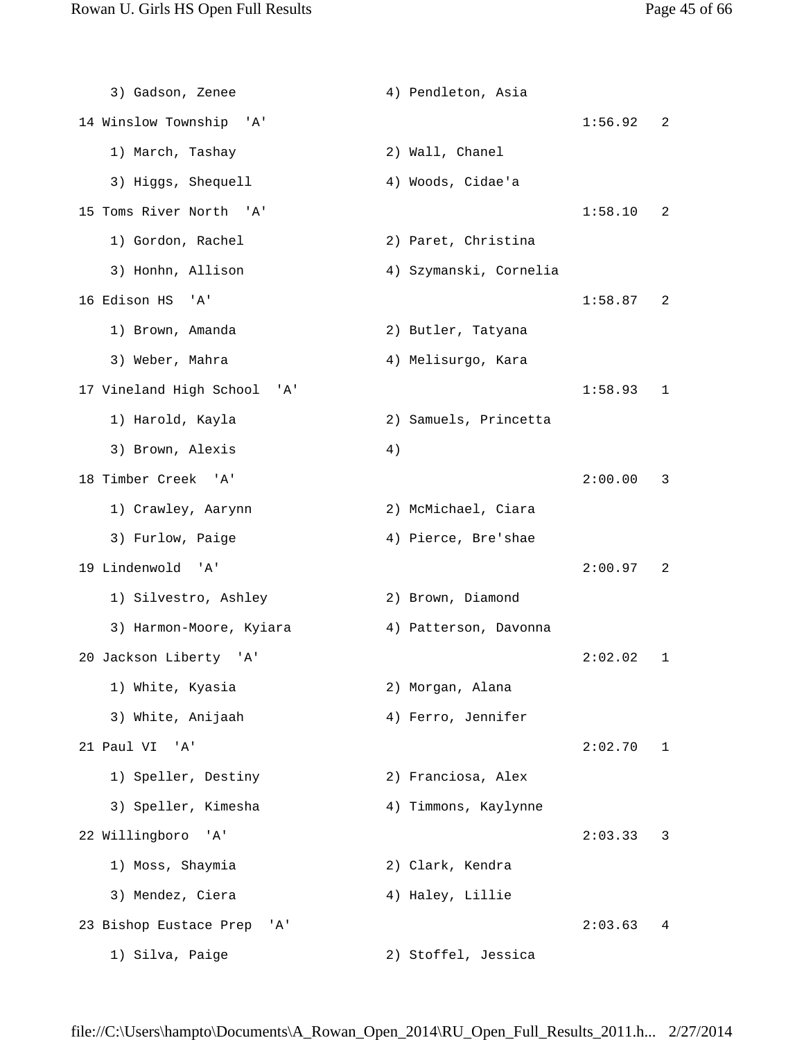```
    3) Gadson, Zenee              4) Pendleton, Asia
14 Winslow Township  'A'                                    1:56.92   2
    1) March, Tashay              2) Wall, Chanel
    3) Higgs, Shequell            4) Woods, Cidae'a
15 Toms River North  'A'                                    1:58.10   2
    1) Gordon, Rachel             2) Paret, Christina
    3) Honhn, Allison             4) Szymanski, Cornelia
16 Edison HS  'A'                                           1:58.87   2
    1) Brown, Amanda              2) Butler, Tatyana
    3) Weber, Mahra               4) Melisurgo, Kara
17 Vineland High School  'A'                                1:58.93   1
    1) Harold, Kayla              2) Samuels, Princetta
    3) Brown, Alexis              4)
18 Timber Creek  'A'                                        2:00.00   3
    1) Crawley, Aarynn            2) McMichael, Ciara
    3) Furlow, Paige              4) Pierce, Bre'shae
19 Lindenwold  'A'                                          2:00.97   2
    1) Silvestro, Ashley          2) Brown, Diamond
    3) Harmon-Moore, Kyiara       4) Patterson, Davonna
20 Jackson Liberty  'A'                                     2:02.02   1
    1) White, Kyasia              2) Morgan, Alana
    3) White, Anijaah             4) Ferro, Jennifer
21 Paul VI  'A'                                             2:02.70   1
    1) Speller, Destiny           2) Franciosa, Alex
    3) Speller, Kimesha           4) Timmons, Kaylynne
22 Willingboro  'A'                                         2:03.33   3
    1) Moss, Shaymia              2) Clark, Kendra
    3) Mendez, Ciera              4) Haley, Lillie
23 Bishop Eustace Prep  'A'                                 2:03.63   4
    1) Silva, Paige               2) Stoffel, Jessica
```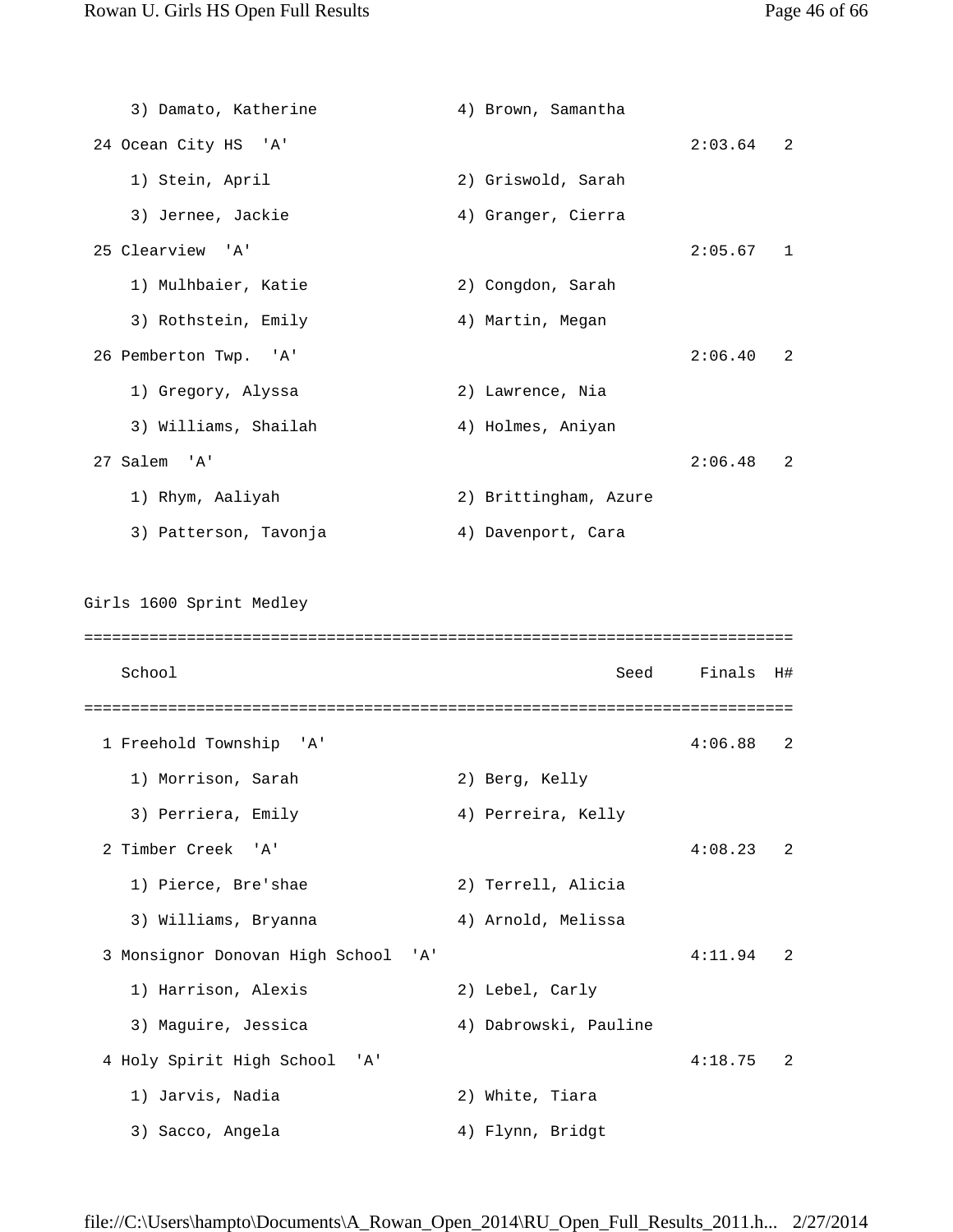3) Damato, Katherine 4) Brown, Samantha

| Place | School | Seed | Finals | H# |
|---|---|---|---|---|
| 24 | Ocean City HS 'A' | | 2:03.64 | 2 |
| | 1) Stein, April; 2) Griswold, Sarah; 3) Jernee, Jackie; 4) Granger, Cierra | | | |
| 25 | Clearview 'A' | | 2:05.67 | 1 |
| | 1) Mulhbaier, Katie; 2) Congdon, Sarah; 3) Rothstein, Emily; 4) Martin, Megan | | | |
| 26 | Pemberton Twp. 'A' | | 2:06.40 | 2 |
| | 1) Gregory, Alyssa; 2) Lawrence, Nia; 3) Williams, Shailah; 4) Holmes, Aniyan | | | |
| 27 | Salem 'A' | | 2:06.48 | 2 |
| | 1) Rhym, Aaliyah; 2) Brittingham, Azure; 3) Patterson, Tavonja; 4) Davenport, Cara | | | |

## Girls 1600 Sprint Medley

| Place | School | Seed | Finals | H# |
|---|---|---|---|---|
| 1 | Freehold Township 'A' | | 4:06.88 | 2 |
| | 1) Morrison, Sarah; 2) Berg, Kelly; 3) Perriera, Emily; 4) Perreira, Kelly | | | |
| 2 | Timber Creek 'A' | | 4:08.23 | 2 |
| | 1) Pierce, Bre'shae; 2) Terrell, Alicia; 3) Williams, Bryanna; 4) Arnold, Melissa | | | |
| 3 | Monsignor Donovan High School 'A' | | 4:11.94 | 2 |
| | 1) Harrison, Alexis; 2) Lebel, Carly; 3) Maguire, Jessica; 4) Dabrowski, Pauline | | | |
| 4 | Holy Spirit High School 'A' | | 4:18.75 | 2 |
| | 1) Jarvis, Nadia; 2) White, Tiara; 3) Sacco, Angela; 4) Flynn, Bridgt | | | |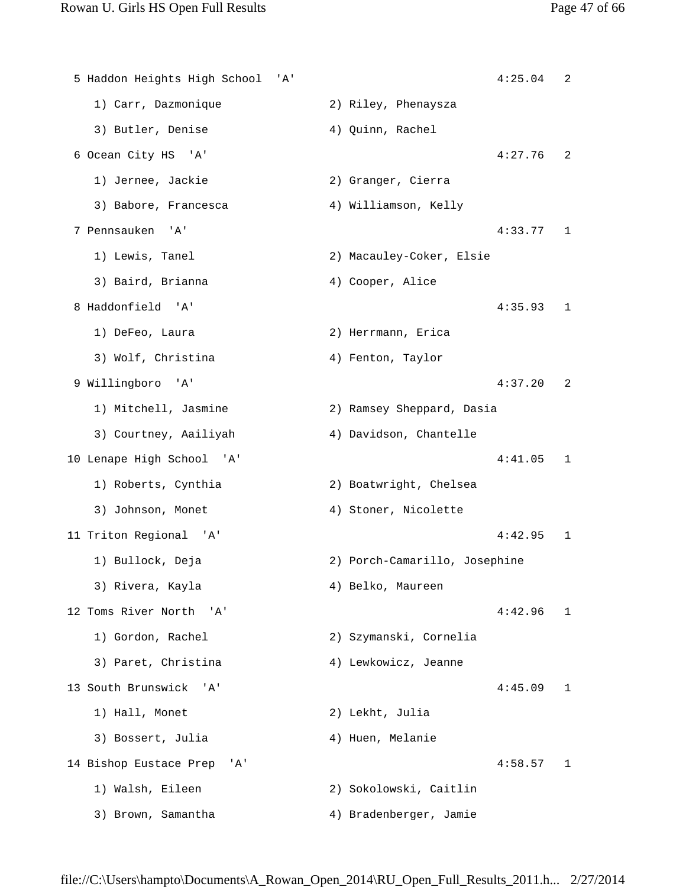```
  5 Haddon Heights High School  'A'                         4:25.04   2
     1) Carr, Dazmonique               2) Riley, Phenaysza
     3) Butler, Denise                 4) Quinn, Rachel
  6 Ocean City HS  'A'                                      4:27.76   2
     1) Jernee, Jackie                 2) Granger, Cierra
     3) Babore, Francesca              4) Williamson, Kelly
  7 Pennsauken  'A'                                         4:33.77   1
     1) Lewis, Tanel                   2) Macauley-Coker, Elsie
     3) Baird, Brianna                 4) Cooper, Alice
  8 Haddonfield  'A'                                        4:35.93   1
     1) DeFeo, Laura                   2) Herrmann, Erica
     3) Wolf, Christina                4) Fenton, Taylor
  9 Willingboro  'A'                                        4:37.20   2
     1) Mitchell, Jasmine              2) Ramsey Sheppard, Dasia
     3) Courtney, Aailiyah             4) Davidson, Chantelle
 10 Lenape High School  'A'                                 4:41.05   1
     1) Roberts, Cynthia               2) Boatwright, Chelsea
     3) Johnson, Monet                 4) Stoner, Nicolette
 11 Triton Regional  'A'                                    4:42.95   1
     1) Bullock, Deja                  2) Porch-Camarillo, Josephine
     3) Rivera, Kayla                  4) Belko, Maureen
 12 Toms River North  'A'                                   4:42.96   1
     1) Gordon, Rachel                 2) Szymanski, Cornelia
     3) Paret, Christina               4) Lewkowicz, Jeanne
 13 South Brunswick  'A'                                    4:45.09   1
     1) Hall, Monet                    2) Lekht, Julia
     3) Bossert, Julia                 4) Huen, Melanie
 14 Bishop Eustace Prep  'A'                                4:58.57   1
     1) Walsh, Eileen                  2) Sokolowski, Caitlin
     3) Brown, Samantha                4) Bradenberger, Jamie
```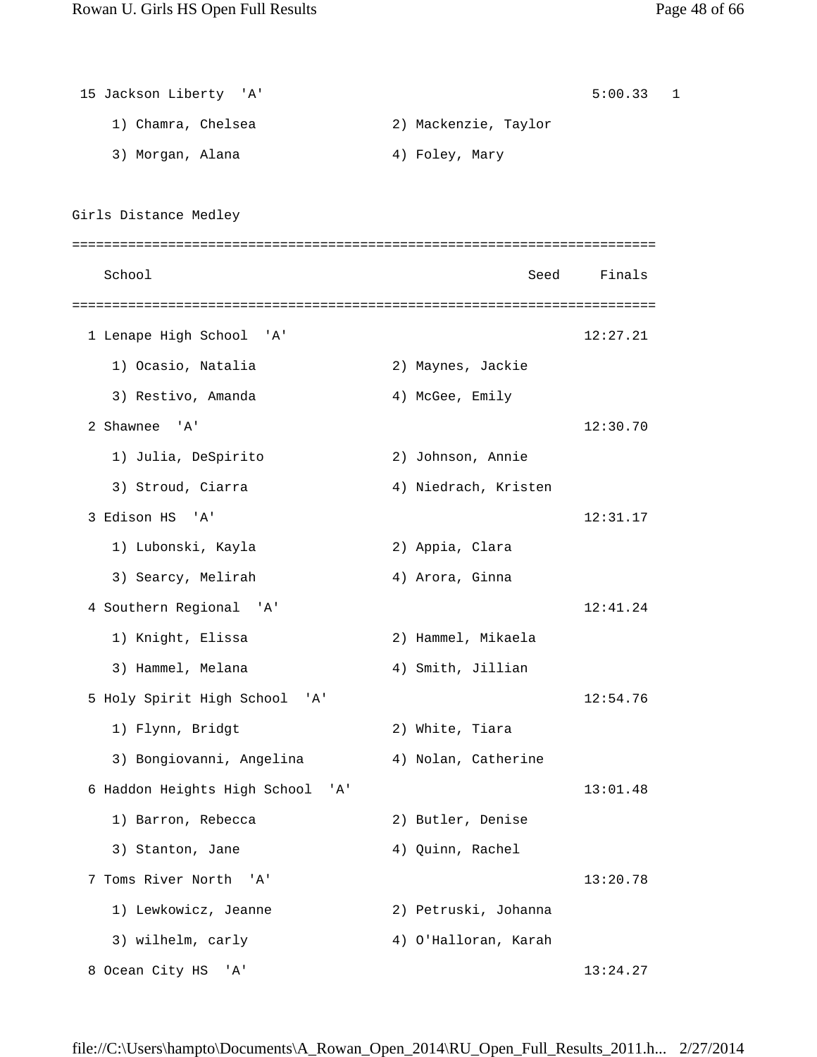15 Jackson Liberty 'A' 5:00.33 1

1) Chamra, Chelsea 2) Mackenzie, Taylor

3) Morgan, Alana 4) Foley, Mary

Girls Distance Medley

```
========================================================================
   School                                              Seed     Finals
========================================================================
  1 Lenape High School  'A'                                   12:27.21
     1) Ocasio, Natalia               2) Maynes, Jackie
     3) Restivo, Amanda               4) McGee, Emily
  2 Shawnee  'A'                                              12:30.70
     1) Julia, DeSpirito              2) Johnson, Annie
     3) Stroud, Ciarra                4) Niedrach, Kristen
  3 Edison HS  'A'                                            12:31.17
     1) Lubonski, Kayla               2) Appia, Clara
     3) Searcy, Melirah               4) Arora, Ginna
  4 Southern Regional  'A'                                    12:41.24
     1) Knight, Elissa                2) Hammel, Mikaela
     3) Hammel, Melana                4) Smith, Jillian
  5 Holy Spirit High School  'A'                              12:54.76
     1) Flynn, Bridgt                 2) White, Tiara
     3) Bongiovanni, Angelina         4) Nolan, Catherine
  6 Haddon Heights High School  'A'                           13:01.48
     1) Barron, Rebecca               2) Butler, Denise
     3) Stanton, Jane                 4) Quinn, Rachel
  7 Toms River North  'A'                                     13:20.78
     1) Lewkowicz, Jeanne             2) Petruski, Johanna
     3) wilhelm, carly                4) O'Halloran, Karah
  8 Ocean City HS  'A'                                        13:24.27
```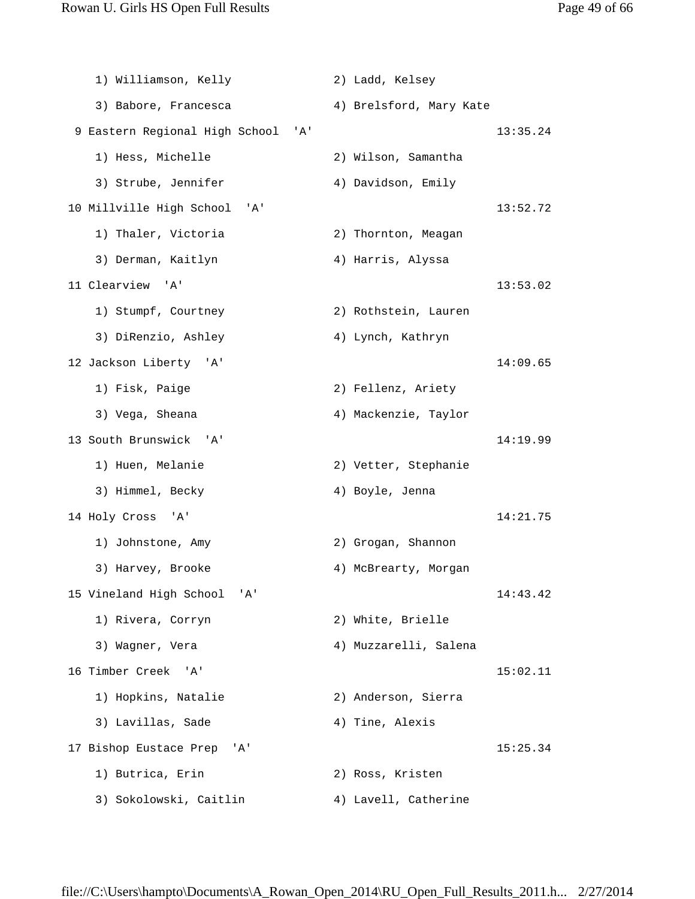```
    1) Williamson, Kelly             2) Ladd, Kelsey
    3) Babore, Francesca             4) Brelsford, Mary Kate
  9 Eastern Regional High School  'A'                        13:35.24
    1) Hess, Michelle                2) Wilson, Samantha
    3) Strube, Jennifer              4) Davidson, Emily
 10 Millville High School  'A'                               13:52.72
    1) Thaler, Victoria              2) Thornton, Meagan
    3) Derman, Kaitlyn               4) Harris, Alyssa
 11 Clearview  'A'                                           13:53.02
    1) Stumpf, Courtney              2) Rothstein, Lauren
    3) DiRenzio, Ashley              4) Lynch, Kathryn
 12 Jackson Liberty  'A'                                     14:09.65
    1) Fisk, Paige                   2) Fellenz, Ariety
    3) Vega, Sheana                  4) Mackenzie, Taylor
 13 South Brunswick  'A'                                     14:19.99
    1) Huen, Melanie                 2) Vetter, Stephanie
    3) Himmel, Becky                 4) Boyle, Jenna
 14 Holy Cross  'A'                                          14:21.75
    1) Johnstone, Amy                2) Grogan, Shannon
    3) Harvey, Brooke                4) McBrearty, Morgan
 15 Vineland High School  'A'                                14:43.42
    1) Rivera, Corryn                2) White, Brielle
    3) Wagner, Vera                  4) Muzzarelli, Salena
 16 Timber Creek  'A'                                        15:02.11
    1) Hopkins, Natalie              2) Anderson, Sierra
    3) Lavillas, Sade                4) Tine, Alexis
 17 Bishop Eustace Prep  'A'                                 15:25.34
    1) Butrica, Erin                 2) Ross, Kristen
    3) Sokolowski, Caitlin           4) Lavell, Catherine
```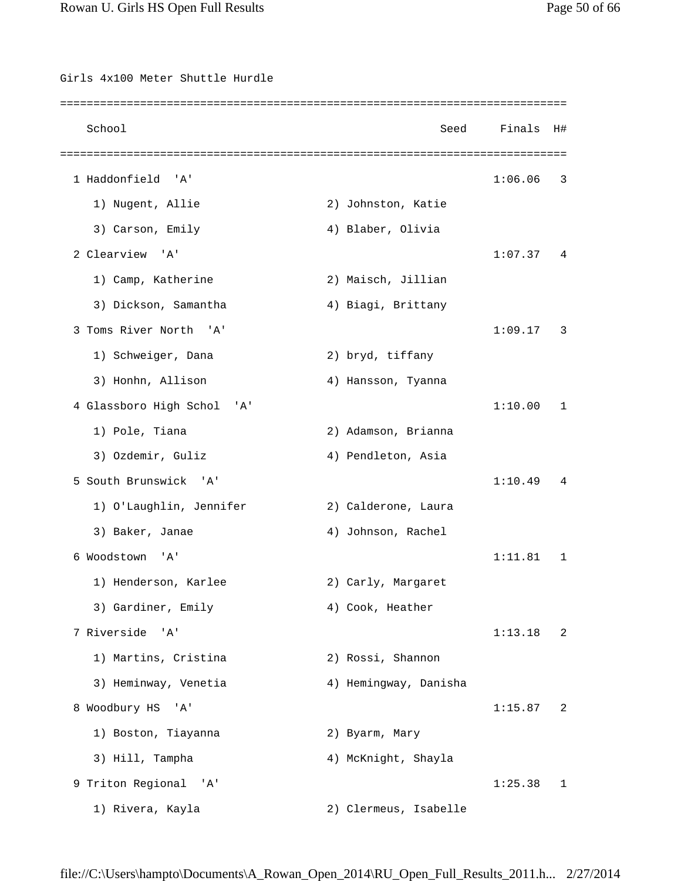Girls 4x100 Meter Shuttle Hurdle

```
============================================================================
   School                                               Seed     Finals  H#
============================================================================
  1 Haddonfield  'A'                                            1:06.06   3
     1) Nugent, Allie                  2) Johnston, Katie
     3) Carson, Emily                  4) Blaber, Olivia
  2 Clearview  'A'                                              1:07.37   4
     1) Camp, Katherine                2) Maisch, Jillian
     3) Dickson, Samantha              4) Biagi, Brittany
  3 Toms River North  'A'                                       1:09.17   3
     1) Schweiger, Dana                2) bryd, tiffany
     3) Honhn, Allison                 4) Hansson, Tyanna
  4 Glassboro High Schol  'A'                                   1:10.00   1
     1) Pole, Tiana                    2) Adamson, Brianna
     3) Ozdemir, Guliz                 4) Pendleton, Asia
  5 South Brunswick  'A'                                        1:10.49   4
     1) O'Laughlin, Jennifer           2) Calderone, Laura
     3) Baker, Janae                   4) Johnson, Rachel
  6 Woodstown  'A'                                              1:11.81   1
     1) Henderson, Karlee              2) Carly, Margaret
     3) Gardiner, Emily                4) Cook, Heather
  7 Riverside  'A'                                              1:13.18   2
     1) Martins, Cristina              2) Rossi, Shannon
     3) Heminway, Venetia              4) Hemingway, Danisha
  8 Woodbury HS  'A'                                            1:15.87   2
     1) Boston, Tiayanna               2) Byarm, Mary
     3) Hill, Tampha                   4) McKnight, Shayla
  9 Triton Regional  'A'                                        1:25.38   1
     1) Rivera, Kayla                  2) Clermeus, Isabelle
```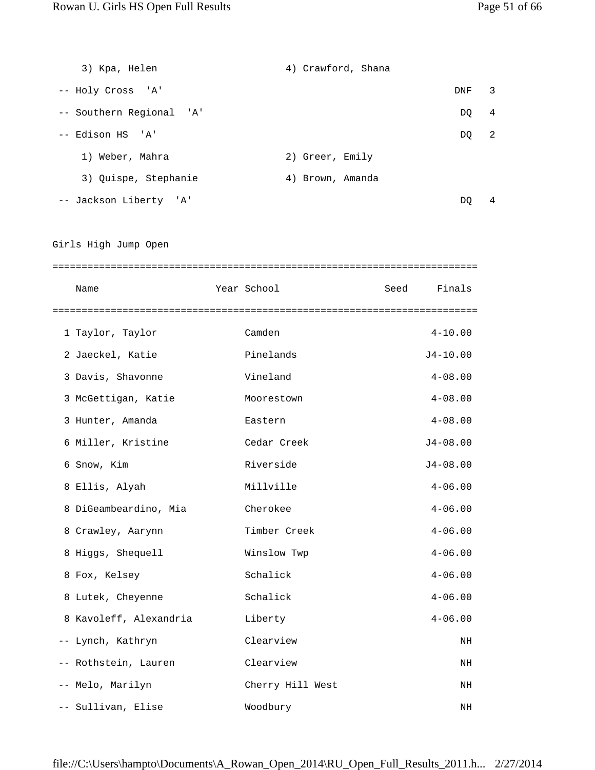| | | | |
|---|---|---|---|
| 3) Kpa, Helen | 4) Crawford, Shana | | |
| -- Holy Cross 'A' | | DNF | 3 |
| -- Southern Regional 'A' | | DQ | 4 |
| -- Edison HS 'A' | | DQ | 2 |
| 1) Weber, Mahra | 2) Greer, Emily | | |
| 3) Quispe, Stephanie | 4) Brown, Amanda | | |
| -- Jackson Liberty 'A' | | DQ | 4 |

## Girls High Jump Open

| | Name | Year | School | Seed | Finals |
|---|---|---|---|---|---|
| 1 | Taylor, Taylor | | Camden | | 4-10.00 |
| 2 | Jaeckel, Katie | | Pinelands | | J4-10.00 |
| 3 | Davis, Shavonne | | Vineland | | 4-08.00 |
| 3 | McGettigan, Katie | | Moorestown | | 4-08.00 |
| 3 | Hunter, Amanda | | Eastern | | 4-08.00 |
| 6 | Miller, Kristine | | Cedar Creek | | J4-08.00 |
| 6 | Snow, Kim | | Riverside | | J4-08.00 |
| 8 | Ellis, Alyah | | Millville | | 4-06.00 |
| 8 | DiGeambeardino, Mia | | Cherokee | | 4-06.00 |
| 8 | Crawley, Aarynn | | Timber Creek | | 4-06.00 |
| 8 | Higgs, Shequell | | Winslow Twp | | 4-06.00 |
| 8 | Fox, Kelsey | | Schalick | | 4-06.00 |
| 8 | Lutek, Cheyenne | | Schalick | | 4-06.00 |
| 8 | Kavoleff, Alexandria | | Liberty | | 4-06.00 |
| -- | Lynch, Kathryn | | Clearview | | NH |
| -- | Rothstein, Lauren | | Clearview | | NH |
| -- | Melo, Marilyn | | Cherry Hill West | | NH |
| -- | Sullivan, Elise | | Woodbury | | NH |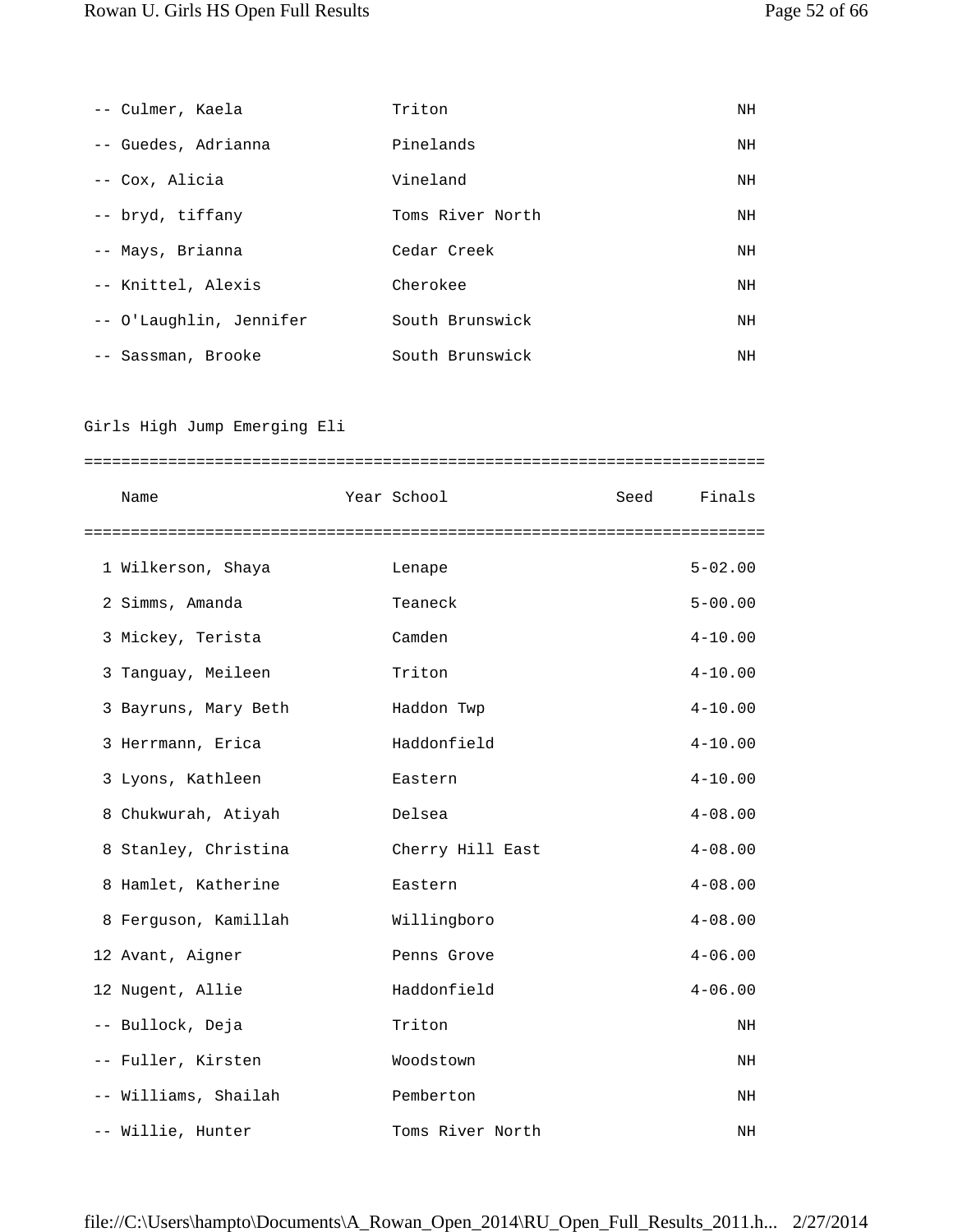| | | | |
|---|---|---|---|
| -- | Culmer, Kaela | Triton | NH |
| -- | Guedes, Adrianna | Pinelands | NH |
| -- | Cox, Alicia | Vineland | NH |
| -- | bryd, tiffany | Toms River North | NH |
| -- | Mays, Brianna | Cedar Creek | NH |
| -- | Knittel, Alexis | Cherokee | NH |
| -- | O'Laughlin, Jennifer | South Brunswick | NH |
| -- | Sassman, Brooke | South Brunswick | NH |

## Girls High Jump Emerging Eli

| | Name | Year | School | Seed | Finals |
|---|---|---|---|---|---|
| 1 | Wilkerson, Shaya | | Lenape | | 5-02.00 |
| 2 | Simms, Amanda | | Teaneck | | 5-00.00 |
| 3 | Mickey, Terista | | Camden | | 4-10.00 |
| 3 | Tanguay, Meileen | | Triton | | 4-10.00 |
| 3 | Bayruns, Mary Beth | | Haddon Twp | | 4-10.00 |
| 3 | Herrmann, Erica | | Haddonfield | | 4-10.00 |
| 3 | Lyons, Kathleen | | Eastern | | 4-10.00 |
| 8 | Chukwurah, Atiyah | | Delsea | | 4-08.00 |
| 8 | Stanley, Christina | | Cherry Hill East | | 4-08.00 |
| 8 | Hamlet, Katherine | | Eastern | | 4-08.00 |
| 8 | Ferguson, Kamillah | | Willingboro | | 4-08.00 |
| 12 | Avant, Aigner | | Penns Grove | | 4-06.00 |
| 12 | Nugent, Allie | | Haddonfield | | 4-06.00 |
| -- | Bullock, Deja | | Triton | | NH |
| -- | Fuller, Kirsten | | Woodstown | | NH |
| -- | Williams, Shailah | | Pemberton | | NH |
| -- | Willie, Hunter | | Toms River North | | NH |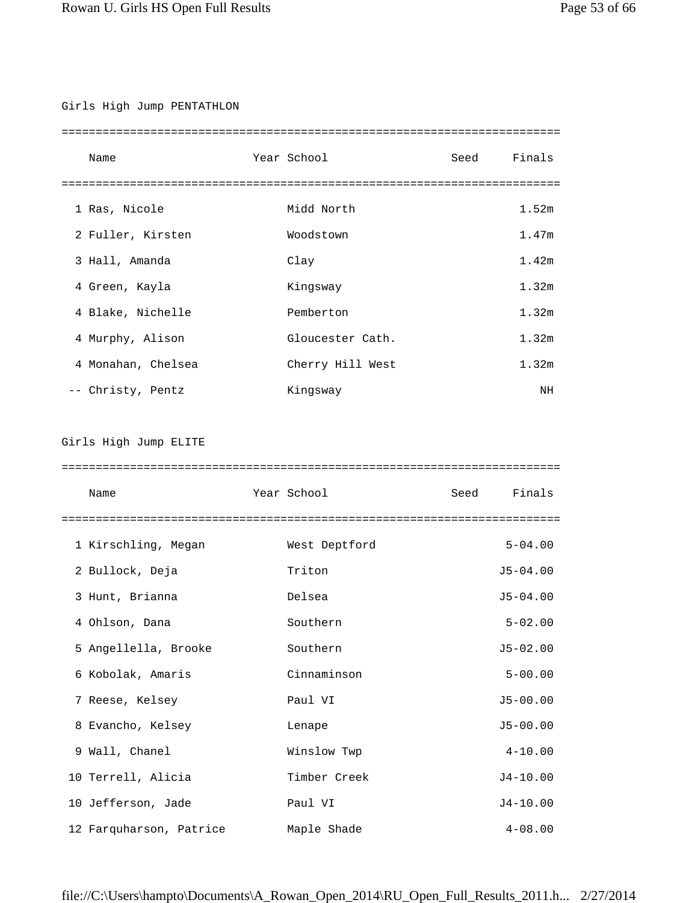## Girls High Jump PENTATHLON

| | Name | Year | School | Seed | Finals |
|---|---|---|---|---|---|
| 1 | Ras, Nicole | | Midd North | | 1.52m |
| 2 | Fuller, Kirsten | | Woodstown | | 1.47m |
| 3 | Hall, Amanda | | Clay | | 1.42m |
| 4 | Green, Kayla | | Kingsway | | 1.32m |
| 4 | Blake, Nichelle | | Pemberton | | 1.32m |
| 4 | Murphy, Alison | | Gloucester Cath. | | 1.32m |
| 4 | Monahan, Chelsea | | Cherry Hill West | | 1.32m |
| -- | Christy, Pentz | | Kingsway | | NH |

## Girls High Jump ELITE

| | Name | Year | School | Seed | Finals |
|---|---|---|---|---|---|
| 1 | Kirschling, Megan | | West Deptford | | 5-04.00 |
| 2 | Bullock, Deja | | Triton | | J5-04.00 |
| 3 | Hunt, Brianna | | Delsea | | J5-04.00 |
| 4 | Ohlson, Dana | | Southern | | 5-02.00 |
| 5 | Angellella, Brooke | | Southern | | J5-02.00 |
| 6 | Kobolak, Amaris | | Cinnaminson | | 5-00.00 |
| 7 | Reese, Kelsey | | Paul VI | | J5-00.00 |
| 8 | Evancho, Kelsey | | Lenape | | J5-00.00 |
| 9 | Wall, Chanel | | Winslow Twp | | 4-10.00 |
| 10 | Terrell, Alicia | | Timber Creek | | J4-10.00 |
| 10 | Jefferson, Jade | | Paul VI | | J4-10.00 |
| 12 | Farquharson, Patrice | | Maple Shade | | 4-08.00 |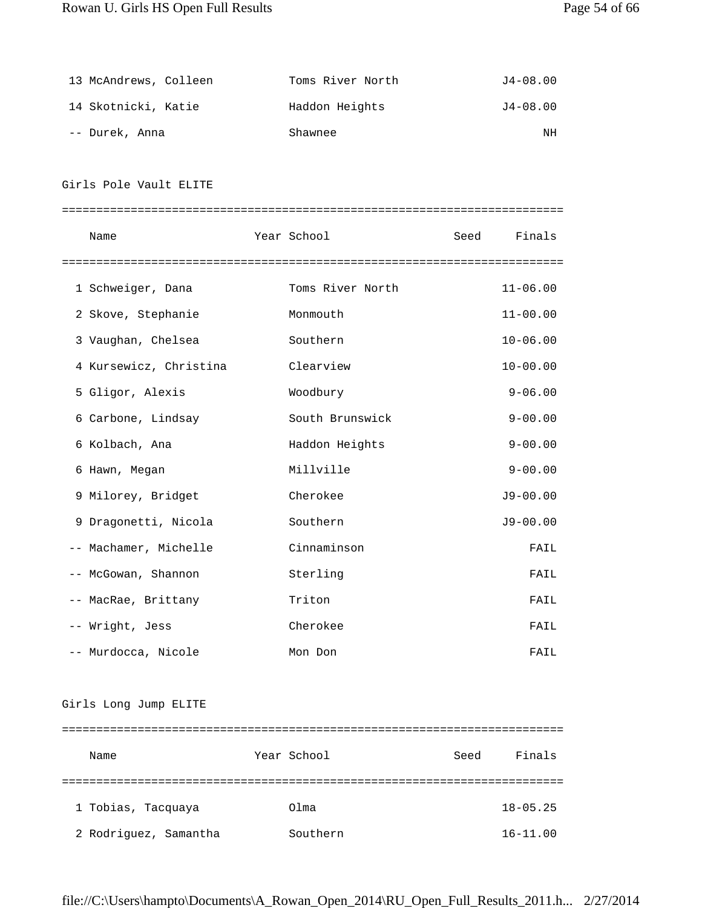| | | | |
|---|---|---|---|
| 13 | McAndrews, Colleen | Toms River North | J4-08.00 |
| 14 | Skotnicki, Katie | Haddon Heights | J4-08.00 |
| -- | Durek, Anna | Shawnee | NH |

## Girls Pole Vault ELITE

| | Name | Year | School | Seed | Finals |
|---|---|---|---|---|---|
| 1 | Schweiger, Dana | | Toms River North | | 11-06.00 |
| 2 | Skove, Stephanie | | Monmouth | | 11-00.00 |
| 3 | Vaughan, Chelsea | | Southern | | 10-06.00 |
| 4 | Kursewicz, Christina | | Clearview | | 10-00.00 |
| 5 | Gligor, Alexis | | Woodbury | | 9-06.00 |
| 6 | Carbone, Lindsay | | South Brunswick | | 9-00.00 |
| 6 | Kolbach, Ana | | Haddon Heights | | 9-00.00 |
| 6 | Hawn, Megan | | Millville | | 9-00.00 |
| 9 | Milorey, Bridget | | Cherokee | | J9-00.00 |
| 9 | Dragonetti, Nicola | | Southern | | J9-00.00 |
| -- | Machamer, Michelle | | Cinnaminson | | FAIL |
| -- | McGowan, Shannon | | Sterling | | FAIL |
| -- | MacRae, Brittany | | Triton | | FAIL |
| -- | Wright, Jess | | Cherokee | | FAIL |
| -- | Murdocca, Nicole | | Mon Don | | FAIL |

## Girls Long Jump ELITE

| | Name | Year | School | Seed | Finals |
|---|---|---|---|---|---|
| 1 | Tobias, Tacquaya | | Olma | | 18-05.25 |
| 2 | Rodriguez, Samantha | | Southern | | 16-11.00 |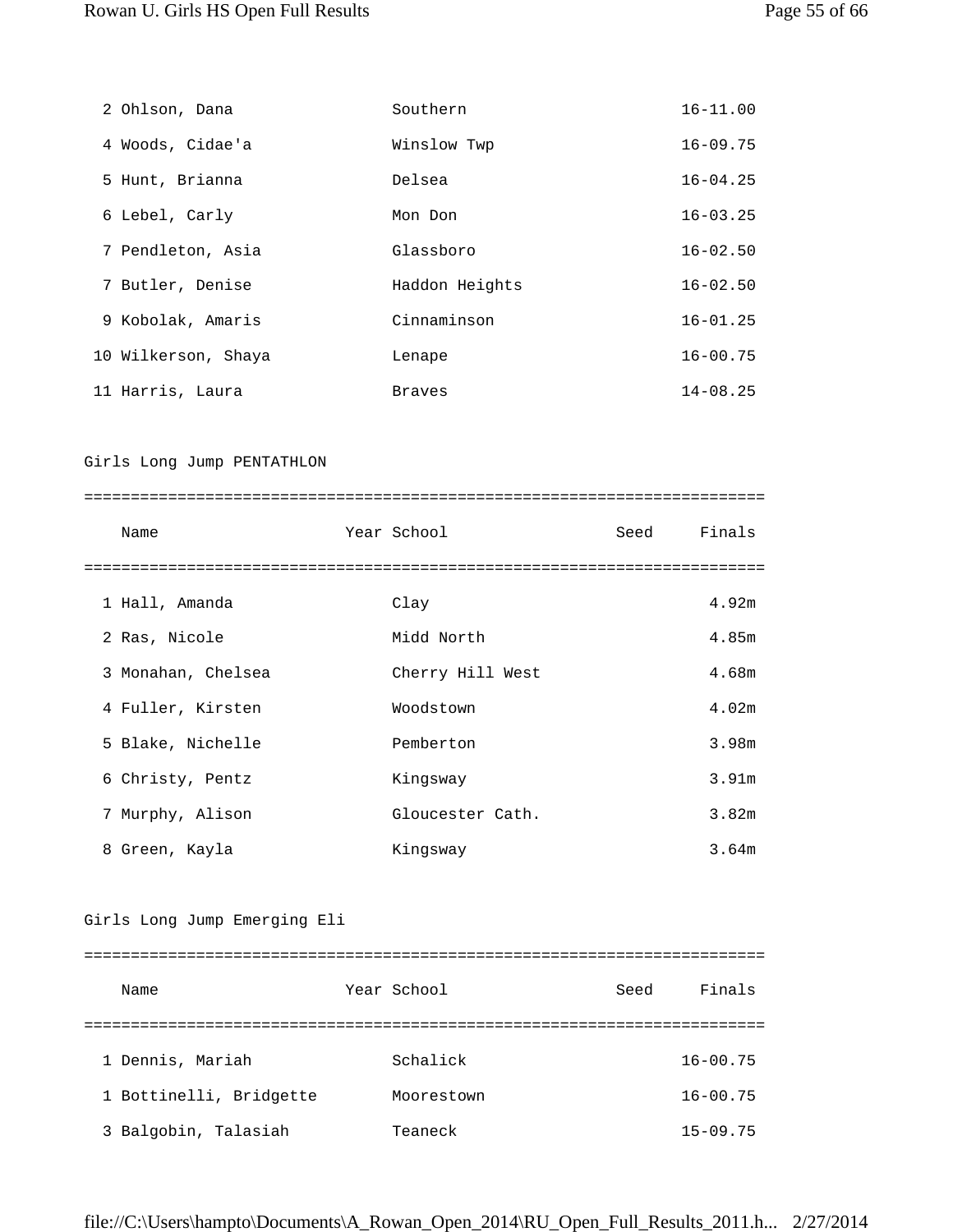| | | | |
|---|---|---|---|
| 2 | Ohlson, Dana | Southern | 16-11.00 |
| 4 | Woods, Cidae'a | Winslow Twp | 16-09.75 |
| 5 | Hunt, Brianna | Delsea | 16-04.25 |
| 6 | Lebel, Carly | Mon Don | 16-03.25 |
| 7 | Pendleton, Asia | Glassboro | 16-02.50 |
| 7 | Butler, Denise | Haddon Heights | 16-02.50 |
| 9 | Kobolak, Amaris | Cinnaminson | 16-01.25 |
| 10 | Wilkerson, Shaya | Lenape | 16-00.75 |
| 11 | Harris, Laura | Braves | 14-08.25 |

Girls Long Jump PENTATHLON

| | Name | Year | School | Seed | Finals |
|---|---|---|---|---|---|
| 1 | Hall, Amanda | | Clay | | 4.92m |
| 2 | Ras, Nicole | | Midd North | | 4.85m |
| 3 | Monahan, Chelsea | | Cherry Hill West | | 4.68m |
| 4 | Fuller, Kirsten | | Woodstown | | 4.02m |
| 5 | Blake, Nichelle | | Pemberton | | 3.98m |
| 6 | Christy, Pentz | | Kingsway | | 3.91m |
| 7 | Murphy, Alison | | Gloucester Cath. | | 3.82m |
| 8 | Green, Kayla | | Kingsway | | 3.64m |

Girls Long Jump Emerging Eli

| | Name | Year | School | Seed | Finals |
|---|---|---|---|---|---|
| 1 | Dennis, Mariah | | Schalick | | 16-00.75 |
| 1 | Bottinelli, Bridgette | | Moorestown | | 16-00.75 |
| 3 | Balgobin, Talasiah | | Teaneck | | 15-09.75 |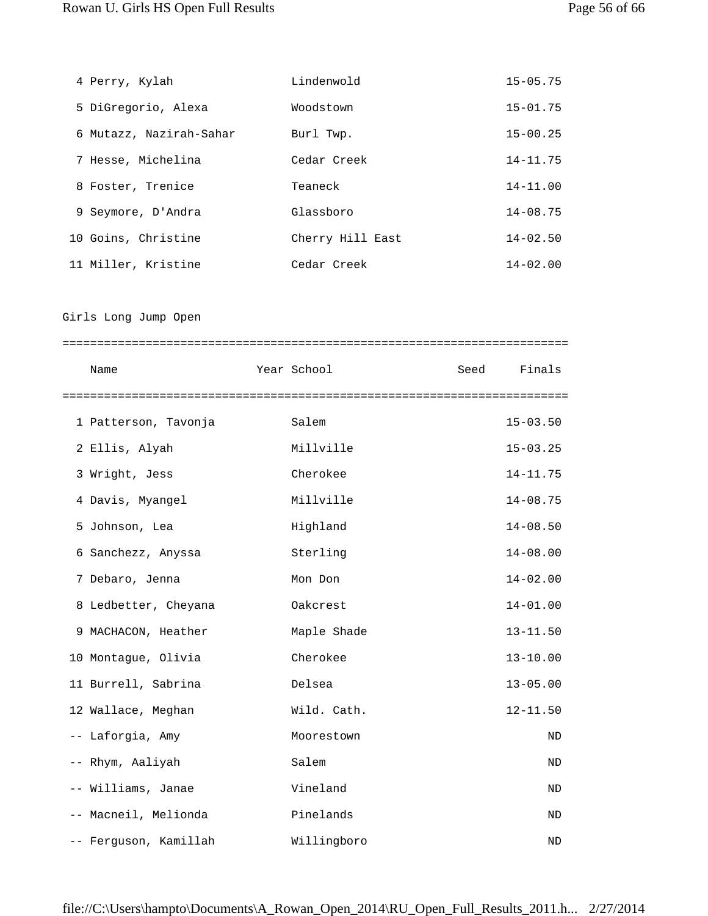| | | | |
|---|---|---|---|
| 4 | Perry, Kylah | Lindenwold | 15-05.75 |
| 5 | DiGregorio, Alexa | Woodstown | 15-01.75 |
| 6 | Mutazz, Nazirah-Sahar | Burl Twp. | 15-00.25 |
| 7 | Hesse, Michelina | Cedar Creek | 14-11.75 |
| 8 | Foster, Trenice | Teaneck | 14-11.00 |
| 9 | Seymore, D'Andra | Glassboro | 14-08.75 |
| 10 | Goins, Christine | Cherry Hill East | 14-02.50 |
| 11 | Miller, Kristine | Cedar Creek | 14-02.00 |

## Girls Long Jump Open

| | Name | Year | School | Seed | Finals |
|---|---|---|---|---|---|
| 1 | Patterson, Tavonja | | Salem | | 15-03.50 |
| 2 | Ellis, Alyah | | Millville | | 15-03.25 |
| 3 | Wright, Jess | | Cherokee | | 14-11.75 |
| 4 | Davis, Myangel | | Millville | | 14-08.75 |
| 5 | Johnson, Lea | | Highland | | 14-08.50 |
| 6 | Sanchezz, Anyssa | | Sterling | | 14-08.00 |
| 7 | Debaro, Jenna | | Mon Don | | 14-02.00 |
| 8 | Ledbetter, Cheyana | | Oakcrest | | 14-01.00 |
| 9 | MACHACON, Heather | | Maple Shade | | 13-11.50 |
| 10 | Montague, Olivia | | Cherokee | | 13-10.00 |
| 11 | Burrell, Sabrina | | Delsea | | 13-05.00 |
| 12 | Wallace, Meghan | | Wild. Cath. | | 12-11.50 |
| -- | Laforgia, Amy | | Moorestown | | ND |
| -- | Rhym, Aaliyah | | Salem | | ND |
| -- | Williams, Janae | | Vineland | | ND |
| -- | Macneil, Melionda | | Pinelands | | ND |
| -- | Ferguson, Kamillah | | Willingboro | | ND |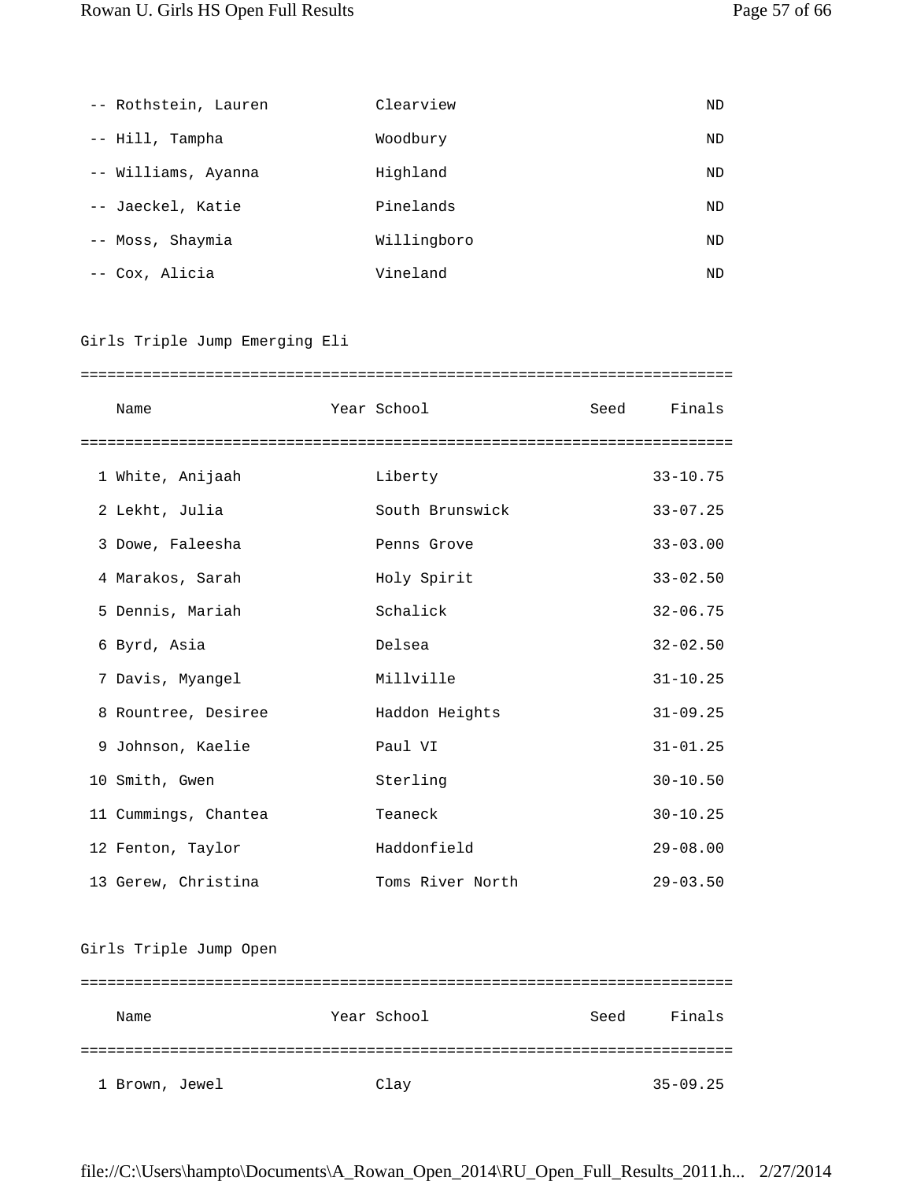| | | | | |
|---|---|---|---|---|
| -- | Rothstein, Lauren | Clearview | | ND |
| -- | Hill, Tampha | Woodbury | | ND |
| -- | Williams, Ayanna | Highland | | ND |
| -- | Jaeckel, Katie | Pinelands | | ND |
| -- | Moss, Shaymia | Willingboro | | ND |
| -- | Cox, Alicia | Vineland | | ND |

## Girls Triple Jump Emerging Eli

| | Name | Year School | Seed | Finals |
|---|---|---|---|---|
| 1 | White, Anijaah | Liberty | | 33-10.75 |
| 2 | Lekht, Julia | South Brunswick | | 33-07.25 |
| 3 | Dowe, Faleesha | Penns Grove | | 33-03.00 |
| 4 | Marakos, Sarah | Holy Spirit | | 33-02.50 |
| 5 | Dennis, Mariah | Schalick | | 32-06.75 |
| 6 | Byrd, Asia | Delsea | | 32-02.50 |
| 7 | Davis, Myangel | Millville | | 31-10.25 |
| 8 | Rountree, Desiree | Haddon Heights | | 31-09.25 |
| 9 | Johnson, Kaelie | Paul VI | | 31-01.25 |
| 10 | Smith, Gwen | Sterling | | 30-10.50 |
| 11 | Cummings, Chantea | Teaneck | | 30-10.25 |
| 12 | Fenton, Taylor | Haddonfield | | 29-08.00 |
| 13 | Gerew, Christina | Toms River North | | 29-03.50 |

## Girls Triple Jump Open

| | Name | Year School | Seed | Finals |
|---|---|---|---|---|
| 1 | Brown, Jewel | Clay | | 35-09.25 |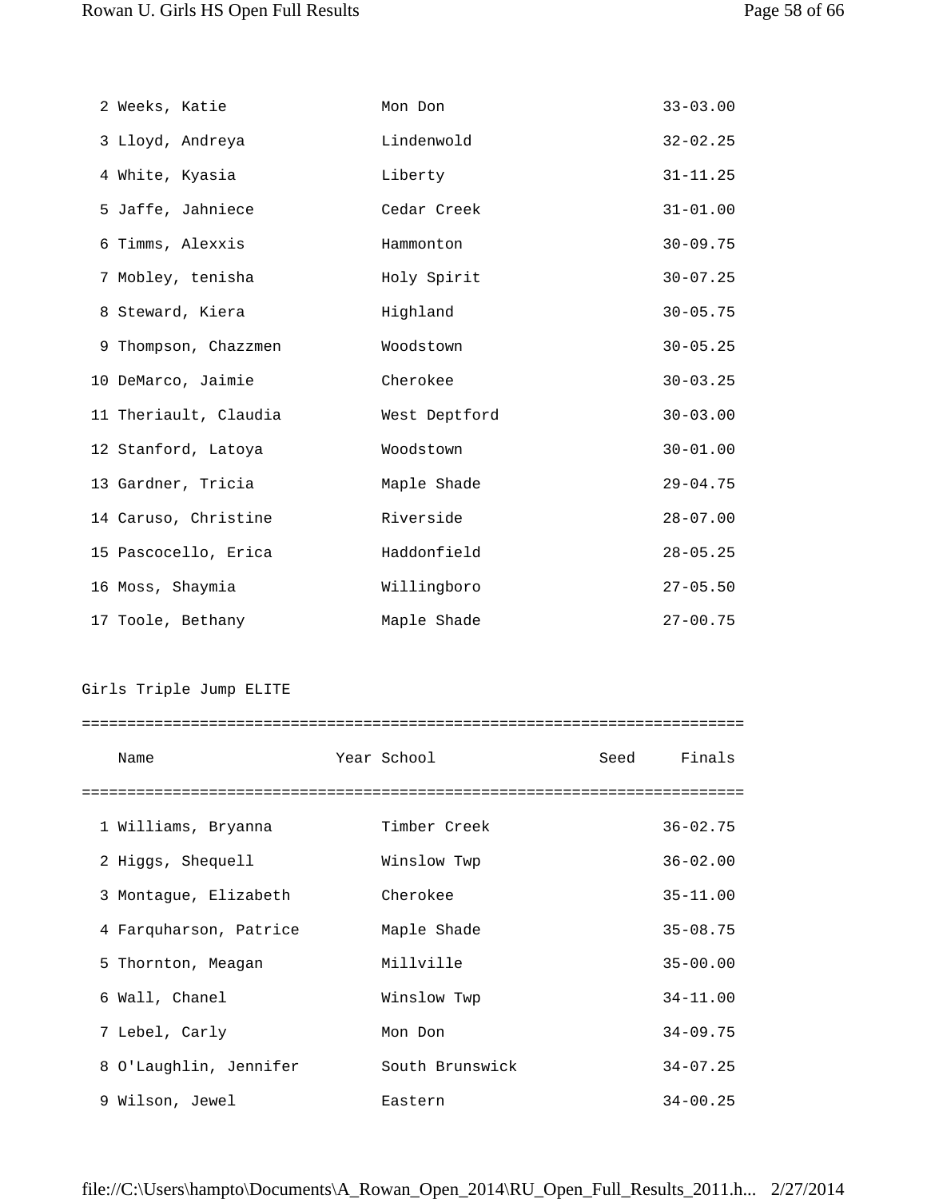| | | | |
|---|---|---|---|
| 2 | Weeks, Katie | Mon Don | 33-03.00 |
| 3 | Lloyd, Andreya | Lindenwold | 32-02.25 |
| 4 | White, Kyasia | Liberty | 31-11.25 |
| 5 | Jaffe, Jahniece | Cedar Creek | 31-01.00 |
| 6 | Timms, Alexxis | Hammonton | 30-09.75 |
| 7 | Mobley, tenisha | Holy Spirit | 30-07.25 |
| 8 | Steward, Kiera | Highland | 30-05.75 |
| 9 | Thompson, Chazzmen | Woodstown | 30-05.25 |
| 10 | DeMarco, Jaimie | Cherokee | 30-03.25 |
| 11 | Theriault, Claudia | West Deptford | 30-03.00 |
| 12 | Stanford, Latoya | Woodstown | 30-01.00 |
| 13 | Gardner, Tricia | Maple Shade | 29-04.75 |
| 14 | Caruso, Christine | Riverside | 28-07.00 |
| 15 | Pascocello, Erica | Haddonfield | 28-05.25 |
| 16 | Moss, Shaymia | Willingboro | 27-05.50 |
| 17 | Toole, Bethany | Maple Shade | 27-00.75 |

Girls Triple Jump ELITE

| | Name | Year | School | Seed | Finals |
|---|---|---|---|---|---|
| 1 | Williams, Bryanna | | Timber Creek | | 36-02.75 |
| 2 | Higgs, Shequell | | Winslow Twp | | 36-02.00 |
| 3 | Montague, Elizabeth | | Cherokee | | 35-11.00 |
| 4 | Farquharson, Patrice | | Maple Shade | | 35-08.75 |
| 5 | Thornton, Meagan | | Millville | | 35-00.00 |
| 6 | Wall, Chanel | | Winslow Twp | | 34-11.00 |
| 7 | Lebel, Carly | | Mon Don | | 34-09.75 |
| 8 | O'Laughlin, Jennifer | | South Brunswick | | 34-07.25 |
| 9 | Wilson, Jewel | | Eastern | | 34-00.25 |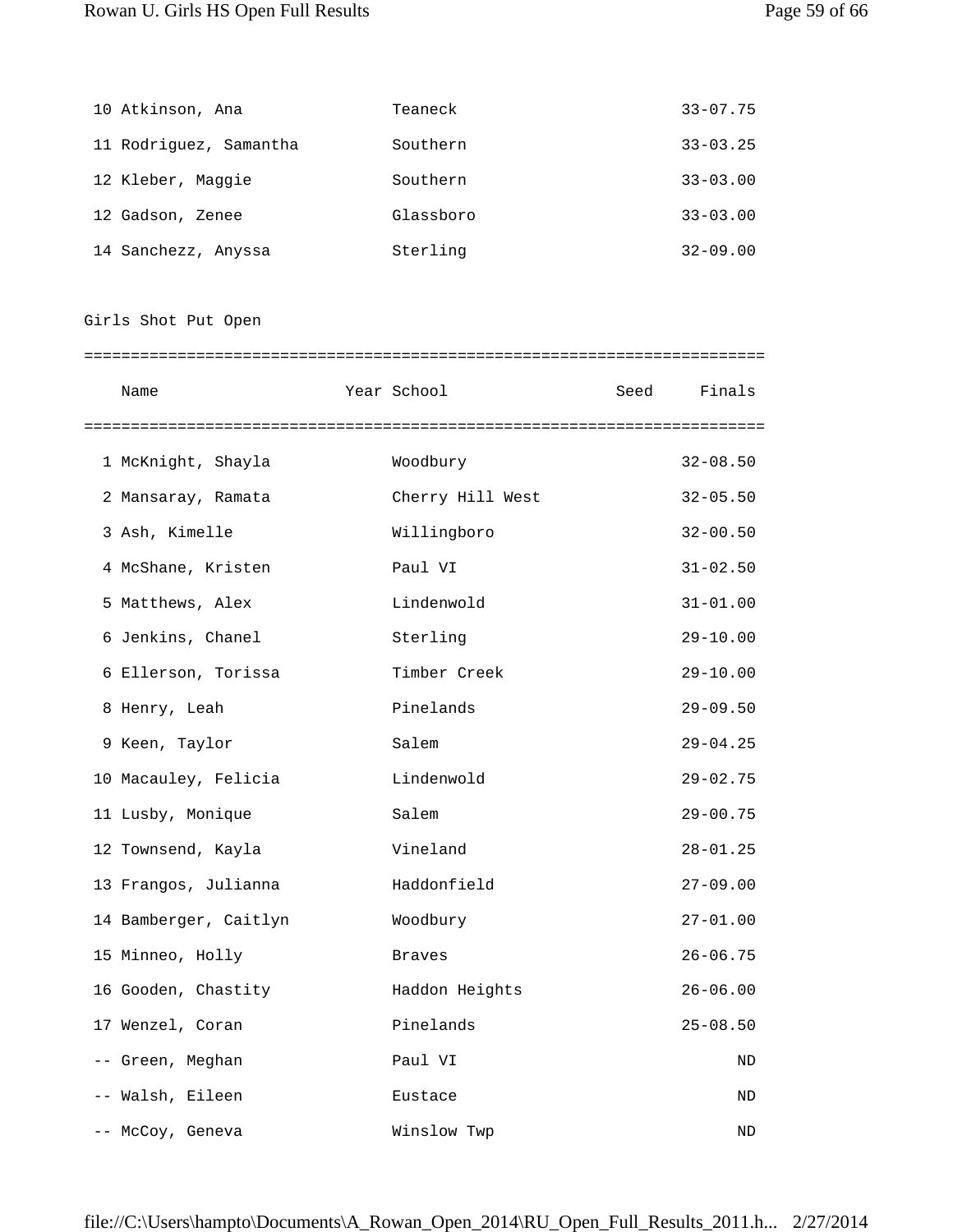| | | | |
|---|---|---|---|
| 10 | Atkinson, Ana | Teaneck | 33-07.75 |
| 11 | Rodriguez, Samantha | Southern | 33-03.25 |
| 12 | Kleber, Maggie | Southern | 33-03.00 |
| 12 | Gadson, Zenee | Glassboro | 33-03.00 |
| 14 | Sanchezz, Anyssa | Sterling | 32-09.00 |

## Girls Shot Put Open

| | Name | Year | School | Seed | Finals |
|---|---|---|---|---|---|
| 1 | McKnight, Shayla | | Woodbury | | 32-08.50 |
| 2 | Mansaray, Ramata | | Cherry Hill West | | 32-05.50 |
| 3 | Ash, Kimelle | | Willingboro | | 32-00.50 |
| 4 | McShane, Kristen | | Paul VI | | 31-02.50 |
| 5 | Matthews, Alex | | Lindenwold | | 31-01.00 |
| 6 | Jenkins, Chanel | | Sterling | | 29-10.00 |
| 6 | Ellerson, Torissa | | Timber Creek | | 29-10.00 |
| 8 | Henry, Leah | | Pinelands | | 29-09.50 |
| 9 | Keen, Taylor | | Salem | | 29-04.25 |
| 10 | Macauley, Felicia | | Lindenwold | | 29-02.75 |
| 11 | Lusby, Monique | | Salem | | 29-00.75 |
| 12 | Townsend, Kayla | | Vineland | | 28-01.25 |
| 13 | Frangos, Julianna | | Haddonfield | | 27-09.00 |
| 14 | Bamberger, Caitlyn | | Woodbury | | 27-01.00 |
| 15 | Minneo, Holly | | Braves | | 26-06.75 |
| 16 | Gooden, Chastity | | Haddon Heights | | 26-06.00 |
| 17 | Wenzel, Coran | | Pinelands | | 25-08.50 |
| -- | Green, Meghan | | Paul VI | | ND |
| -- | Walsh, Eileen | | Eustace | | ND |
| -- | McCoy, Geneva | | Winslow Twp | | ND |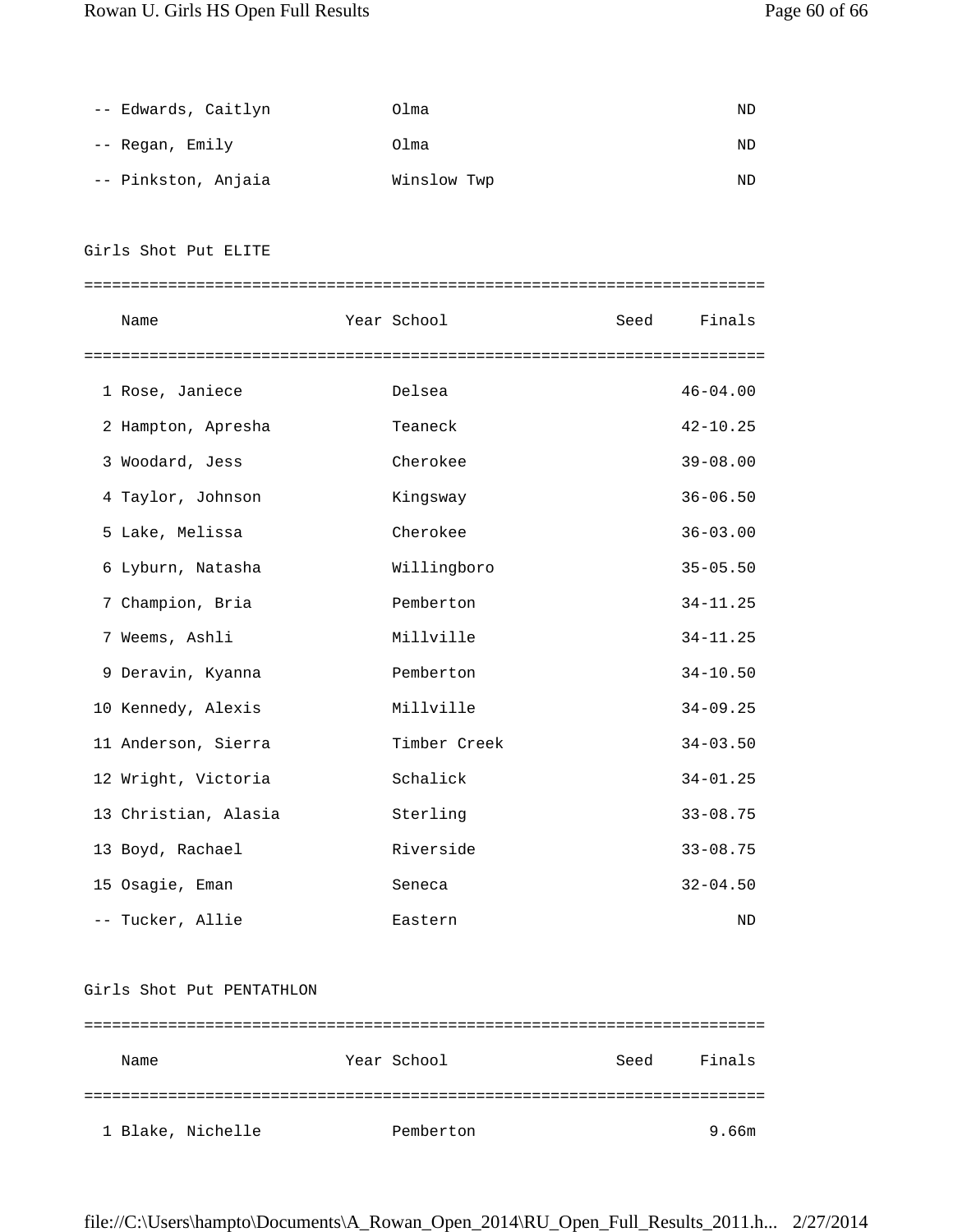| | Name | Year | School | Seed | Finals |
|---|---|---|---|---|---|
| -- | Edwards, Caitlyn | | Olma | | ND |
| -- | Regan, Emily | | Olma | | ND |
| -- | Pinkston, Anjaia | | Winslow Twp | | ND |

Girls Shot Put ELITE

| | Name | Year | School | Seed | Finals |
|---|---|---|---|---|---|
| 1 | Rose, Janiece | | Delsea | | 46-04.00 |
| 2 | Hampton, Apresha | | Teaneck | | 42-10.25 |
| 3 | Woodard, Jess | | Cherokee | | 39-08.00 |
| 4 | Taylor, Johnson | | Kingsway | | 36-06.50 |
| 5 | Lake, Melissa | | Cherokee | | 36-03.00 |
| 6 | Lyburn, Natasha | | Willingboro | | 35-05.50 |
| 7 | Champion, Bria | | Pemberton | | 34-11.25 |
| 7 | Weems, Ashli | | Millville | | 34-11.25 |
| 9 | Deravin, Kyanna | | Pemberton | | 34-10.50 |
| 10 | Kennedy, Alexis | | Millville | | 34-09.25 |
| 11 | Anderson, Sierra | | Timber Creek | | 34-03.50 |
| 12 | Wright, Victoria | | Schalick | | 34-01.25 |
| 13 | Christian, Alasia | | Sterling | | 33-08.75 |
| 13 | Boyd, Rachael | | Riverside | | 33-08.75 |
| 15 | Osagie, Eman | | Seneca | | 32-04.50 |
| -- | Tucker, Allie | | Eastern | | ND |

Girls Shot Put PENTATHLON

| | Name | Year | School | Seed | Finals |
|---|---|---|---|---|---|
| 1 | Blake, Nichelle | | Pemberton | | 9.66m |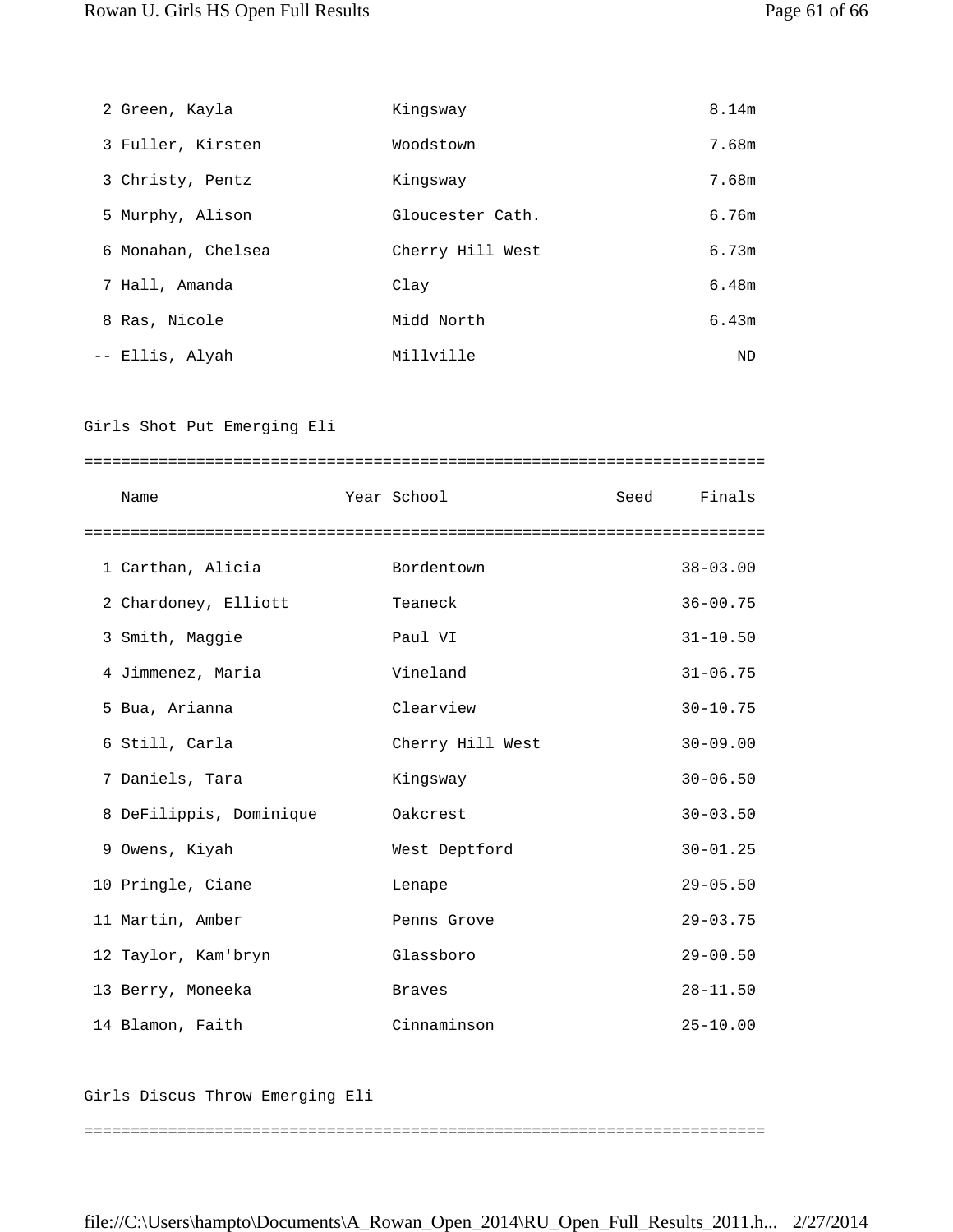| | | | |
|---|---|---|---|
| 2 | Green, Kayla | Kingsway | 8.14m |
| 3 | Fuller, Kirsten | Woodstown | 7.68m |
| 3 | Christy, Pentz | Kingsway | 7.68m |
| 5 | Murphy, Alison | Gloucester Cath. | 6.76m |
| 6 | Monahan, Chelsea | Cherry Hill West | 6.73m |
| 7 | Hall, Amanda | Clay | 6.48m |
| 8 | Ras, Nicole | Midd North | 6.43m |
| -- | Ellis, Alyah | Millville | ND |

## Girls Shot Put Emerging Eli

| | Name | Year | School | Seed | Finals |
|---|---|---|---|---|---|
| 1 | Carthan, Alicia | | Bordentown | | 38-03.00 |
| 2 | Chardoney, Elliott | | Teaneck | | 36-00.75 |
| 3 | Smith, Maggie | | Paul VI | | 31-10.50 |
| 4 | Jimmenez, Maria | | Vineland | | 31-06.75 |
| 5 | Bua, Arianna | | Clearview | | 30-10.75 |
| 6 | Still, Carla | | Cherry Hill West | | 30-09.00 |
| 7 | Daniels, Tara | | Kingsway | | 30-06.50 |
| 8 | DeFilippis, Dominique | | Oakcrest | | 30-03.50 |
| 9 | Owens, Kiyah | | West Deptford | | 30-01.25 |
| 10 | Pringle, Ciane | | Lenape | | 29-05.50 |
| 11 | Martin, Amber | | Penns Grove | | 29-03.75 |
| 12 | Taylor, Kam'bryn | | Glassboro | | 29-00.50 |
| 13 | Berry, Moneeka | | Braves | | 28-11.50 |
| 14 | Blamon, Faith | | Cinnaminson | | 25-10.00 |

## Girls Discus Throw Emerging Eli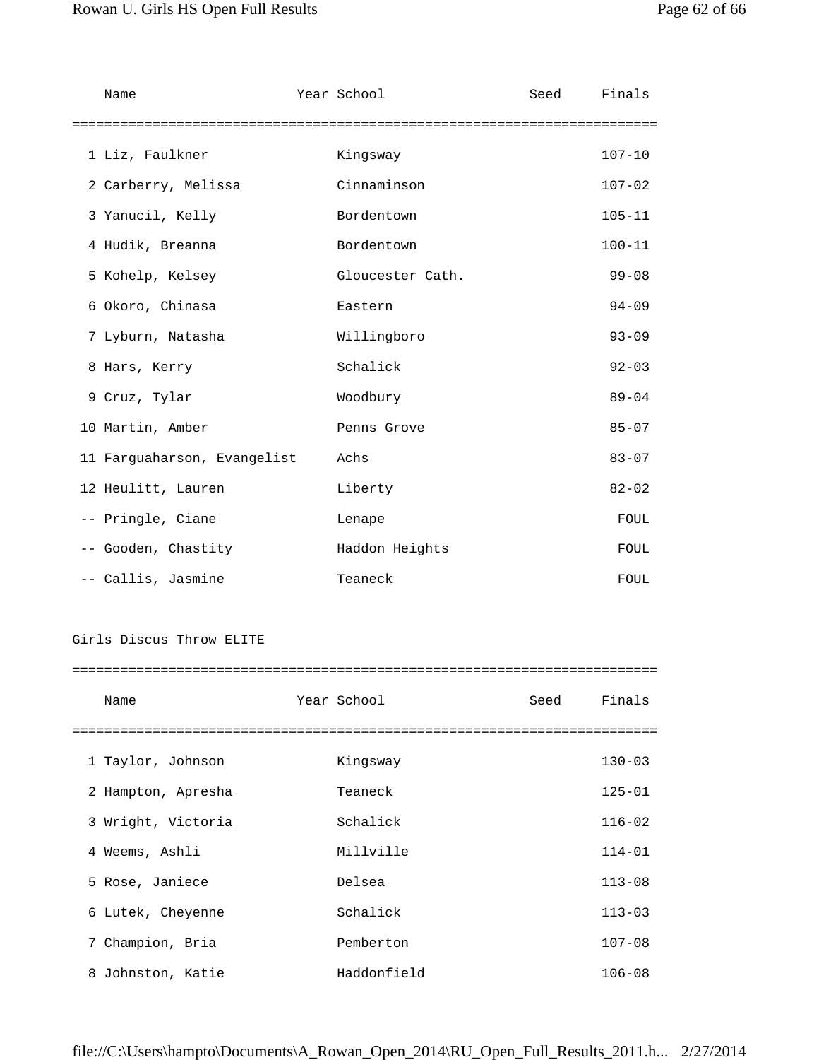| | Name | Year | School | Seed | Finals |
|---|---|---|---|---|---|
| 1 | Liz, Faulkner | | Kingsway | | 107-10 |
| 2 | Carberry, Melissa | | Cinnaminson | | 107-02 |
| 3 | Yanucil, Kelly | | Bordentown | | 105-11 |
| 4 | Hudik, Breanna | | Bordentown | | 100-11 |
| 5 | Kohelp, Kelsey | | Gloucester Cath. | | 99-08 |
| 6 | Okoro, Chinasa | | Eastern | | 94-09 |
| 7 | Lyburn, Natasha | | Willingboro | | 93-09 |
| 8 | Hars, Kerry | | Schalick | | 92-03 |
| 9 | Cruz, Tylar | | Woodbury | | 89-04 |
| 10 | Martin, Amber | | Penns Grove | | 85-07 |
| 11 | Farguaharson, Evangelist | | Achs | | 83-07 |
| 12 | Heulitt, Lauren | | Liberty | | 82-02 |
| -- | Pringle, Ciane | | Lenape | | FOUL |
| -- | Gooden, Chastity | | Haddon Heights | | FOUL |
| -- | Callis, Jasmine | | Teaneck | | FOUL |

Girls Discus Throw ELITE

| | Name | Year | School | Seed | Finals |
|---|---|---|---|---|---|
| 1 | Taylor, Johnson | | Kingsway | | 130-03 |
| 2 | Hampton, Apresha | | Teaneck | | 125-01 |
| 3 | Wright, Victoria | | Schalick | | 116-02 |
| 4 | Weems, Ashli | | Millville | | 114-01 |
| 5 | Rose, Janiece | | Delsea | | 113-08 |
| 6 | Lutek, Cheyenne | | Schalick | | 113-03 |
| 7 | Champion, Bria | | Pemberton | | 107-08 |
| 8 | Johnston, Katie | | Haddonfield | | 106-08 |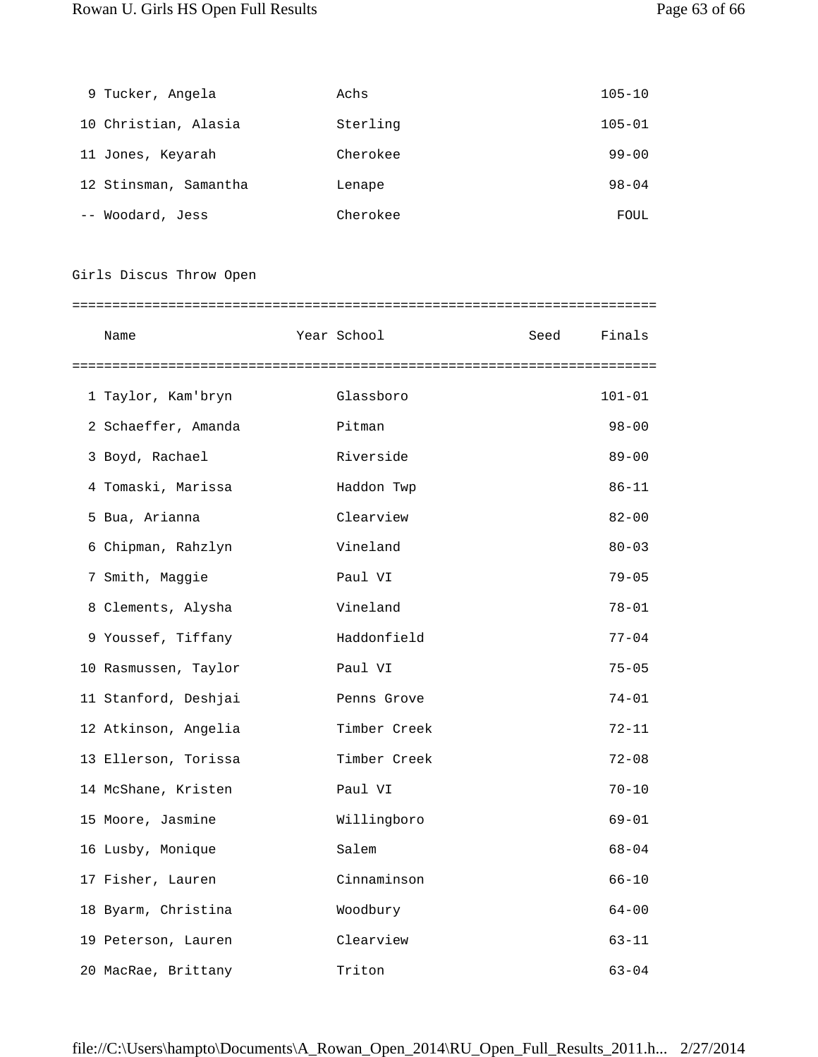| | | | |
|---|---|---|---|
| 9 | Tucker, Angela | Achs | 105-10 |
| 10 | Christian, Alasia | Sterling | 105-01 |
| 11 | Jones, Keyarah | Cherokee | 99-00 |
| 12 | Stinsman, Samantha | Lenape | 98-04 |
| -- | Woodard, Jess | Cherokee | FOUL |

## Girls Discus Throw Open

| | Name | Year | School | Seed | Finals |
|---|---|---|---|---|---|
| 1 | Taylor, Kam'bryn | | Glassboro | | 101-01 |
| 2 | Schaeffer, Amanda | | Pitman | | 98-00 |
| 3 | Boyd, Rachael | | Riverside | | 89-00 |
| 4 | Tomaski, Marissa | | Haddon Twp | | 86-11 |
| 5 | Bua, Arianna | | Clearview | | 82-00 |
| 6 | Chipman, Rahzlyn | | Vineland | | 80-03 |
| 7 | Smith, Maggie | | Paul VI | | 79-05 |
| 8 | Clements, Alysha | | Vineland | | 78-01 |
| 9 | Youssef, Tiffany | | Haddonfield | | 77-04 |
| 10 | Rasmussen, Taylor | | Paul VI | | 75-05 |
| 11 | Stanford, Deshjai | | Penns Grove | | 74-01 |
| 12 | Atkinson, Angelia | | Timber Creek | | 72-11 |
| 13 | Ellerson, Torissa | | Timber Creek | | 72-08 |
| 14 | McShane, Kristen | | Paul VI | | 70-10 |
| 15 | Moore, Jasmine | | Willingboro | | 69-01 |
| 16 | Lusby, Monique | | Salem | | 68-04 |
| 17 | Fisher, Lauren | | Cinnaminson | | 66-10 |
| 18 | Byarm, Christina | | Woodbury | | 64-00 |
| 19 | Peterson, Lauren | | Clearview | | 63-11 |
| 20 | MacRae, Brittany | | Triton | | 63-04 |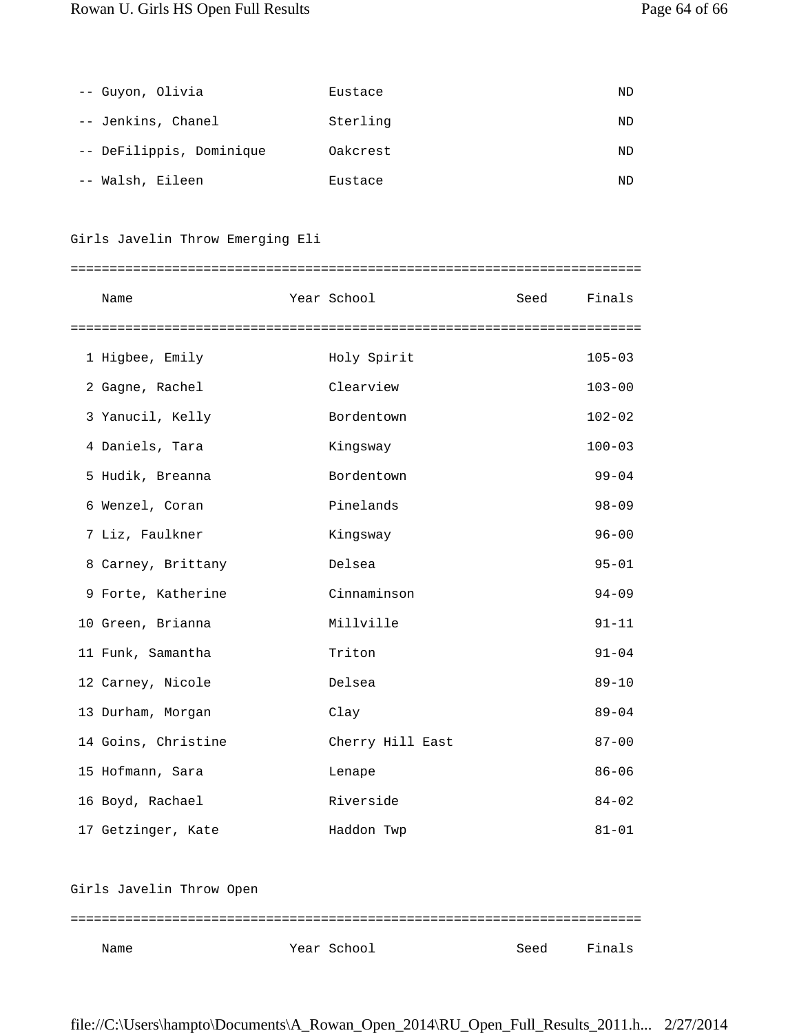| | | | |
|---|---|---|---|
| -- | Guyon, Olivia | Eustace | ND |
| -- | Jenkins, Chanel | Sterling | ND |
| -- | DeFilippis, Dominique | Oakcrest | ND |
| -- | Walsh, Eileen | Eustace | ND |

Girls Javelin Throw Emerging Eli

| | Name | Year | School | Seed | Finals |
|---|---|---|---|---|---|
| 1 | Higbee, Emily | | Holy Spirit | | 105-03 |
| 2 | Gagne, Rachel | | Clearview | | 103-00 |
| 3 | Yanucil, Kelly | | Bordentown | | 102-02 |
| 4 | Daniels, Tara | | Kingsway | | 100-03 |
| 5 | Hudik, Breanna | | Bordentown | | 99-04 |
| 6 | Wenzel, Coran | | Pinelands | | 98-09 |
| 7 | Liz, Faulkner | | Kingsway | | 96-00 |
| 8 | Carney, Brittany | | Delsea | | 95-01 |
| 9 | Forte, Katherine | | Cinnaminson | | 94-09 |
| 10 | Green, Brianna | | Millville | | 91-11 |
| 11 | Funk, Samantha | | Triton | | 91-04 |
| 12 | Carney, Nicole | | Delsea | | 89-10 |
| 13 | Durham, Morgan | | Clay | | 89-04 |
| 14 | Goins, Christine | | Cherry Hill East | | 87-00 |
| 15 | Hofmann, Sara | | Lenape | | 86-06 |
| 16 | Boyd, Rachael | | Riverside | | 84-02 |
| 17 | Getzinger, Kate | | Haddon Twp | | 81-01 |

Girls Javelin Throw Open

| | Name | Year | School | Seed | Finals |
|---|---|---|---|---|---|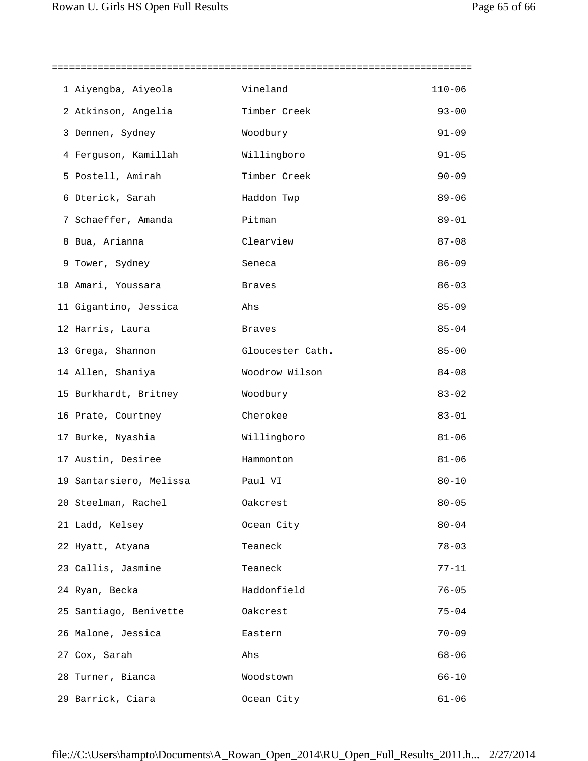=======================================================================

| | | | |
|---|---|---|---|
| 1 | Aiyengba, Aiyeola | Vineland | 110-06 |
| 2 | Atkinson, Angelia | Timber Creek | 93-00 |
| 3 | Dennen, Sydney | Woodbury | 91-09 |
| 4 | Ferguson, Kamillah | Willingboro | 91-05 |
| 5 | Postell, Amirah | Timber Creek | 90-09 |
| 6 | Dterick, Sarah | Haddon Twp | 89-06 |
| 7 | Schaeffer, Amanda | Pitman | 89-01 |
| 8 | Bua, Arianna | Clearview | 87-08 |
| 9 | Tower, Sydney | Seneca | 86-09 |
| 10 | Amari, Youssara | Braves | 86-03 |
| 11 | Gigantino, Jessica | Ahs | 85-09 |
| 12 | Harris, Laura | Braves | 85-04 |
| 13 | Grega, Shannon | Gloucester Cath. | 85-00 |
| 14 | Allen, Shaniya | Woodrow Wilson | 84-08 |
| 15 | Burkhardt, Britney | Woodbury | 83-02 |
| 16 | Prate, Courtney | Cherokee | 83-01 |
| 17 | Burke, Nyashia | Willingboro | 81-06 |
| 17 | Austin, Desiree | Hammonton | 81-06 |
| 19 | Santarsiero, Melissa | Paul VI | 80-10 |
| 20 | Steelman, Rachel | Oakcrest | 80-05 |
| 21 | Ladd, Kelsey | Ocean City | 80-04 |
| 22 | Hyatt, Atyana | Teaneck | 78-03 |
| 23 | Callis, Jasmine | Teaneck | 77-11 |
| 24 | Ryan, Becka | Haddonfield | 76-05 |
| 25 | Santiago, Benivette | Oakcrest | 75-04 |
| 26 | Malone, Jessica | Eastern | 70-09 |
| 27 | Cox, Sarah | Ahs | 68-06 |
| 28 | Turner, Bianca | Woodstown | 66-10 |
| 29 | Barrick, Ciara | Ocean City | 61-06 |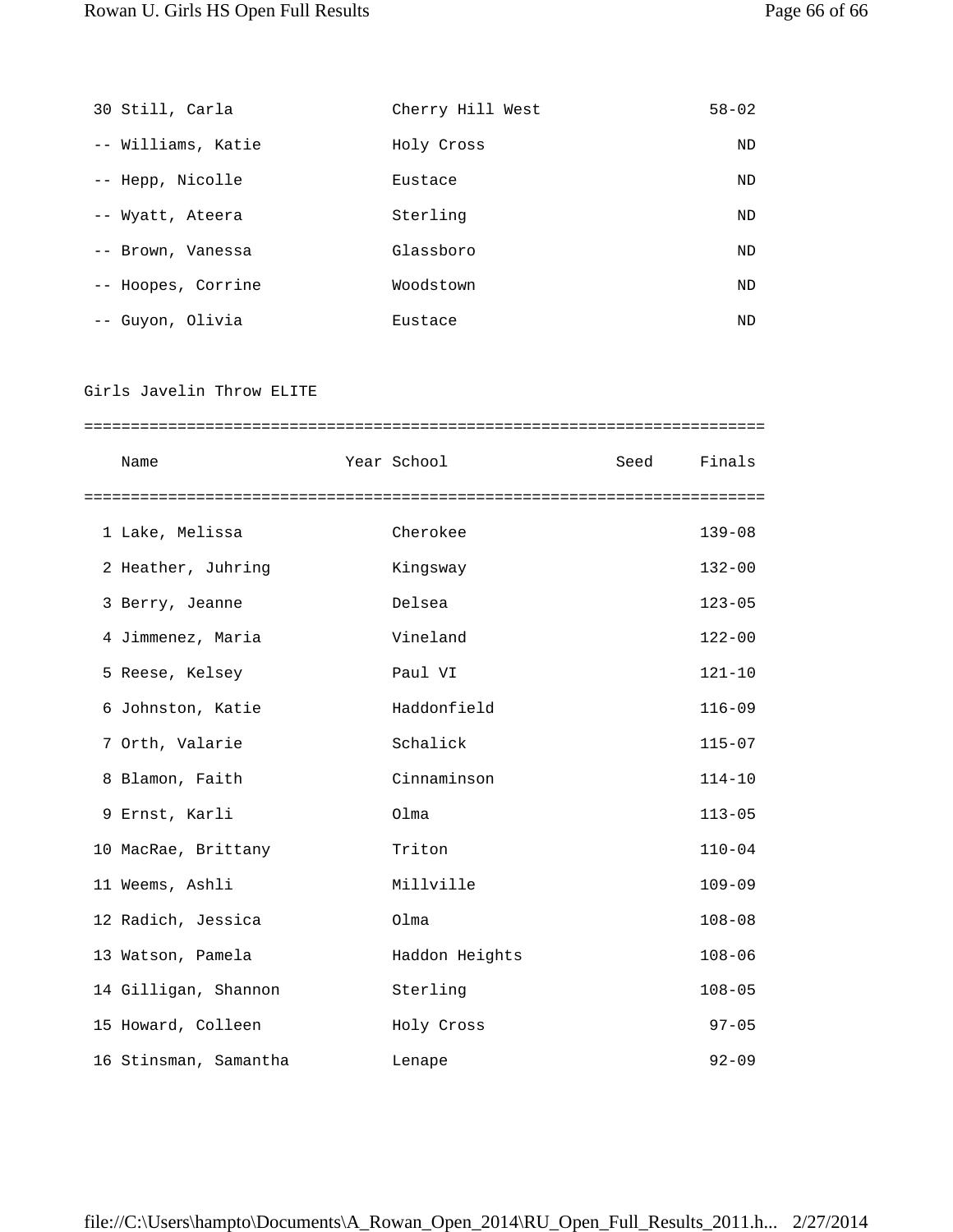| | | | |
|---|---|---|---|
| 30 | Still, Carla | Cherry Hill West | 58-02 |
| -- | Williams, Katie | Holy Cross | ND |
| -- | Hepp, Nicolle | Eustace | ND |
| -- | Wyatt, Ateera | Sterling | ND |
| -- | Brown, Vanessa | Glassboro | ND |
| -- | Hoopes, Corrine | Woodstown | ND |
| -- | Guyon, Olivia | Eustace | ND |

Girls Javelin Throw ELITE

| | Name | Year | School | Seed | Finals |
|---|---|---|---|---|---|
| 1 | Lake, Melissa | | Cherokee | | 139-08 |
| 2 | Heather, Juhring | | Kingsway | | 132-00 |
| 3 | Berry, Jeanne | | Delsea | | 123-05 |
| 4 | Jimmenez, Maria | | Vineland | | 122-00 |
| 5 | Reese, Kelsey | | Paul VI | | 121-10 |
| 6 | Johnston, Katie | | Haddonfield | | 116-09 |
| 7 | Orth, Valarie | | Schalick | | 115-07 |
| 8 | Blamon, Faith | | Cinnaminson | | 114-10 |
| 9 | Ernst, Karli | | Olma | | 113-05 |
| 10 | MacRae, Brittany | | Triton | | 110-04 |
| 11 | Weems, Ashli | | Millville | | 109-09 |
| 12 | Radich, Jessica | | Olma | | 108-08 |
| 13 | Watson, Pamela | | Haddon Heights | | 108-06 |
| 14 | Gilligan, Shannon | | Sterling | | 108-05 |
| 15 | Howard, Colleen | | Holy Cross | | 97-05 |
| 16 | Stinsman, Samantha | | Lenape | | 92-09 |